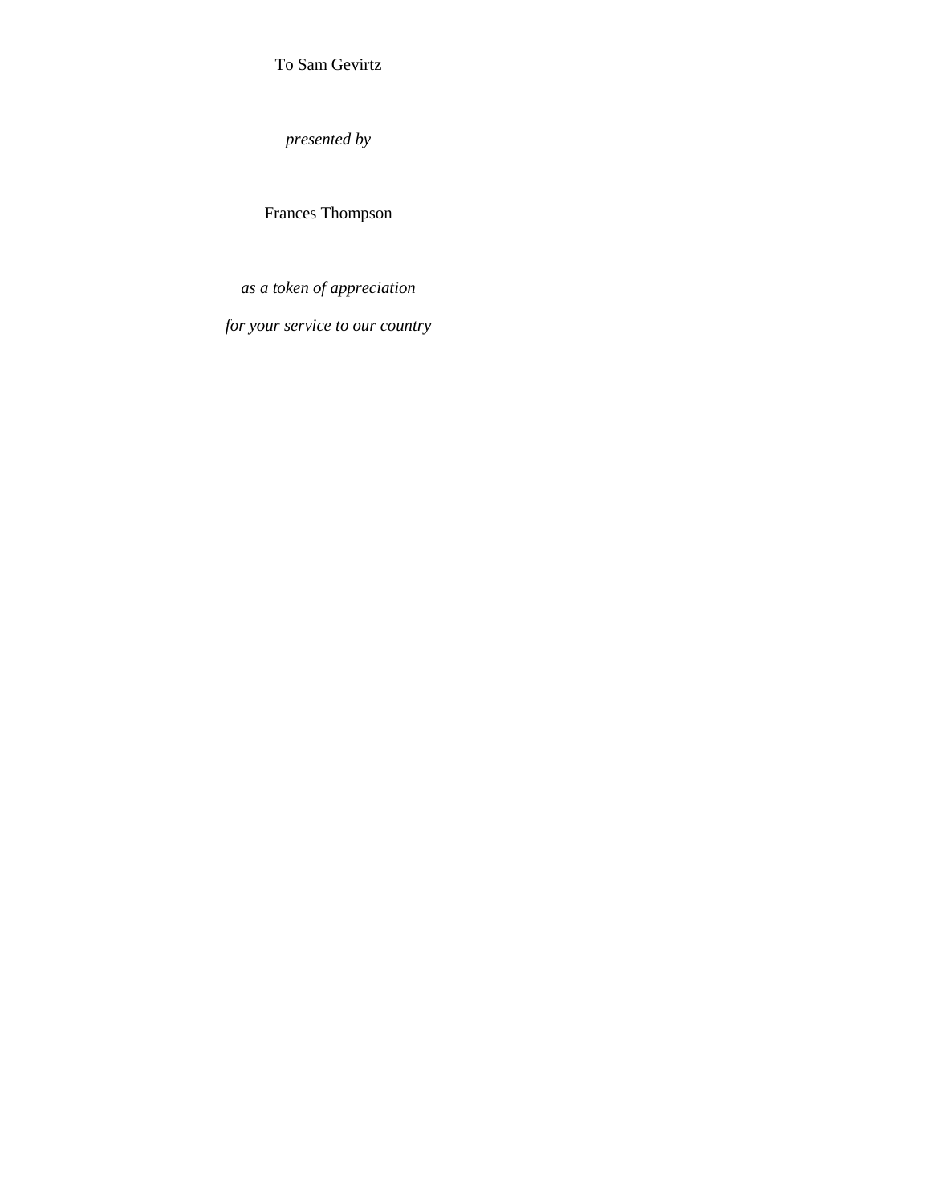To Sam Gevirtz

*presented by*

Frances Thompson

*as a token of appreciation*

*for your service to our country*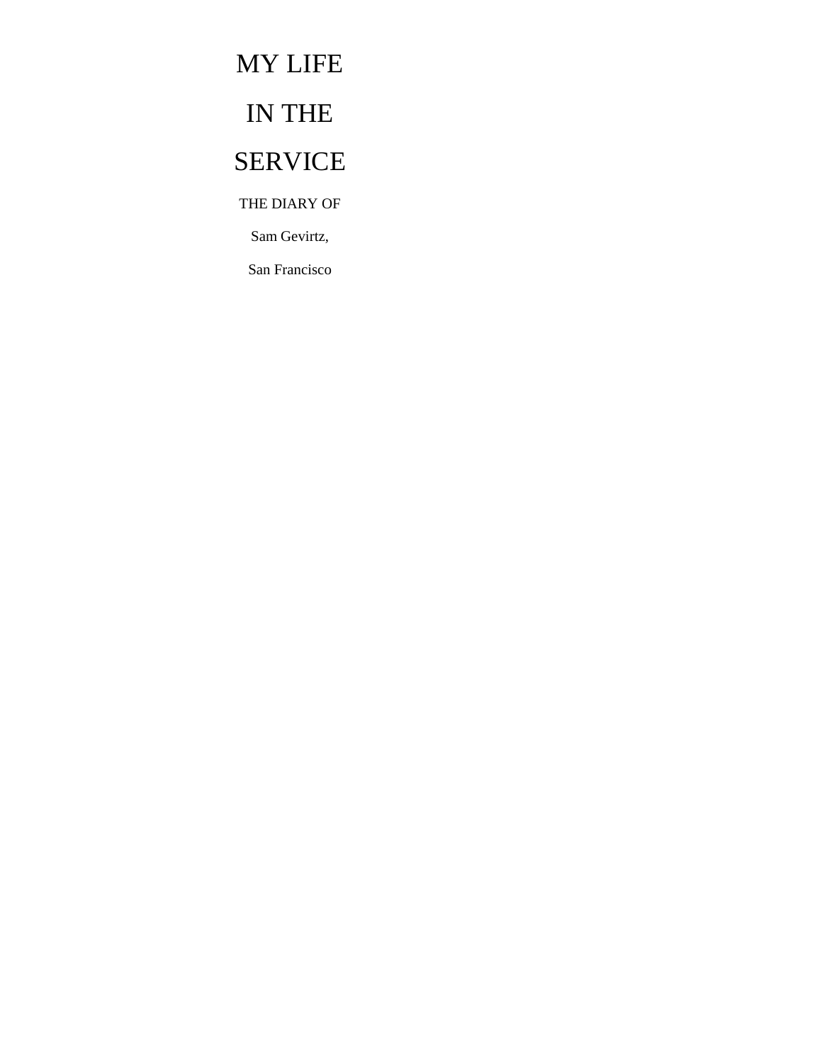# MY LIFE

# IN THE

# SERVICE

THE DIARY OF

Sam Gevirtz,

San Francisco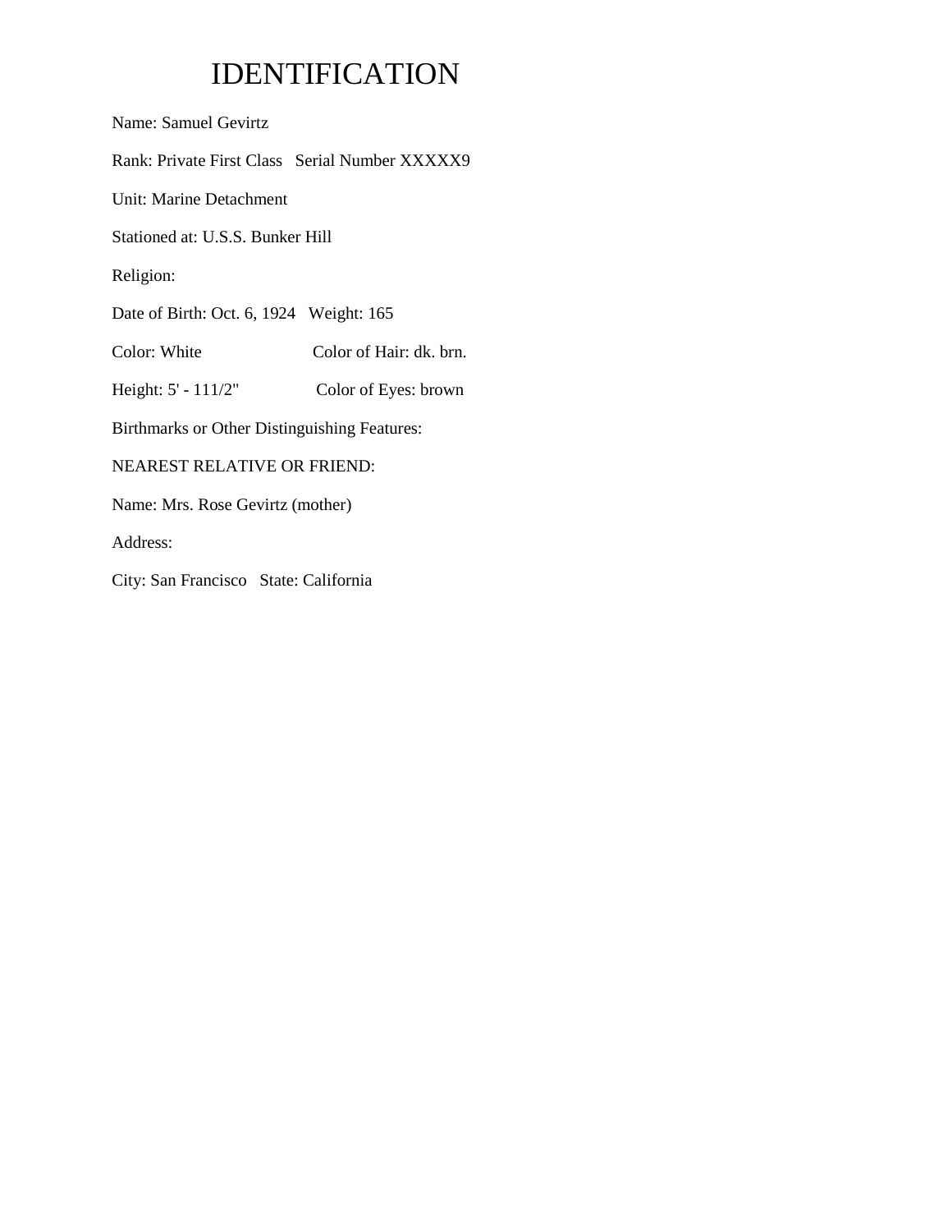# IDENTIFICATION

Name: Samuel Gevirtz

Rank: Private First Class   Serial Number XXXXX9

Unit: Marine Detachment

Stationed at: U.S.S. Bunker Hill

Religion:

Date of Birth: Oct. 6, 1924   Weight: 165

Color: White   Color of Hair: dk. brn.

Height: 5' - 111/2"   Color of Eyes: brown

Birthmarks or Other Distinguishing Features:

NEAREST RELATIVE OR FRIEND:

Name: Mrs. Rose Gevirtz (mother)

Address:

City: San Francisco   State: California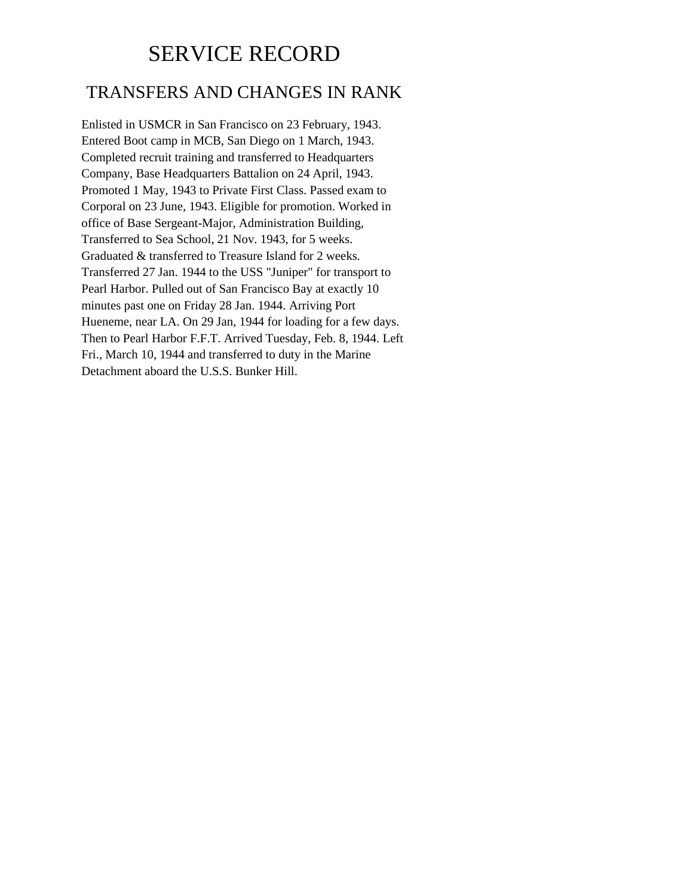# SERVICE RECORD

## TRANSFERS AND CHANGES IN RANK

Enlisted in USMCR in San Francisco on 23 February, 1943. Entered Boot camp in MCB, San Diego on 1 March, 1943. Completed recruit training and transferred to Headquarters Company, Base Headquarters Battalion on 24 April, 1943. Promoted 1 May, 1943 to Private First Class. Passed exam to Corporal on 23 June, 1943. Eligible for promotion. Worked in office of Base Sergeant-Major, Administration Building, Transferred to Sea School, 21 Nov. 1943, for 5 weeks. Graduated & transferred to Treasure Island for 2 weeks. Transferred 27 Jan. 1944 to the USS "Juniper" for transport to Pearl Harbor. Pulled out of San Francisco Bay at exactly 10 minutes past one on Friday 28 Jan. 1944. Arriving Port Hueneme, near LA. On 29 Jan, 1944 for loading for a few days. Then to Pearl Harbor F.F.T. Arrived Tuesday, Feb. 8, 1944. Left Fri., March 10, 1944 and transferred to duty in the Marine Detachment aboard the U.S.S. Bunker Hill.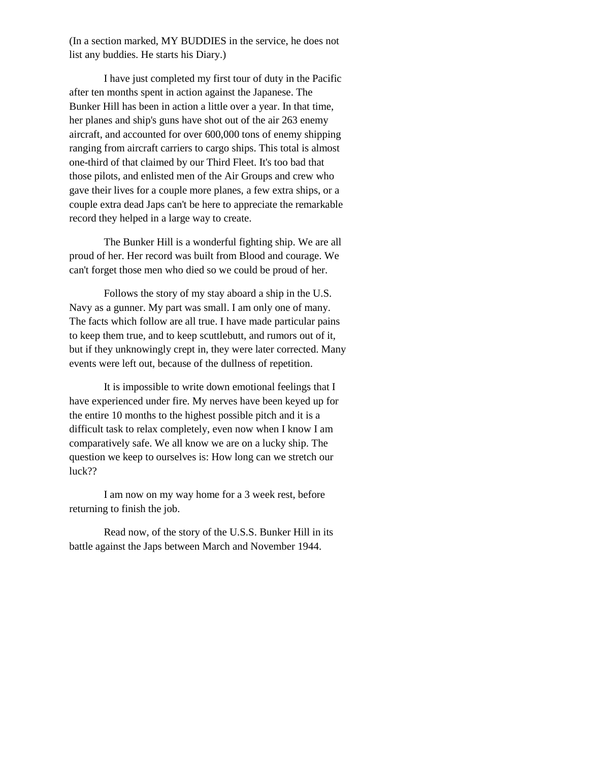(In a section marked, MY BUDDIES in the service, he does not list any buddies. He starts his Diary.)

I have just completed my first tour of duty in the Pacific after ten months spent in action against the Japanese. The Bunker Hill has been in action a little over a year. In that time, her planes and ship's guns have shot out of the air 263 enemy aircraft, and accounted for over 600,000 tons of enemy shipping ranging from aircraft carriers to cargo ships. This total is almost one-third of that claimed by our Third Fleet. It's too bad that those pilots, and enlisted men of the Air Groups and crew who gave their lives for a couple more planes, a few extra ships, or a couple extra dead Japs can't be here to appreciate the remarkable record they helped in a large way to create.

The Bunker Hill is a wonderful fighting ship. We are all proud of her. Her record was built from Blood and courage. We can't forget those men who died so we could be proud of her.

Follows the story of my stay aboard a ship in the U.S. Navy as a gunner. My part was small. I am only one of many. The facts which follow are all true. I have made particular pains to keep them true, and to keep scuttlebutt, and rumors out of it, but if they unknowingly crept in, they were later corrected. Many events were left out, because of the dullness of repetition.

It is impossible to write down emotional feelings that I have experienced under fire. My nerves have been keyed up for the entire 10 months to the highest possible pitch and it is a difficult task to relax completely, even now when I know I am comparatively safe. We all know we are on a lucky ship. The question we keep to ourselves is: How long can we stretch our luck??

I am now on my way home for a 3 week rest, before returning to finish the job.

Read now, of the story of the U.S.S. Bunker Hill in its battle against the Japs between March and November 1944.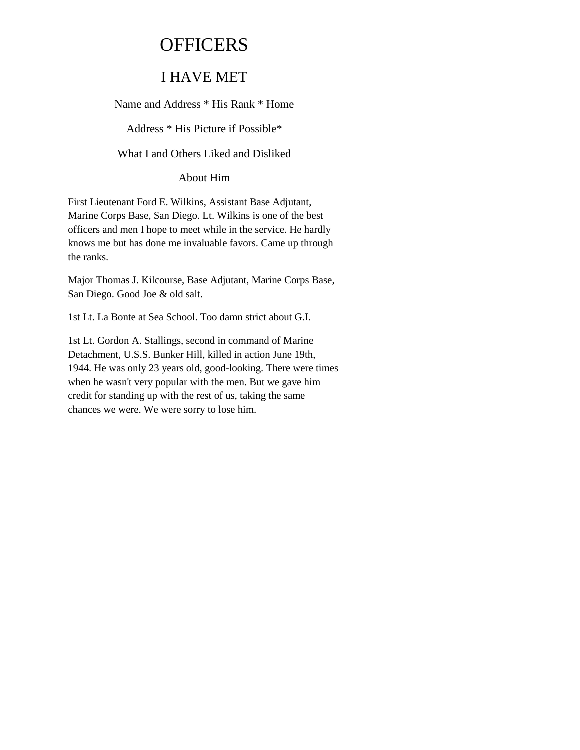# OFFICERS

## I HAVE MET

Name and Address * His Rank * Home

Address * His Picture if Possible*

What I and Others Liked and Disliked

About Him

First Lieutenant Ford E. Wilkins, Assistant Base Adjutant, Marine Corps Base, San Diego. Lt. Wilkins is one of the best officers and men I hope to meet while in the service. He hardly knows me but has done me invaluable favors. Came up through the ranks.

Major Thomas J. Kilcourse, Base Adjutant, Marine Corps Base, San Diego. Good Joe & old salt.

1st Lt. La Bonte at Sea School. Too damn strict about G.I.

1st Lt. Gordon A. Stallings, second in command of Marine Detachment, U.S.S. Bunker Hill, killed in action June 19th, 1944. He was only 23 years old, good-looking. There were times when he wasn't very popular with the men. But we gave him credit for standing up with the rest of us, taking the same chances we were. We were sorry to lose him.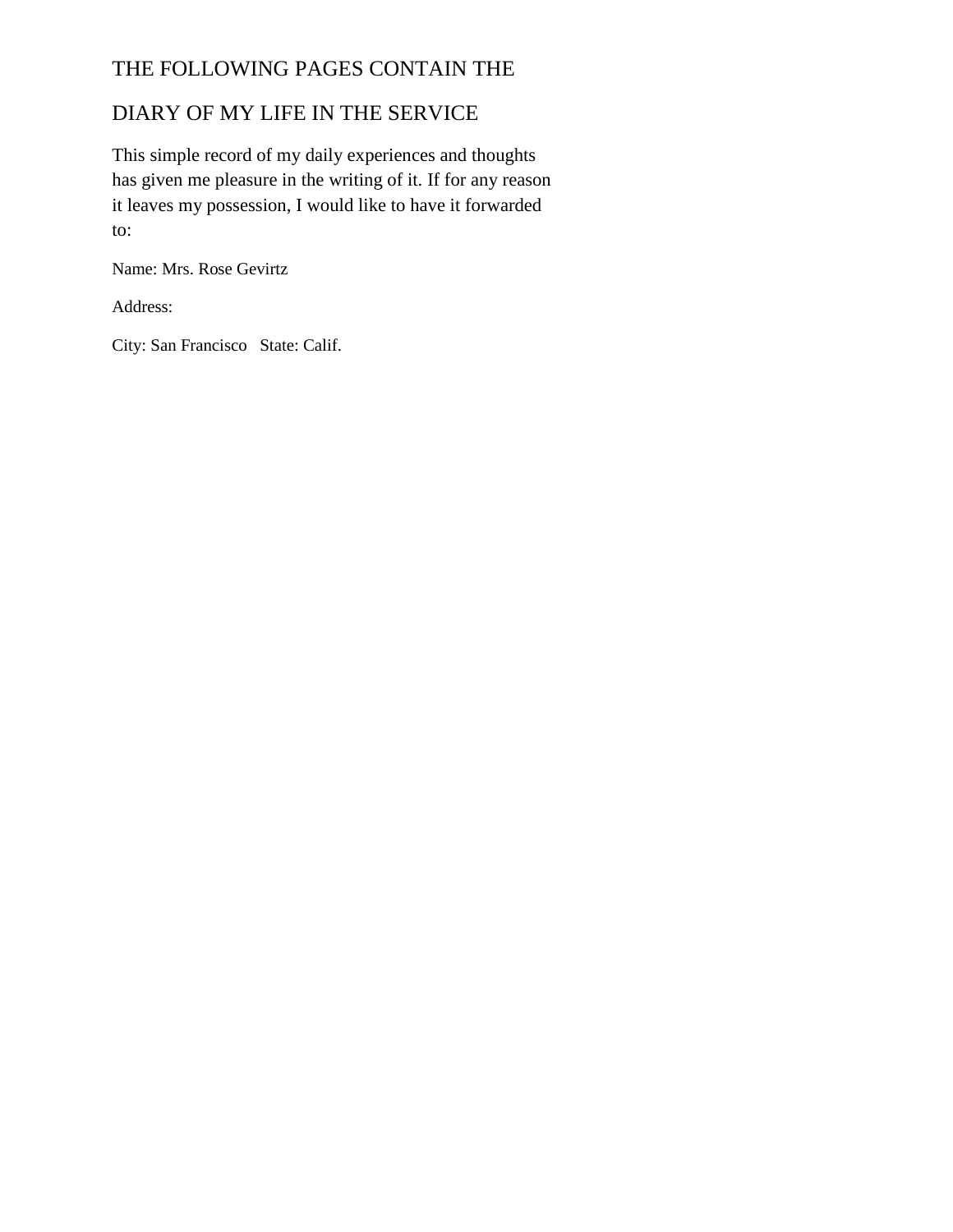THE FOLLOWING PAGES CONTAIN THE

DIARY OF MY LIFE IN THE SERVICE

This simple record of my daily experiences and thoughts has given me pleasure in the writing of it. If for any reason it leaves my possession, I would like to have it forwarded to:

Name: Mrs. Rose Gevirtz

Address:

City: San Francisco   State: Calif.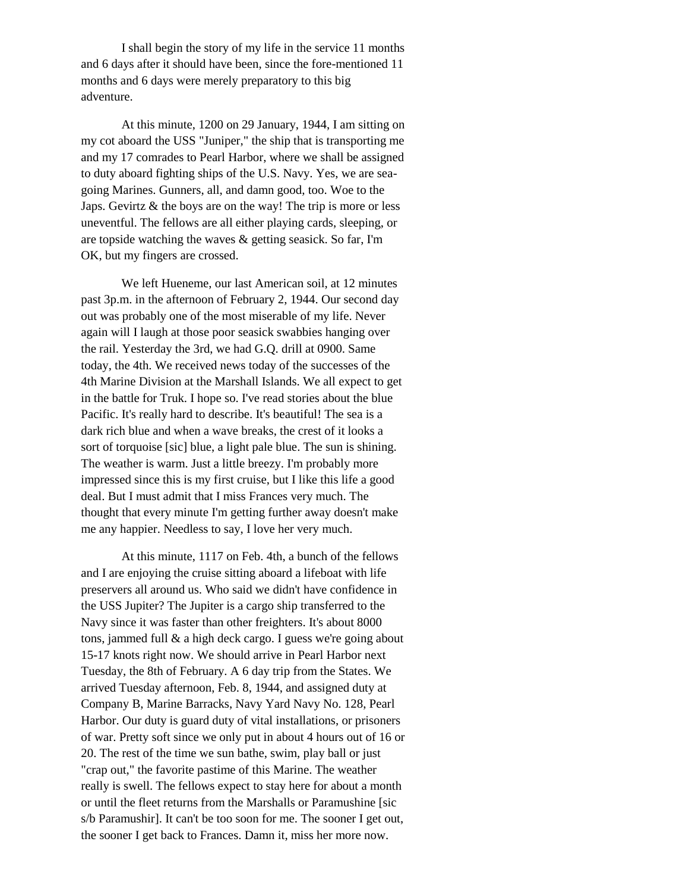I shall begin the story of my life in the service 11 months and 6 days after it should have been, since the fore-mentioned 11 months and 6 days were merely preparatory to this big adventure.

At this minute, 1200 on 29 January, 1944, I am sitting on my cot aboard the USS "Juniper," the ship that is transporting me and my 17 comrades to Pearl Harbor, where we shall be assigned to duty aboard fighting ships of the U.S. Navy. Yes, we are sea-going Marines. Gunners, all, and damn good, too. Woe to the Japs. Gevirtz & the boys are on the way! The trip is more or less uneventful. The fellows are all either playing cards, sleeping, or are topside watching the waves & getting seasick. So far, I'm OK, but my fingers are crossed.

We left Hueneme, our last American soil, at 12 minutes past 3p.m. in the afternoon of February 2, 1944. Our second day out was probably one of the most miserable of my life. Never again will I laugh at those poor seasick swabbies hanging over the rail. Yesterday the 3rd, we had G.Q. drill at 0900. Same today, the 4th. We received news today of the successes of the 4th Marine Division at the Marshall Islands. We all expect to get in the battle for Truk. I hope so. I've read stories about the blue Pacific. It's really hard to describe. It's beautiful! The sea is a dark rich blue and when a wave breaks, the crest of it looks a sort of torquoise [sic] blue, a light pale blue. The sun is shining. The weather is warm. Just a little breezy. I'm probably more impressed since this is my first cruise, but I like this life a good deal. But I must admit that I miss Frances very much. The thought that every minute I'm getting further away doesn't make me any happier. Needless to say, I love her very much.

At this minute, 1117 on Feb. 4th, a bunch of the fellows and I are enjoying the cruise sitting aboard a lifeboat with life preservers all around us. Who said we didn't have confidence in the USS Jupiter? The Jupiter is a cargo ship transferred to the Navy since it was faster than other freighters. It's about 8000 tons, jammed full & a high deck cargo. I guess we're going about 15-17 knots right now. We should arrive in Pearl Harbor next Tuesday, the 8th of February. A 6 day trip from the States. We arrived Tuesday afternoon, Feb. 8, 1944, and assigned duty at Company B, Marine Barracks, Navy Yard Navy No. 128, Pearl Harbor. Our duty is guard duty of vital installations, or prisoners of war. Pretty soft since we only put in about 4 hours out of 16 or 20. The rest of the time we sun bathe, swim, play ball or just "crap out," the favorite pastime of this Marine. The weather really is swell. The fellows expect to stay here for about a month or until the fleet returns from the Marshalls or Paramushine [sic s/b Paramushir]. It can't be too soon for me. The sooner I get out, the sooner I get back to Frances. Damn it, miss her more now.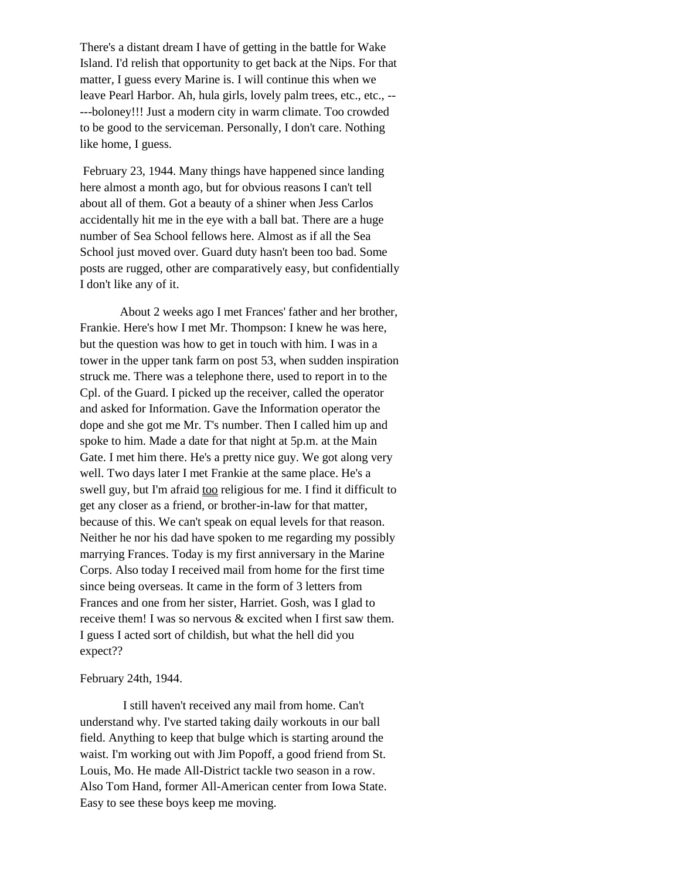There's a distant dream I have of getting in the battle for Wake Island. I'd relish that opportunity to get back at the Nips. For that matter, I guess every Marine is. I will continue this when we leave Pearl Harbor. Ah, hula girls, lovely palm trees, etc., etc., -----boloney!!! Just a modern city in warm climate. Too crowded to be good to the serviceman. Personally, I don't care. Nothing like home, I guess.

February 23, 1944. Many things have happened since landing here almost a month ago, but for obvious reasons I can't tell about all of them. Got a beauty of a shiner when Jess Carlos accidentally hit me in the eye with a ball bat. There are a huge number of Sea School fellows here. Almost as if all the Sea School just moved over. Guard duty hasn't been too bad. Some posts are rugged, other are comparatively easy, but confidentially I don't like any of it.

About 2 weeks ago I met Frances' father and her brother, Frankie. Here's how I met Mr. Thompson: I knew he was here, but the question was how to get in touch with him. I was in a tower in the upper tank farm on post 53, when sudden inspiration struck me. There was a telephone there, used to report in to the Cpl. of the Guard. I picked up the receiver, called the operator and asked for Information. Gave the Information operator the dope and she got me Mr. T's number. Then I called him up and spoke to him. Made a date for that night at 5p.m. at the Main Gate. I met him there. He's a pretty nice guy. We got along very well. Two days later I met Frankie at the same place. He's a swell guy, but I'm afraid <u>too</u> religious for me. I find it difficult to get any closer as a friend, or brother-in-law for that matter, because of this. We can't speak on equal levels for that reason. Neither he nor his dad have spoken to me regarding my possibly marrying Frances. Today is my first anniversary in the Marine Corps. Also today I received mail from home for the first time since being overseas. It came in the form of 3 letters from Frances and one from her sister, Harriet. Gosh, was I glad to receive them! I was so nervous & excited when I first saw them. I guess I acted sort of childish, but what the hell did you expect??

February 24th, 1944.

I still haven't received any mail from home. Can't understand why. I've started taking daily workouts in our ball field. Anything to keep that bulge which is starting around the waist. I'm working out with Jim Popoff, a good friend from St. Louis, Mo. He made All-District tackle two season in a row. Also Tom Hand, former All-American center from Iowa State. Easy to see these boys keep me moving.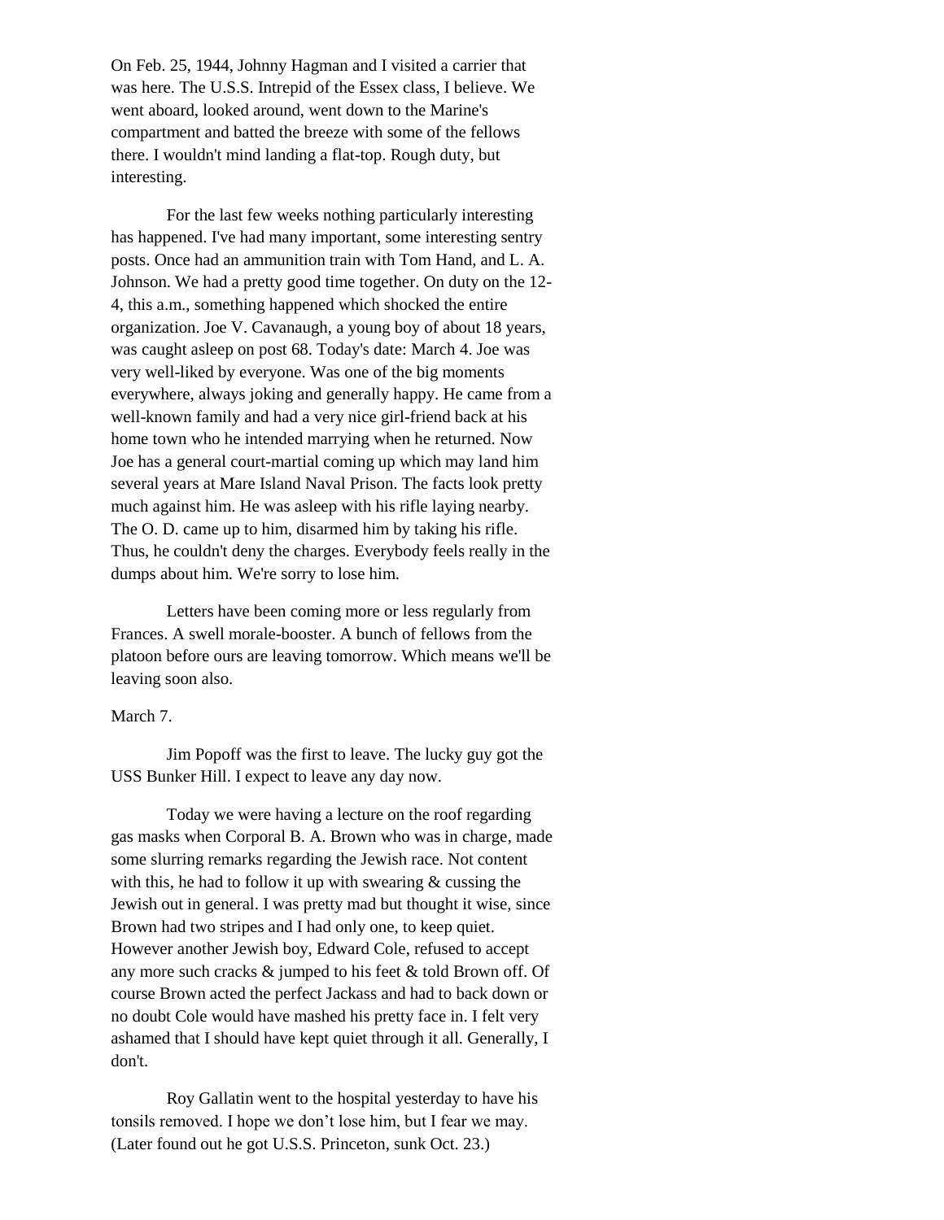On Feb. 25, 1944, Johnny Hagman and I visited a carrier that was here. The U.S.S. Intrepid of the Essex class, I believe. We went aboard, looked around, went down to the Marine's compartment and batted the breeze with some of the fellows there. I wouldn't mind landing a flat-top. Rough duty, but interesting.

For the last few weeks nothing particularly interesting has happened. I've had many important, some interesting sentry posts. Once had an ammunition train with Tom Hand, and L. A. Johnson. We had a pretty good time together. On duty on the 12-4, this a.m., something happened which shocked the entire organization. Joe V. Cavanaugh, a young boy of about 18 years, was caught asleep on post 68. Today's date: March 4. Joe was very well-liked by everyone. Was one of the big moments everywhere, always joking and generally happy. He came from a well-known family and had a very nice girl-friend back at his home town who he intended marrying when he returned. Now Joe has a general court-martial coming up which may land him several years at Mare Island Naval Prison. The facts look pretty much against him. He was asleep with his rifle laying nearby. The O. D. came up to him, disarmed him by taking his rifle. Thus, he couldn't deny the charges. Everybody feels really in the dumps about him. We're sorry to lose him.

Letters have been coming more or less regularly from Frances. A swell morale-booster. A bunch of fellows from the platoon before ours are leaving tomorrow. Which means we'll be leaving soon also.

March 7.

Jim Popoff was the first to leave. The lucky guy got the USS Bunker Hill. I expect to leave any day now.

Today we were having a lecture on the roof regarding gas masks when Corporal B. A. Brown who was in charge, made some slurring remarks regarding the Jewish race. Not content with this, he had to follow it up with swearing & cussing the Jewish out in general. I was pretty mad but thought it wise, since Brown had two stripes and I had only one, to keep quiet. However another Jewish boy, Edward Cole, refused to accept any more such cracks & jumped to his feet & told Brown off. Of course Brown acted the perfect Jackass and had to back down or no doubt Cole would have mashed his pretty face in. I felt very ashamed that I should have kept quiet through it all. Generally, I don't.

Roy Gallatin went to the hospital yesterday to have his tonsils removed. I hope we don't lose him, but I fear we may. (Later found out he got U.S.S. Princeton, sunk Oct. 23.)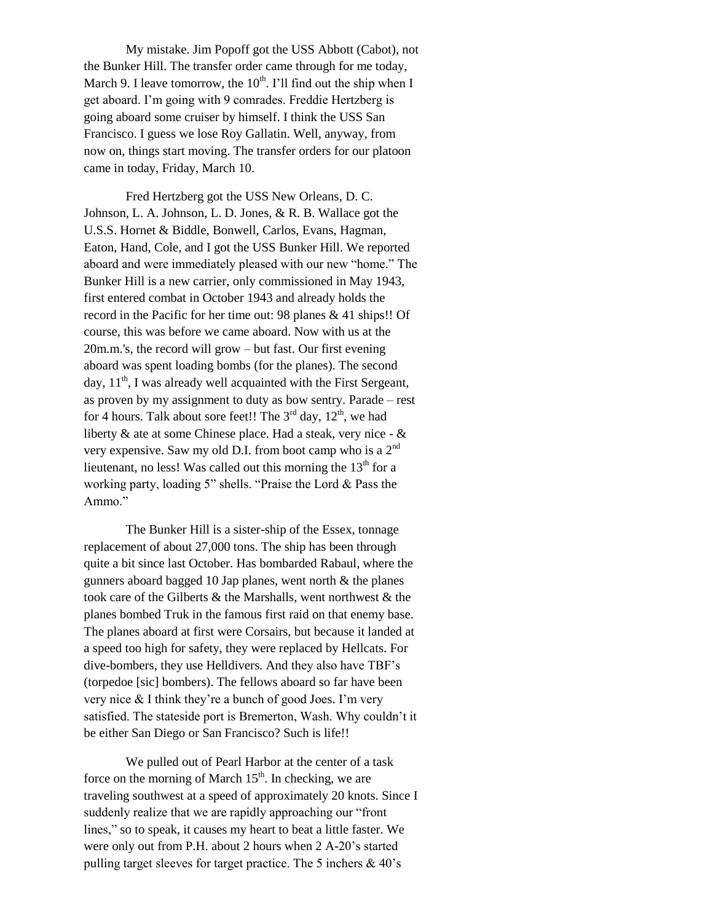My mistake. Jim Popoff got the USS Abbott (Cabot), not the Bunker Hill. The transfer order came through for me today, March 9. I leave tomorrow, the 10th. I'll find out the ship when I get aboard. I'm going with 9 comrades. Freddie Hertzberg is going aboard some cruiser by himself. I think the USS San Francisco. I guess we lose Roy Gallatin. Well, anyway, from now on, things start moving. The transfer orders for our platoon came in today, Friday, March 10.

Fred Hertzberg got the USS New Orleans, D. C. Johnson, L. A. Johnson, L. D. Jones, & R. B. Wallace got the U.S.S. Hornet & Biddle, Bonwell, Carlos, Evans, Hagman, Eaton, Hand, Cole, and I got the USS Bunker Hill. We reported aboard and were immediately pleased with our new "home." The Bunker Hill is a new carrier, only commissioned in May 1943, first entered combat in October 1943 and already holds the record in the Pacific for her time out: 98 planes & 41 ships!! Of course, this was before we came aboard. Now with us at the 20m.m.'s, the record will grow – but fast. Our first evening aboard was spent loading bombs (for the planes). The second day, 11th, I was already well acquainted with the First Sergeant, as proven by my assignment to duty as bow sentry. Parade – rest for 4 hours. Talk about sore feet!! The 3rd day, 12th, we had liberty & ate at some Chinese place. Had a steak, very nice - & very expensive. Saw my old D.I. from boot camp who is a 2nd lieutenant, no less! Was called out this morning the 13th for a working party, loading 5" shells. "Praise the Lord & Pass the Ammo."

The Bunker Hill is a sister-ship of the Essex, tonnage replacement of about 27,000 tons. The ship has been through quite a bit since last October. Has bombarded Rabaul, where the gunners aboard bagged 10 Jap planes, went north & the planes took care of the Gilberts & the Marshalls, went northwest & the planes bombed Truk in the famous first raid on that enemy base. The planes aboard at first were Corsairs, but because it landed at a speed too high for safety, they were replaced by Hellcats. For dive-bombers, they use Helldivers. And they also have TBF's (torpedoe [sic] bombers). The fellows aboard so far have been very nice & I think they're a bunch of good Joes. I'm very satisfied. The stateside port is Bremerton, Wash. Why couldn't it be either San Diego or San Francisco? Such is life!!

We pulled out of Pearl Harbor at the center of a task force on the morning of March 15th. In checking, we are traveling southwest at a speed of approximately 20 knots. Since I suddenly realize that we are rapidly approaching our "front lines," so to speak, it causes my heart to beat a little faster. We were only out from P.H. about 2 hours when 2 A-20's started pulling target sleeves for target practice. The 5 inchers & 40's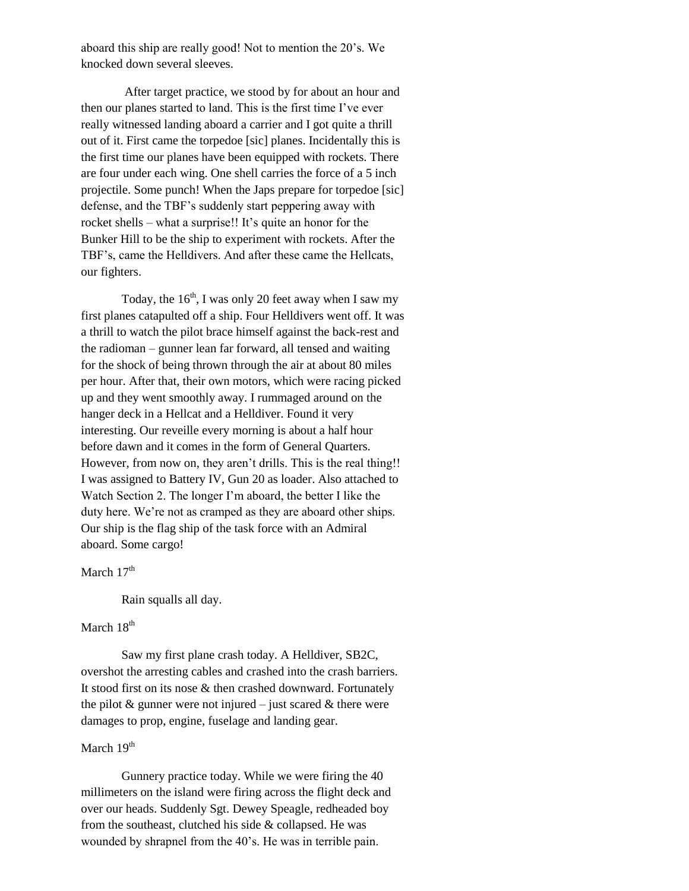aboard this ship are really good! Not to mention the 20's. We knocked down several sleeves.

After target practice, we stood by for about an hour and then our planes started to land. This is the first time I've ever really witnessed landing aboard a carrier and I got quite a thrill out of it. First came the torpedoe [sic] planes. Incidentally this is the first time our planes have been equipped with rockets. There are four under each wing. One shell carries the force of a 5 inch projectile. Some punch! When the Japs prepare for torpedoe [sic] defense, and the TBF's suddenly start peppering away with rocket shells – what a surprise!! It's quite an honor for the Bunker Hill to be the ship to experiment with rockets. After the TBF's, came the Helldivers. And after these came the Hellcats, our fighters.

Today, the 16th, I was only 20 feet away when I saw my first planes catapulted off a ship. Four Helldivers went off. It was a thrill to watch the pilot brace himself against the back-rest and the radioman – gunner lean far forward, all tensed and waiting for the shock of being thrown through the air at about 80 miles per hour. After that, their own motors, which were racing picked up and they went smoothly away. I rummaged around on the hanger deck in a Hellcat and a Helldiver. Found it very interesting. Our reveille every morning is about a half hour before dawn and it comes in the form of General Quarters. However, from now on, they aren't drills. This is the real thing!! I was assigned to Battery IV, Gun 20 as loader. Also attached to Watch Section 2. The longer I'm aboard, the better I like the duty here. We're not as cramped as they are aboard other ships. Our ship is the flag ship of the task force with an Admiral aboard. Some cargo!

March 17th

Rain squalls all day.

March 18th

Saw my first plane crash today. A Helldiver, SB2C, overshot the arresting cables and crashed into the crash barriers. It stood first on its nose & then crashed downward. Fortunately the pilot & gunner were not injured – just scared & there were damages to prop, engine, fuselage and landing gear.

March 19th

Gunnery practice today. While we were firing the 40 millimeters on the island were firing across the flight deck and over our heads. Suddenly Sgt. Dewey Speagle, redheaded boy from the southeast, clutched his side & collapsed. He was wounded by shrapnel from the 40's. He was in terrible pain.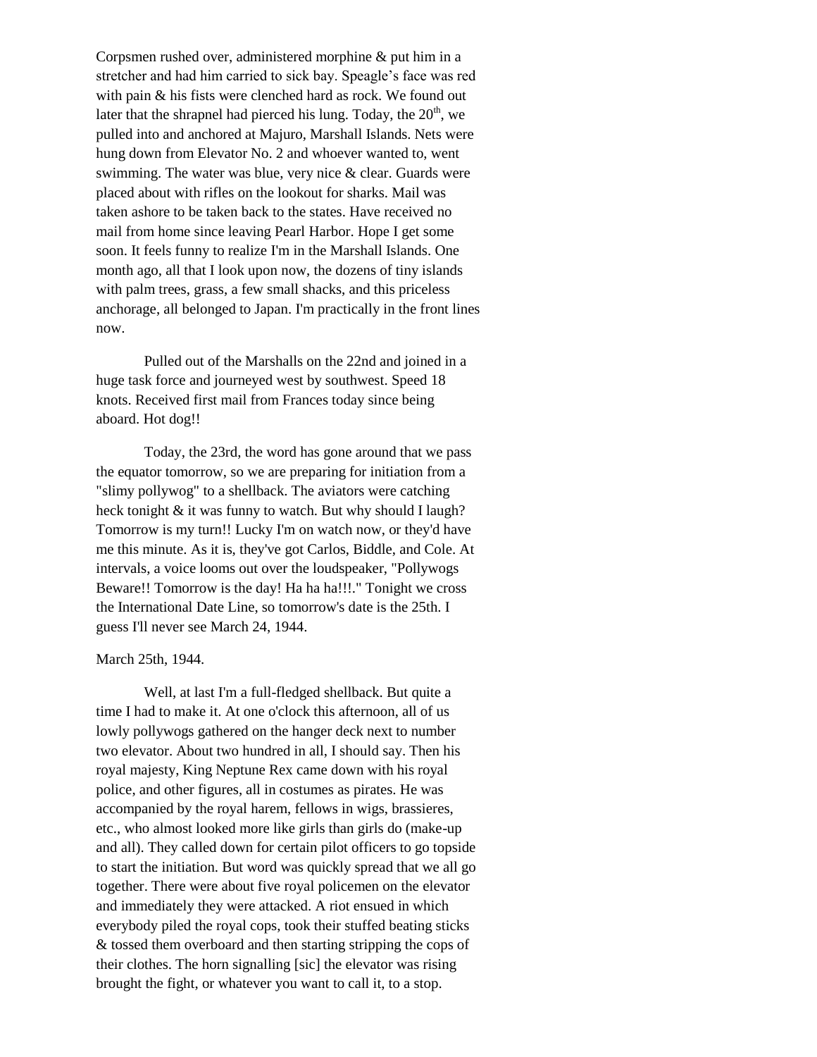Corpsmen rushed over, administered morphine & put him in a stretcher and had him carried to sick bay. Speagle's face was red with pain & his fists were clenched hard as rock. We found out later that the shrapnel had pierced his lung. Today, the 20th, we pulled into and anchored at Majuro, Marshall Islands. Nets were hung down from Elevator No. 2 and whoever wanted to, went swimming. The water was blue, very nice & clear. Guards were placed about with rifles on the lookout for sharks. Mail was taken ashore to be taken back to the states. Have received no mail from home since leaving Pearl Harbor. Hope I get some soon. It feels funny to realize I'm in the Marshall Islands. One month ago, all that I look upon now, the dozens of tiny islands with palm trees, grass, a few small shacks, and this priceless anchorage, all belonged to Japan. I'm practically in the front lines now.

Pulled out of the Marshalls on the 22nd and joined in a huge task force and journeyed west by southwest. Speed 18 knots. Received first mail from Frances today since being aboard. Hot dog!!

Today, the 23rd, the word has gone around that we pass the equator tomorrow, so we are preparing for initiation from a "slimy pollywog" to a shellback. The aviators were catching heck tonight & it was funny to watch. But why should I laugh? Tomorrow is my turn!! Lucky I'm on watch now, or they'd have me this minute. As it is, they've got Carlos, Biddle, and Cole. At intervals, a voice looms out over the loudspeaker, "Pollywogs Beware!! Tomorrow is the day! Ha ha ha!!!." Tonight we cross the International Date Line, so tomorrow's date is the 25th. I guess I'll never see March 24, 1944.

March 25th, 1944.

Well, at last I'm a full-fledged shellback. But quite a time I had to make it. At one o'clock this afternoon, all of us lowly pollywogs gathered on the hanger deck next to number two elevator. About two hundred in all, I should say. Then his royal majesty, King Neptune Rex came down with his royal police, and other figures, all in costumes as pirates. He was accompanied by the royal harem, fellows in wigs, brassieres, etc., who almost looked more like girls than girls do (make-up and all). They called down for certain pilot officers to go topside to start the initiation. But word was quickly spread that we all go together. There were about five royal policemen on the elevator and immediately they were attacked. A riot ensued in which everybody piled the royal cops, took their stuffed beating sticks & tossed them overboard and then starting stripping the cops of their clothes. The horn signalling [sic] the elevator was rising brought the fight, or whatever you want to call it, to a stop.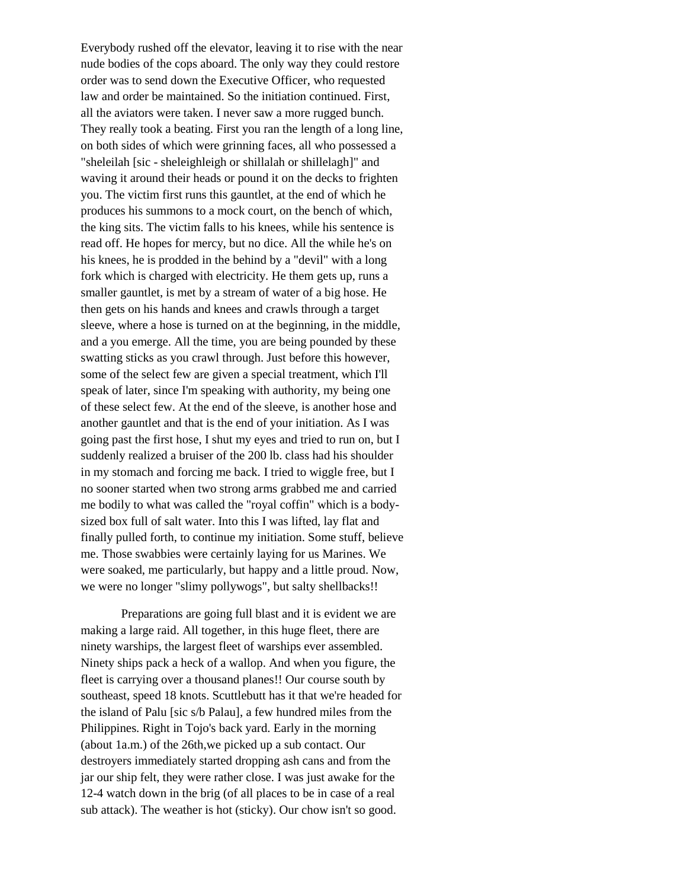Everybody rushed off the elevator, leaving it to rise with the near nude bodies of the cops aboard. The only way they could restore order was to send down the Executive Officer, who requested law and order be maintained. So the initiation continued. First, all the aviators were taken. I never saw a more rugged bunch. They really took a beating. First you ran the length of a long line, on both sides of which were grinning faces, all who possessed a "sheleilah [sic - sheleighleigh or shillalah or shillelagh]" and waving it around their heads or pound it on the decks to frighten you. The victim first runs this gauntlet, at the end of which he produces his summons to a mock court, on the bench of which, the king sits. The victim falls to his knees, while his sentence is read off. He hopes for mercy, but no dice. All the while he's on his knees, he is prodded in the behind by a "devil" with a long fork which is charged with electricity. He them gets up, runs a smaller gauntlet, is met by a stream of water of a big hose. He then gets on his hands and knees and crawls through a target sleeve, where a hose is turned on at the beginning, in the middle, and a you emerge. All the time, you are being pounded by these swatting sticks as you crawl through. Just before this however, some of the select few are given a special treatment, which I'll speak of later, since I'm speaking with authority, my being one of these select few. At the end of the sleeve, is another hose and another gauntlet and that is the end of your initiation. As I was going past the first hose, I shut my eyes and tried to run on, but I suddenly realized a bruiser of the 200 lb. class had his shoulder in my stomach and forcing me back. I tried to wiggle free, but I no sooner started when two strong arms grabbed me and carried me bodily to what was called the "royal coffin" which is a body-sized box full of salt water. Into this I was lifted, lay flat and finally pulled forth, to continue my initiation. Some stuff, believe me. Those swabbies were certainly laying for us Marines. We were soaked, me particularly, but happy and a little proud. Now, we were no longer "slimy pollywogs", but salty shellbacks!!

Preparations are going full blast and it is evident we are making a large raid. All together, in this huge fleet, there are ninety warships, the largest fleet of warships ever assembled. Ninety ships pack a heck of a wallop. And when you figure, the fleet is carrying over a thousand planes!! Our course south by southeast, speed 18 knots. Scuttlebutt has it that we're headed for the island of Palu [sic s/b Palau], a few hundred miles from the Philippines. Right in Tojo's back yard. Early in the morning (about 1a.m.) of the 26th,we picked up a sub contact. Our destroyers immediately started dropping ash cans and from the jar our ship felt, they were rather close. I was just awake for the 12-4 watch down in the brig (of all places to be in case of a real sub attack). The weather is hot (sticky). Our chow isn't so good.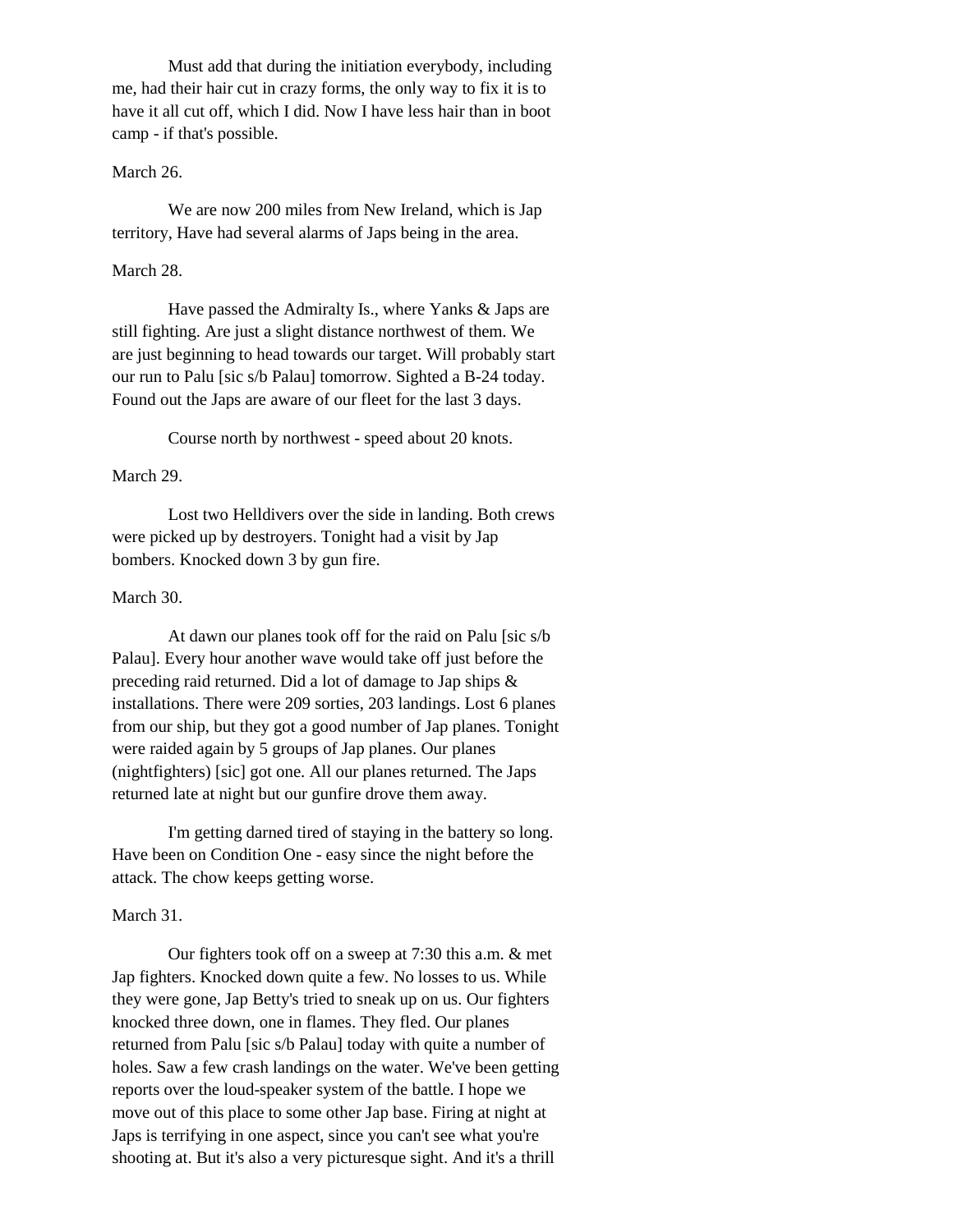Must add that during the initiation everybody, including me, had their hair cut in crazy forms, the only way to fix it is to have it all cut off, which I did. Now I have less hair than in boot camp - if that's possible.

March 26.

We are now 200 miles from New Ireland, which is Jap territory, Have had several alarms of Japs being in the area.

March 28.

Have passed the Admiralty Is., where Yanks & Japs are still fighting. Are just a slight distance northwest of them. We are just beginning to head towards our target. Will probably start our run to Palu [sic s/b Palau] tomorrow. Sighted a B-24 today. Found out the Japs are aware of our fleet for the last 3 days.

Course north by northwest - speed about 20 knots.

March 29.

Lost two Helldivers over the side in landing. Both crews were picked up by destroyers. Tonight had a visit by Jap bombers. Knocked down 3 by gun fire.

March 30.

At dawn our planes took off for the raid on Palu [sic s/b Palau]. Every hour another wave would take off just before the preceding raid returned. Did a lot of damage to Jap ships & installations. There were 209 sorties, 203 landings. Lost 6 planes from our ship, but they got a good number of Jap planes. Tonight were raided again by 5 groups of Jap planes. Our planes (nightfighters) [sic] got one. All our planes returned. The Japs returned late at night but our gunfire drove them away.

I'm getting darned tired of staying in the battery so long. Have been on Condition One - easy since the night before the attack. The chow keeps getting worse.

March 31.

Our fighters took off on a sweep at 7:30 this a.m. & met Jap fighters. Knocked down quite a few. No losses to us. While they were gone, Jap Betty's tried to sneak up on us. Our fighters knocked three down, one in flames. They fled. Our planes returned from Palu [sic s/b Palau] today with quite a number of holes. Saw a few crash landings on the water. We've been getting reports over the loud-speaker system of the battle. I hope we move out of this place to some other Jap base. Firing at night at Japs is terrifying in one aspect, since you can't see what you're shooting at. But it's also a very picturesque sight. And it's a thrill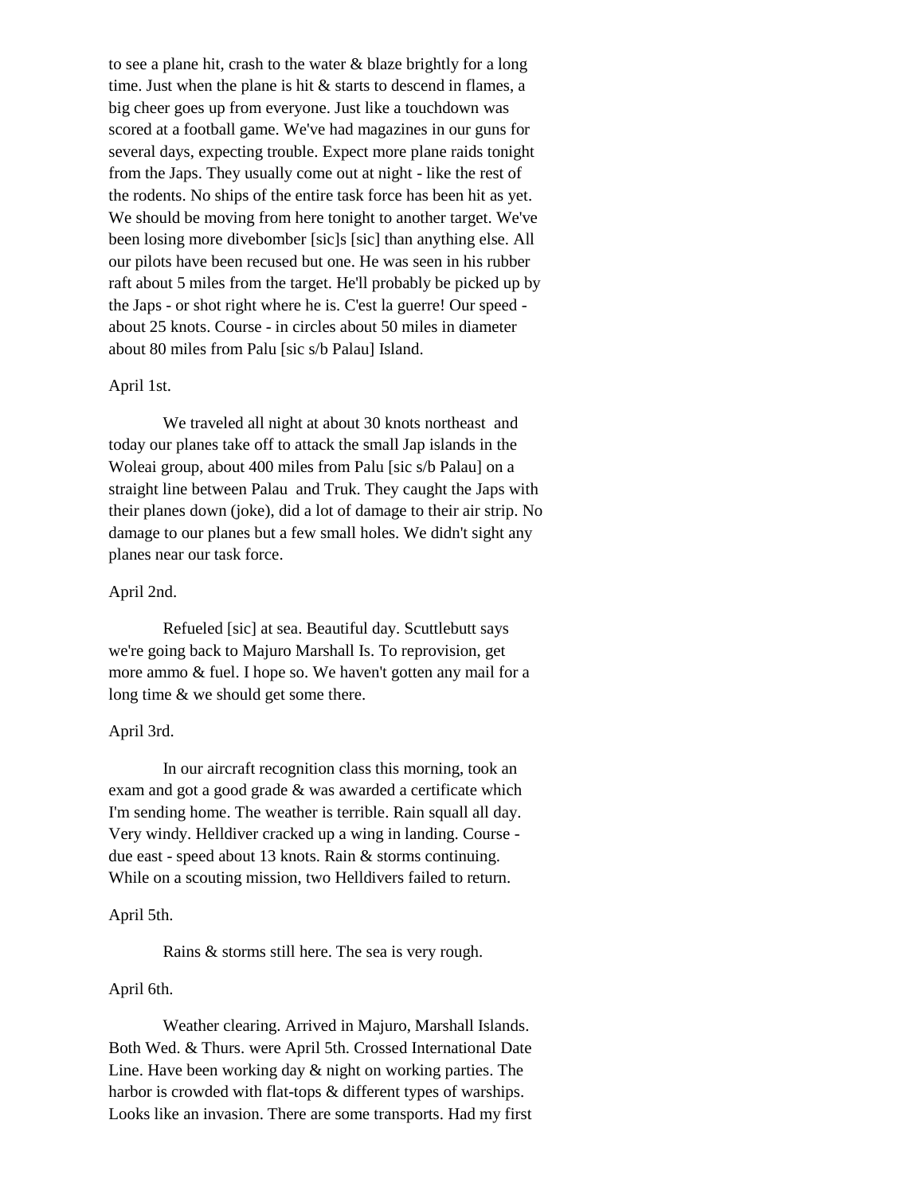to see a plane hit, crash to the water & blaze brightly for a long time. Just when the plane is hit & starts to descend in flames, a big cheer goes up from everyone. Just like a touchdown was scored at a football game. We've had magazines in our guns for several days, expecting trouble. Expect more plane raids tonight from the Japs. They usually come out at night - like the rest of the rodents. No ships of the entire task force has been hit as yet. We should be moving from here tonight to another target. We've been losing more divebomber [sic]s [sic] than anything else. All our pilots have been recused but one. He was seen in his rubber raft about 5 miles from the target. He'll probably be picked up by the Japs - or shot right where he is. C'est la guerre! Our speed - about 25 knots. Course - in circles about 50 miles in diameter about 80 miles from Palu [sic s/b Palau] Island.

April 1st.

We traveled all night at about 30 knots northeast and today our planes take off to attack the small Jap islands in the Woleai group, about 400 miles from Palu [sic s/b Palau] on a straight line between Palau and Truk. They caught the Japs with their planes down (joke), did a lot of damage to their air strip. No damage to our planes but a few small holes. We didn't sight any planes near our task force.

April 2nd.

Refueled [sic] at sea. Beautiful day. Scuttlebutt says we're going back to Majuro Marshall Is. To reprovision, get more ammo & fuel. I hope so. We haven't gotten any mail for a long time & we should get some there.

April 3rd.

In our aircraft recognition class this morning, took an exam and got a good grade & was awarded a certificate which I'm sending home. The weather is terrible. Rain squall all day. Very windy. Helldiver cracked up a wing in landing. Course - due east - speed about 13 knots. Rain & storms continuing. While on a scouting mission, two Helldivers failed to return.

April 5th.

Rains & storms still here. The sea is very rough.

April 6th.

Weather clearing. Arrived in Majuro, Marshall Islands. Both Wed. & Thurs. were April 5th. Crossed International Date Line. Have been working day & night on working parties. The harbor is crowded with flat-tops & different types of warships. Looks like an invasion. There are some transports. Had my first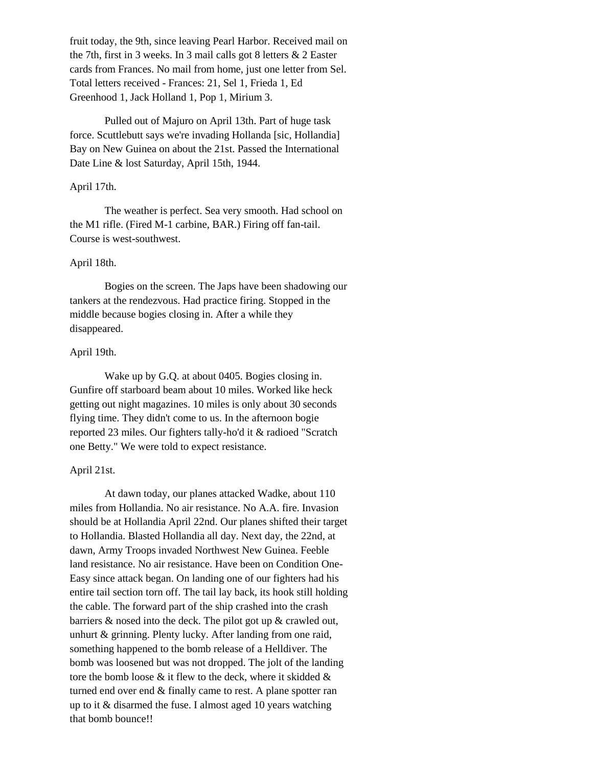fruit today, the 9th, since leaving Pearl Harbor. Received mail on the 7th, first in 3 weeks. In 3 mail calls got 8 letters & 2 Easter cards from Frances. No mail from home, just one letter from Sel. Total letters received - Frances: 21, Sel 1, Frieda 1, Ed Greenhood 1, Jack Holland 1, Pop 1, Mirium 3.

Pulled out of Majuro on April 13th. Part of huge task force. Scuttlebutt says we're invading Hollanda [sic, Hollandia] Bay on New Guinea on about the 21st. Passed the International Date Line & lost Saturday, April 15th, 1944.

April 17th.

The weather is perfect. Sea very smooth. Had school on the M1 rifle. (Fired M-1 carbine, BAR.) Firing off fan-tail. Course is west-southwest.

April 18th.

Bogies on the screen. The Japs have been shadowing our tankers at the rendezvous. Had practice firing. Stopped in the middle because bogies closing in. After a while they disappeared.

April 19th.

Wake up by G.Q. at about 0405. Bogies closing in. Gunfire off starboard beam about 10 miles. Worked like heck getting out night magazines. 10 miles is only about 30 seconds flying time. They didn't come to us. In the afternoon bogie reported 23 miles. Our fighters tally-ho'd it & radioed "Scratch one Betty." We were told to expect resistance.

April 21st.

At dawn today, our planes attacked Wadke, about 110 miles from Hollandia. No air resistance. No A.A. fire. Invasion should be at Hollandia April 22nd. Our planes shifted their target to Hollandia. Blasted Hollandia all day. Next day, the 22nd, at dawn, Army Troops invaded Northwest New Guinea. Feeble land resistance. No air resistance. Have been on Condition One-Easy since attack began. On landing one of our fighters had his entire tail section torn off. The tail lay back, its hook still holding the cable. The forward part of the ship crashed into the crash barriers & nosed into the deck. The pilot got up & crawled out, unhurt & grinning. Plenty lucky. After landing from one raid, something happened to the bomb release of a Helldiver. The bomb was loosened but was not dropped. The jolt of the landing tore the bomb loose & it flew to the deck, where it skidded & turned end over end & finally came to rest. A plane spotter ran up to it & disarmed the fuse. I almost aged 10 years watching that bomb bounce!!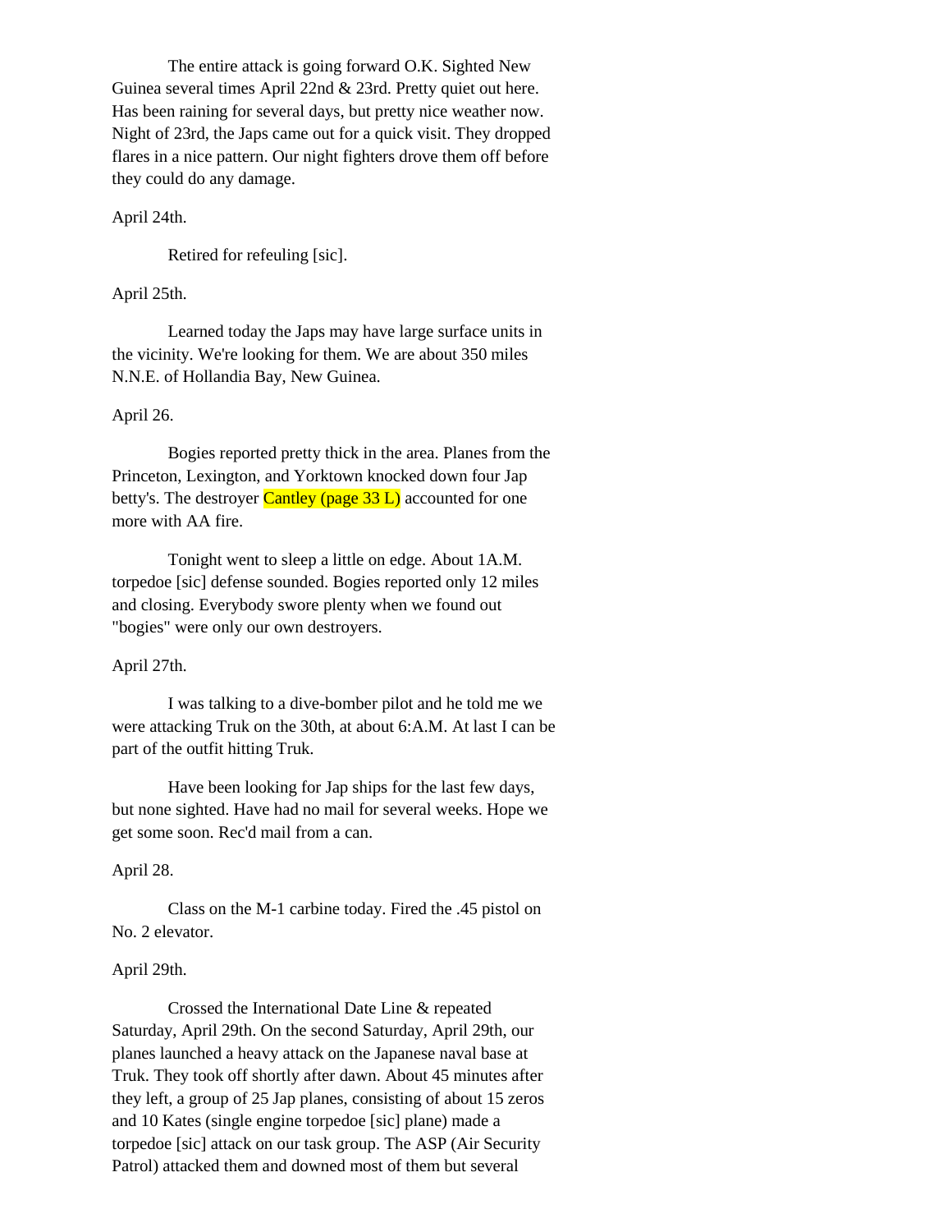The entire attack is going forward O.K. Sighted New Guinea several times April 22nd & 23rd. Pretty quiet out here. Has been raining for several days, but pretty nice weather now. Night of 23rd, the Japs came out for a quick visit. They dropped flares in a nice pattern. Our night fighters drove them off before they could do any damage.

April 24th.

Retired for refeuling [sic].

April 25th.

Learned today the Japs may have large surface units in the vicinity. We're looking for them. We are about 350 miles N.N.E. of Hollandia Bay, New Guinea.

April 26.

Bogies reported pretty thick in the area. Planes from the Princeton, Lexington, and Yorktown knocked down four Jap betty's. The destroyer Cantley (page 33 L) accounted for one more with AA fire.

Tonight went to sleep a little on edge. About 1A.M. torpedoe [sic] defense sounded. Bogies reported only 12 miles and closing. Everybody swore plenty when we found out "bogies" were only our own destroyers.

April 27th.

I was talking to a dive-bomber pilot and he told me we were attacking Truk on the 30th, at about 6:A.M. At last I can be part of the outfit hitting Truk.

Have been looking for Jap ships for the last few days, but none sighted. Have had no mail for several weeks. Hope we get some soon. Rec'd mail from a can.

April 28.

Class on the M-1 carbine today. Fired the .45 pistol on No. 2 elevator.

April 29th.

Crossed the International Date Line & repeated Saturday, April 29th. On the second Saturday, April 29th, our planes launched a heavy attack on the Japanese naval base at Truk. They took off shortly after dawn. About 45 minutes after they left, a group of 25 Jap planes, consisting of about 15 zeros and 10 Kates (single engine torpedoe [sic] plane) made a torpedoe [sic] attack on our task group. The ASP (Air Security Patrol) attacked them and downed most of them but several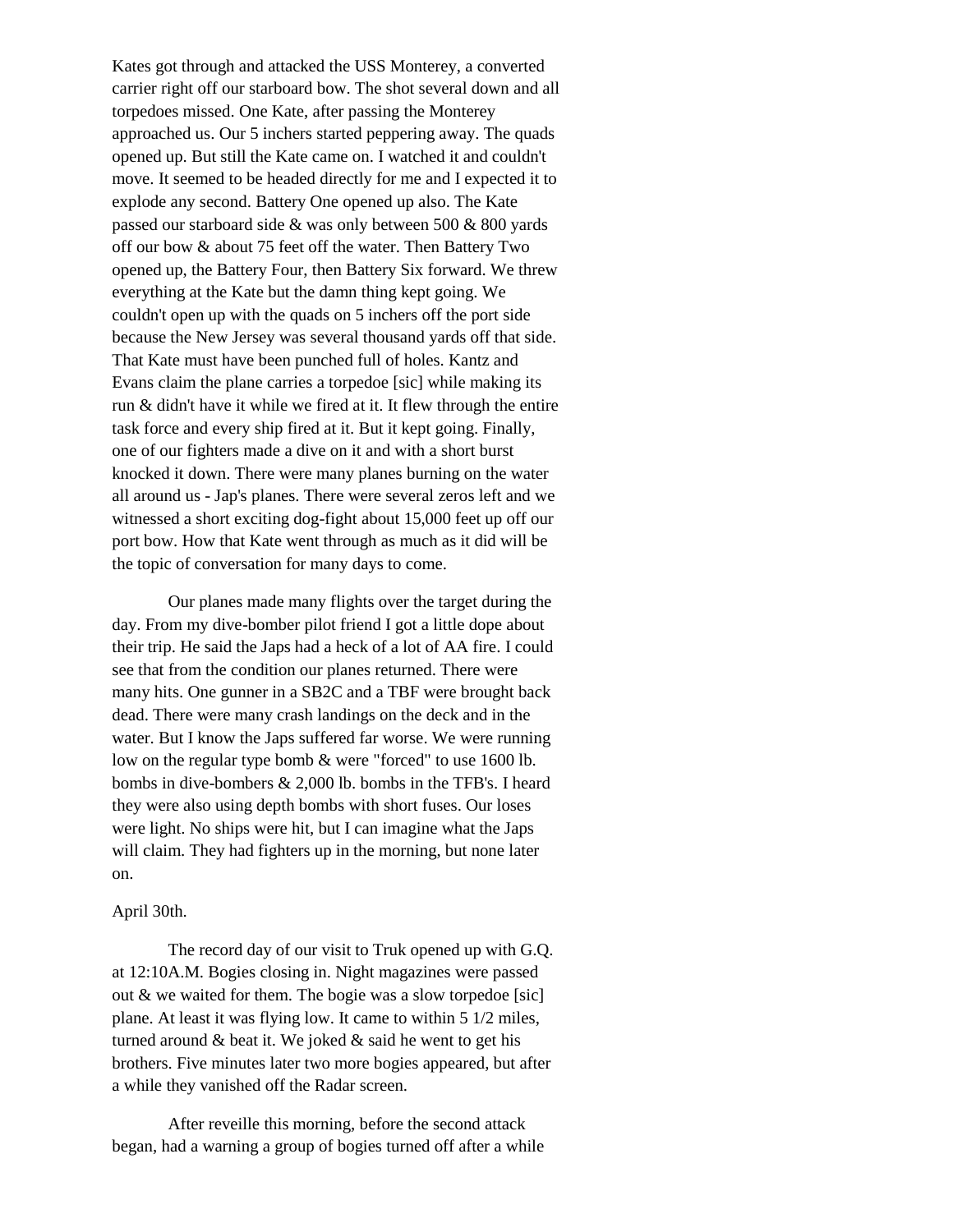Kates got through and attacked the USS Monterey, a converted carrier right off our starboard bow. The shot several down and all torpedoes missed. One Kate, after passing the Monterey approached us. Our 5 inchers started peppering away. The quads opened up. But still the Kate came on. I watched it and couldn't move. It seemed to be headed directly for me and I expected it to explode any second. Battery One opened up also. The Kate passed our starboard side & was only between 500 & 800 yards off our bow & about 75 feet off the water. Then Battery Two opened up, the Battery Four, then Battery Six forward. We threw everything at the Kate but the damn thing kept going. We couldn't open up with the quads on 5 inchers off the port side because the New Jersey was several thousand yards off that side. That Kate must have been punched full of holes. Kantz and Evans claim the plane carries a torpedoe [sic] while making its run & didn't have it while we fired at it. It flew through the entire task force and every ship fired at it. But it kept going. Finally, one of our fighters made a dive on it and with a short burst knocked it down. There were many planes burning on the water all around us - Jap's planes. There were several zeros left and we witnessed a short exciting dog-fight about 15,000 feet up off our port bow. How that Kate went through as much as it did will be the topic of conversation for many days to come.

Our planes made many flights over the target during the day. From my dive-bomber pilot friend I got a little dope about their trip. He said the Japs had a heck of a lot of AA fire. I could see that from the condition our planes returned. There were many hits. One gunner in a SB2C and a TBF were brought back dead. There were many crash landings on the deck and in the water. But I know the Japs suffered far worse. We were running low on the regular type bomb & were "forced" to use 1600 lb. bombs in dive-bombers & 2,000 lb. bombs in the TFB's. I heard they were also using depth bombs with short fuses. Our loses were light. No ships were hit, but I can imagine what the Japs will claim. They had fighters up in the morning, but none later on.

April 30th.

The record day of our visit to Truk opened up with G.Q. at 12:10A.M. Bogies closing in. Night magazines were passed out & we waited for them. The bogie was a slow torpedoe [sic] plane. At least it was flying low. It came to within 5 1/2 miles, turned around & beat it. We joked & said he went to get his brothers. Five minutes later two more bogies appeared, but after a while they vanished off the Radar screen.

After reveille this morning, before the second attack began, had a warning a group of bogies turned off after a while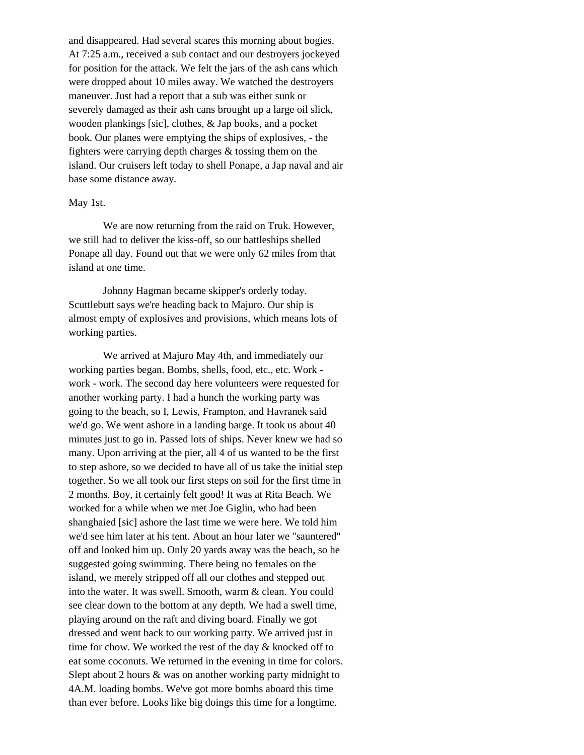and disappeared. Had several scares this morning about bogies. At 7:25 a.m., received a sub contact and our destroyers jockeyed for position for the attack. We felt the jars of the ash cans which were dropped about 10 miles away. We watched the destroyers maneuver. Just had a report that a sub was either sunk or severely damaged as their ash cans brought up a large oil slick, wooden plankings [sic], clothes, & Jap books, and a pocket book. Our planes were emptying the ships of explosives, - the fighters were carrying depth charges & tossing them on the island. Our cruisers left today to shell Ponape, a Jap naval and air base some distance away.

May 1st.

We are now returning from the raid on Truk. However, we still had to deliver the kiss-off, so our battleships shelled Ponape all day. Found out that we were only 62 miles from that island at one time.

Johnny Hagman became skipper's orderly today. Scuttlebutt says we're heading back to Majuro. Our ship is almost empty of explosives and provisions, which means lots of working parties.

We arrived at Majuro May 4th, and immediately our working parties began. Bombs, shells, food, etc., etc. Work - work - work. The second day here volunteers were requested for another working party. I had a hunch the working party was going to the beach, so I, Lewis, Frampton, and Havranek said we'd go. We went ashore in a landing barge. It took us about 40 minutes just to go in. Passed lots of ships. Never knew we had so many. Upon arriving at the pier, all 4 of us wanted to be the first to step ashore, so we decided to have all of us take the initial step together. So we all took our first steps on soil for the first time in 2 months. Boy, it certainly felt good! It was at Rita Beach. We worked for a while when we met Joe Giglin, who had been shanghaied [sic] ashore the last time we were here. We told him we'd see him later at his tent. About an hour later we "sauntered" off and looked him up. Only 20 yards away was the beach, so he suggested going swimming. There being no females on the island, we merely stripped off all our clothes and stepped out into the water. It was swell. Smooth, warm & clean. You could see clear down to the bottom at any depth. We had a swell time, playing around on the raft and diving board. Finally we got dressed and went back to our working party. We arrived just in time for chow. We worked the rest of the day & knocked off to eat some coconuts. We returned in the evening in time for colors. Slept about 2 hours & was on another working party midnight to 4A.M. loading bombs. We've got more bombs aboard this time than ever before. Looks like big doings this time for a longtime.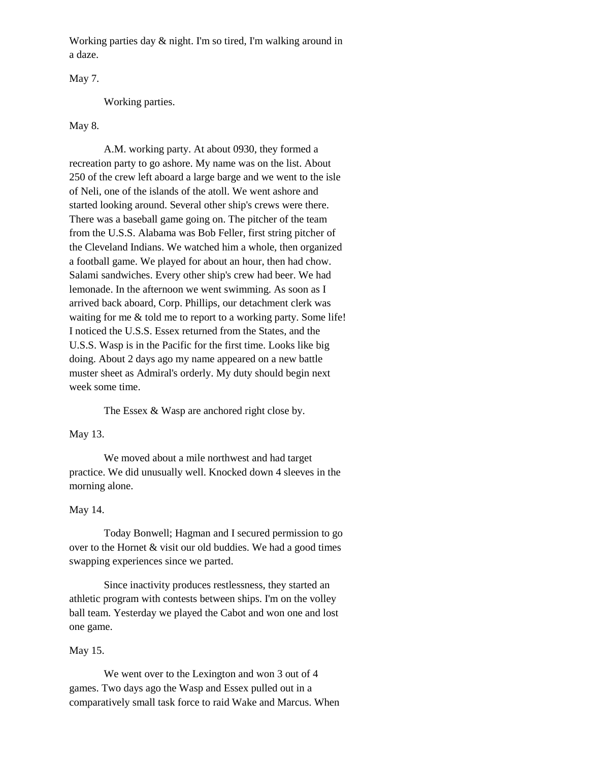Working parties day & night. I'm so tired, I'm walking around in a daze.

May 7.

Working parties.

May 8.

A.M. working party. At about 0930, they formed a recreation party to go ashore. My name was on the list. About 250 of the crew left aboard a large barge and we went to the isle of Neli, one of the islands of the atoll. We went ashore and started looking around. Several other ship's crews were there. There was a baseball game going on. The pitcher of the team from the U.S.S. Alabama was Bob Feller, first string pitcher of the Cleveland Indians. We watched him a whole, then organized a football game. We played for about an hour, then had chow. Salami sandwiches. Every other ship's crew had beer. We had lemonade. In the afternoon we went swimming. As soon as I arrived back aboard, Corp. Phillips, our detachment clerk was waiting for me & told me to report to a working party. Some life! I noticed the U.S.S. Essex returned from the States, and the U.S.S. Wasp is in the Pacific for the first time. Looks like big doing. About 2 days ago my name appeared on a new battle muster sheet as Admiral's orderly. My duty should begin next week some time.

The Essex & Wasp are anchored right close by.

May 13.

We moved about a mile northwest and had target practice. We did unusually well. Knocked down 4 sleeves in the morning alone.

May 14.

Today Bonwell; Hagman and I secured permission to go over to the Hornet & visit our old buddies. We had a good times swapping experiences since we parted.

Since inactivity produces restlessness, they started an athletic program with contests between ships. I'm on the volley ball team. Yesterday we played the Cabot and won one and lost one game.

May 15.

We went over to the Lexington and won 3 out of 4 games. Two days ago the Wasp and Essex pulled out in a comparatively small task force to raid Wake and Marcus. When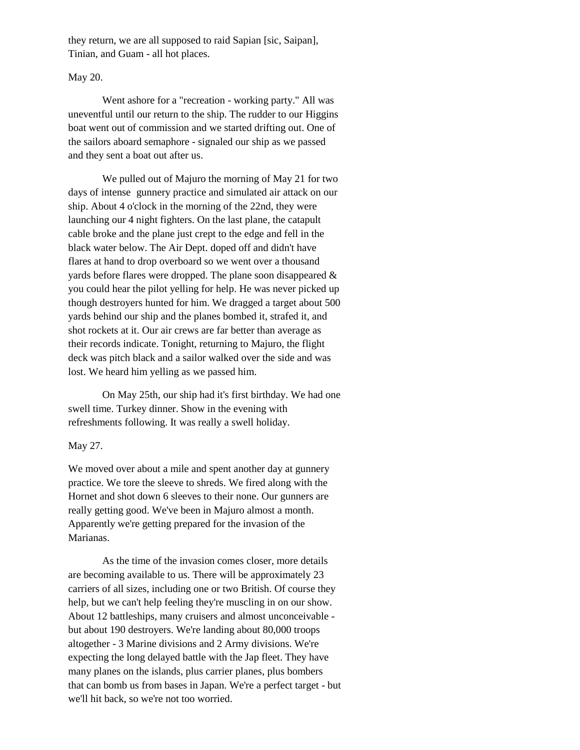they return, we are all supposed to raid Sapian [sic, Saipan], Tinian, and Guam - all hot places.

May 20.

Went ashore for a "recreation - working party." All was uneventful until our return to the ship. The rudder to our Higgins boat went out of commission and we started drifting out. One of the sailors aboard semaphore - signaled our ship as we passed and they sent a boat out after us.

We pulled out of Majuro the morning of May 21 for two days of intense gunnery practice and simulated air attack on our ship. About 4 o'clock in the morning of the 22nd, they were launching our 4 night fighters. On the last plane, the catapult cable broke and the plane just crept to the edge and fell in the black water below. The Air Dept. doped off and didn't have flares at hand to drop overboard so we went over a thousand yards before flares were dropped. The plane soon disappeared & you could hear the pilot yelling for help. He was never picked up though destroyers hunted for him. We dragged a target about 500 yards behind our ship and the planes bombed it, strafed it, and shot rockets at it. Our air crews are far better than average as their records indicate. Tonight, returning to Majuro, the flight deck was pitch black and a sailor walked over the side and was lost. We heard him yelling as we passed him.

On May 25th, our ship had it's first birthday. We had one swell time. Turkey dinner. Show in the evening with refreshments following. It was really a swell holiday.

May 27.

We moved over about a mile and spent another day at gunnery practice. We tore the sleeve to shreds. We fired along with the Hornet and shot down 6 sleeves to their none. Our gunners are really getting good. We've been in Majuro almost a month. Apparently we're getting prepared for the invasion of the Marianas.

As the time of the invasion comes closer, more details are becoming available to us. There will be approximately 23 carriers of all sizes, including one or two British. Of course they help, but we can't help feeling they're muscling in on our show. About 12 battleships, many cruisers and almost unconceivable - but about 190 destroyers. We're landing about 80,000 troops altogether - 3 Marine divisions and 2 Army divisions. We're expecting the long delayed battle with the Jap fleet. They have many planes on the islands, plus carrier planes, plus bombers that can bomb us from bases in Japan. We're a perfect target - but we'll hit back, so we're not too worried.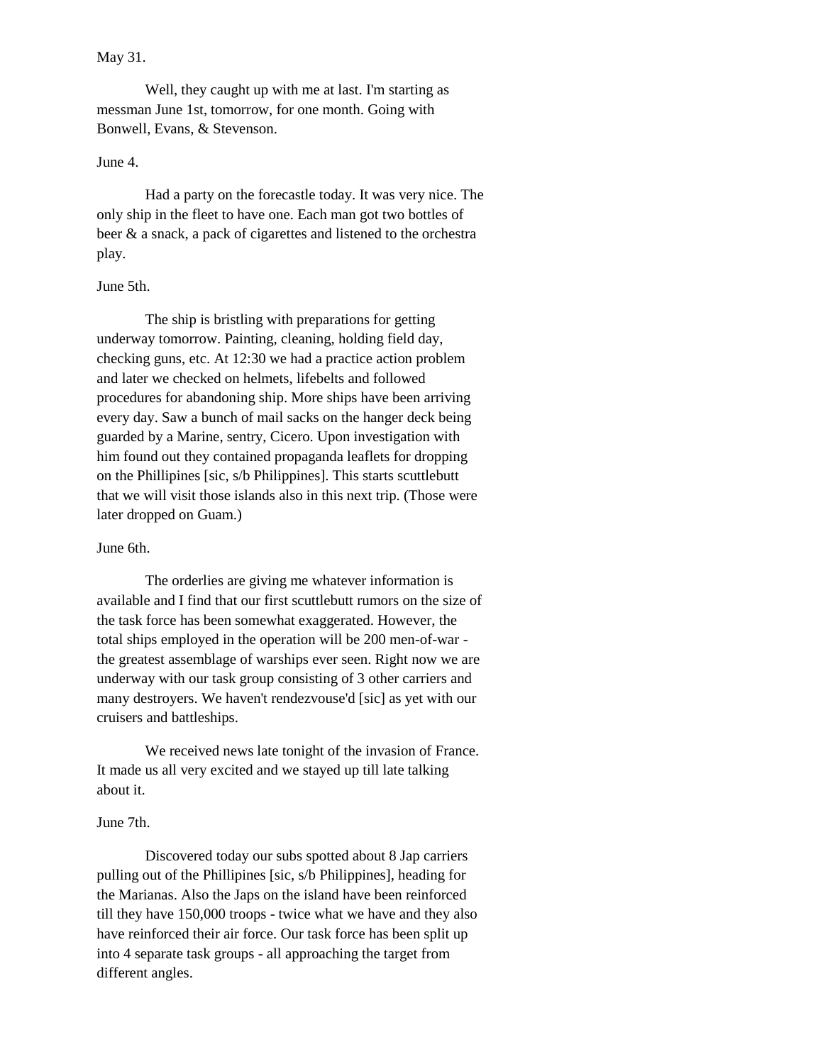May 31.

Well, they caught up with me at last. I'm starting as messman June 1st, tomorrow, for one month. Going with Bonwell, Evans, & Stevenson.

June 4.

Had a party on the forecastle today. It was very nice. The only ship in the fleet to have one. Each man got two bottles of beer & a snack, a pack of cigarettes and listened to the orchestra play.

June 5th.

The ship is bristling with preparations for getting underway tomorrow. Painting, cleaning, holding field day, checking guns, etc. At 12:30 we had a practice action problem and later we checked on helmets, lifebelts and followed procedures for abandoning ship. More ships have been arriving every day. Saw a bunch of mail sacks on the hanger deck being guarded by a Marine, sentry, Cicero. Upon investigation with him found out they contained propaganda leaflets for dropping on the Phillipines [sic, s/b Philippines]. This starts scuttlebutt that we will visit those islands also in this next trip. (Those were later dropped on Guam.)

June 6th.

The orderlies are giving me whatever information is available and I find that our first scuttlebutt rumors on the size of the task force has been somewhat exaggerated. However, the total ships employed in the operation will be 200 men-of-war - the greatest assemblage of warships ever seen. Right now we are underway with our task group consisting of 3 other carriers and many destroyers. We haven't rendezvouse'd [sic] as yet with our cruisers and battleships.

We received news late tonight of the invasion of France. It made us all very excited and we stayed up till late talking about it.

June 7th.

Discovered today our subs spotted about 8 Jap carriers pulling out of the Phillipines [sic, s/b Philippines], heading for the Marianas. Also the Japs on the island have been reinforced till they have 150,000 troops - twice what we have and they also have reinforced their air force. Our task force has been split up into 4 separate task groups - all approaching the target from different angles.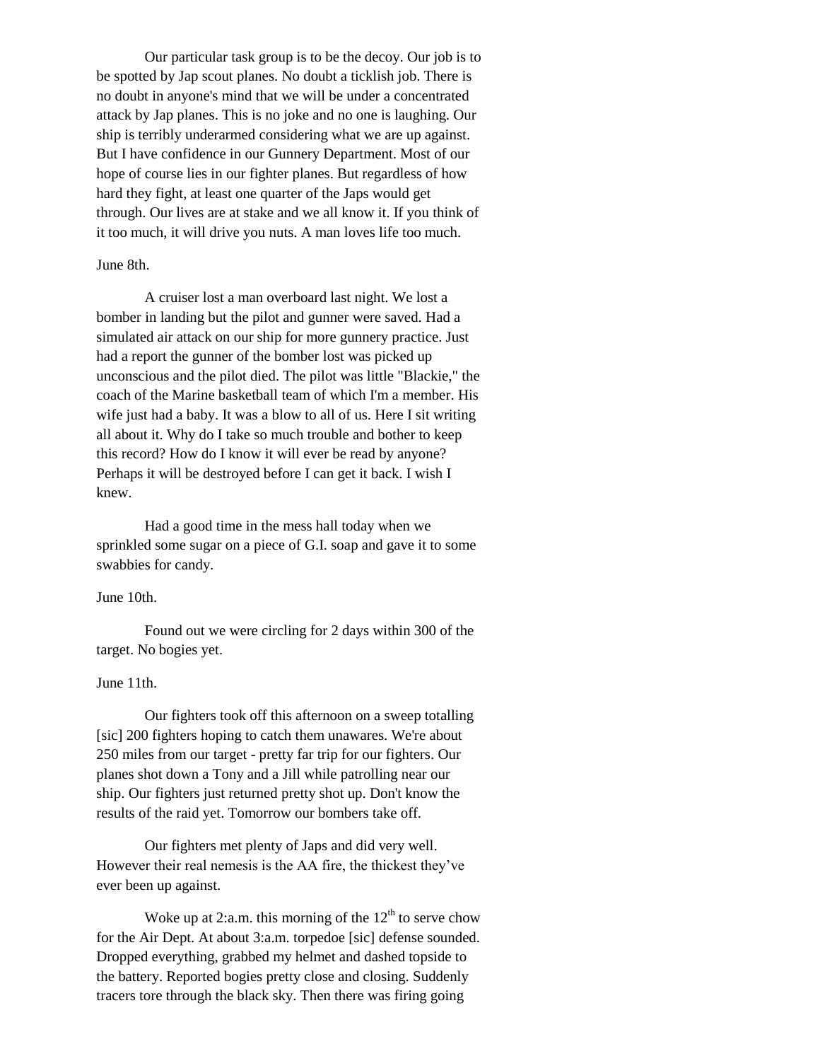Our particular task group is to be the decoy. Our job is to be spotted by Jap scout planes. No doubt a ticklish job. There is no doubt in anyone's mind that we will be under a concentrated attack by Jap planes. This is no joke and no one is laughing. Our ship is terribly underarmed considering what we are up against. But I have confidence in our Gunnery Department. Most of our hope of course lies in our fighter planes. But regardless of how hard they fight, at least one quarter of the Japs would get through. Our lives are at stake and we all know it. If you think of it too much, it will drive you nuts. A man loves life too much.

June 8th.

A cruiser lost a man overboard last night. We lost a bomber in landing but the pilot and gunner were saved. Had a simulated air attack on our ship for more gunnery practice. Just had a report the gunner of the bomber lost was picked up unconscious and the pilot died. The pilot was little "Blackie," the coach of the Marine basketball team of which I'm a member. His wife just had a baby. It was a blow to all of us. Here I sit writing all about it. Why do I take so much trouble and bother to keep this record? How do I know it will ever be read by anyone? Perhaps it will be destroyed before I can get it back. I wish I knew.

Had a good time in the mess hall today when we sprinkled some sugar on a piece of G.I. soap and gave it to some swabbies for candy.

June 10th.

Found out we were circling for 2 days within 300 of the target. No bogies yet.

June 11th.

Our fighters took off this afternoon on a sweep totalling [sic] 200 fighters hoping to catch them unawares. We're about 250 miles from our target - pretty far trip for our fighters. Our planes shot down a Tony and a Jill while patrolling near our ship. Our fighters just returned pretty shot up. Don't know the results of the raid yet. Tomorrow our bombers take off.

Our fighters met plenty of Japs and did very well. However their real nemesis is the AA fire, the thickest they've ever been up against.

Woke up at 2:a.m. this morning of the 12th to serve chow for the Air Dept. At about 3:a.m. torpedoe [sic] defense sounded. Dropped everything, grabbed my helmet and dashed topside to the battery. Reported bogies pretty close and closing. Suddenly tracers tore through the black sky. Then there was firing going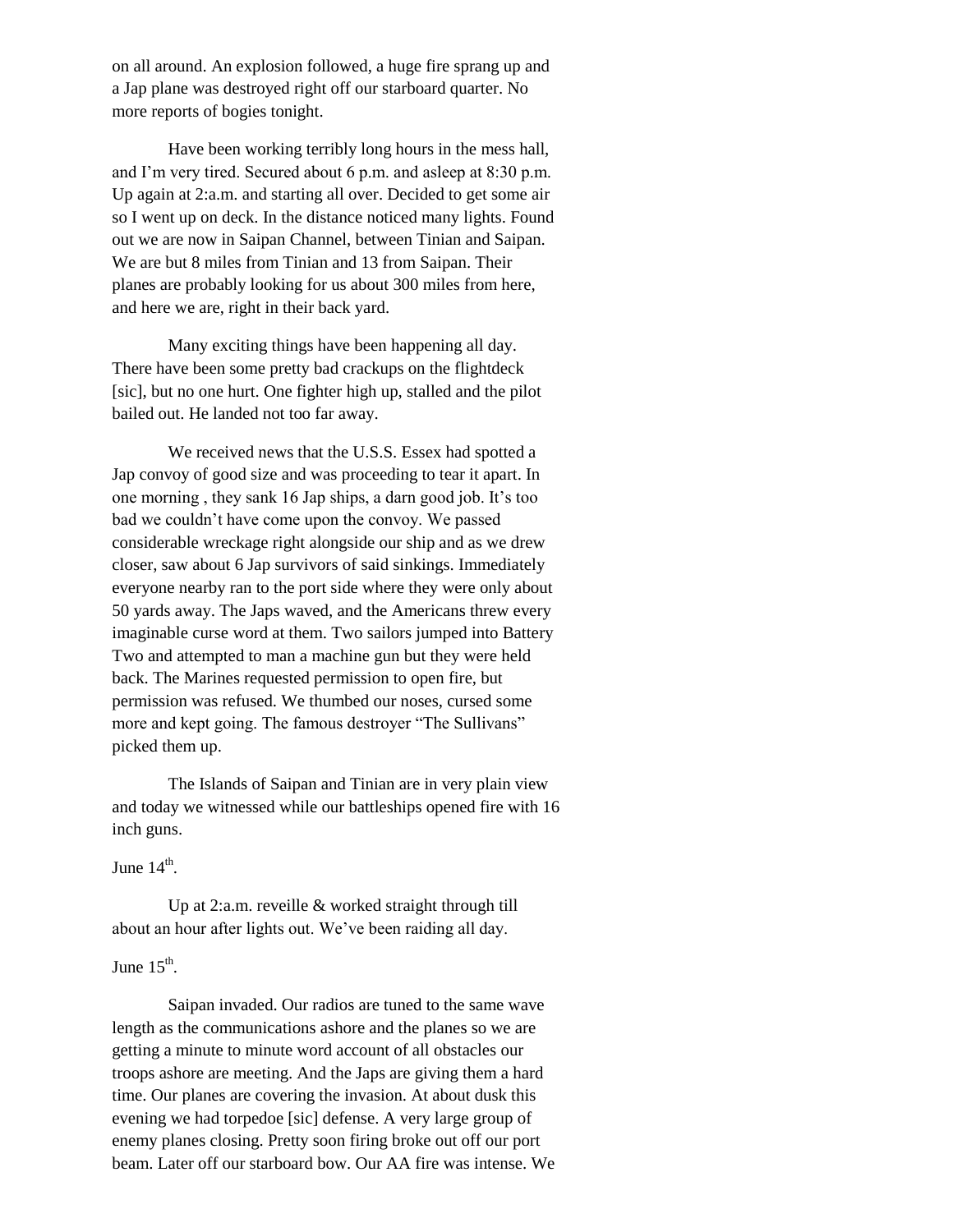on all around. An explosion followed, a huge fire sprang up and a Jap plane was destroyed right off our starboard quarter. No more reports of bogies tonight.

Have been working terribly long hours in the mess hall, and I'm very tired. Secured about 6 p.m. and asleep at 8:30 p.m. Up again at 2:a.m. and starting all over. Decided to get some air so I went up on deck. In the distance noticed many lights. Found out we are now in Saipan Channel, between Tinian and Saipan. We are but 8 miles from Tinian and 13 from Saipan. Their planes are probably looking for us about 300 miles from here, and here we are, right in their back yard.

Many exciting things have been happening all day. There have been some pretty bad crackups on the flightdeck [sic], but no one hurt. One fighter high up, stalled and the pilot bailed out. He landed not too far away.

We received news that the U.S.S. Essex had spotted a Jap convoy of good size and was proceeding to tear it apart. In one morning , they sank 16 Jap ships, a darn good job. It's too bad we couldn't have come upon the convoy. We passed considerable wreckage right alongside our ship and as we drew closer, saw about 6 Jap survivors of said sinkings. Immediately everyone nearby ran to the port side where they were only about 50 yards away. The Japs waved, and the Americans threw every imaginable curse word at them. Two sailors jumped into Battery Two and attempted to man a machine gun but they were held back. The Marines requested permission to open fire, but permission was refused. We thumbed our noses, cursed some more and kept going. The famous destroyer "The Sullivans" picked them up.

The Islands of Saipan and Tinian are in very plain view and today we witnessed while our battleships opened fire with 16 inch guns.

June 14th.

Up at 2:a.m. reveille & worked straight through till about an hour after lights out. We've been raiding all day.

June 15th.

Saipan invaded. Our radios are tuned to the same wave length as the communications ashore and the planes so we are getting a minute to minute word account of all obstacles our troops ashore are meeting. And the Japs are giving them a hard time. Our planes are covering the invasion. At about dusk this evening we had torpedoe [sic] defense. A very large group of enemy planes closing. Pretty soon firing broke out off our port beam. Later off our starboard bow. Our AA fire was intense. We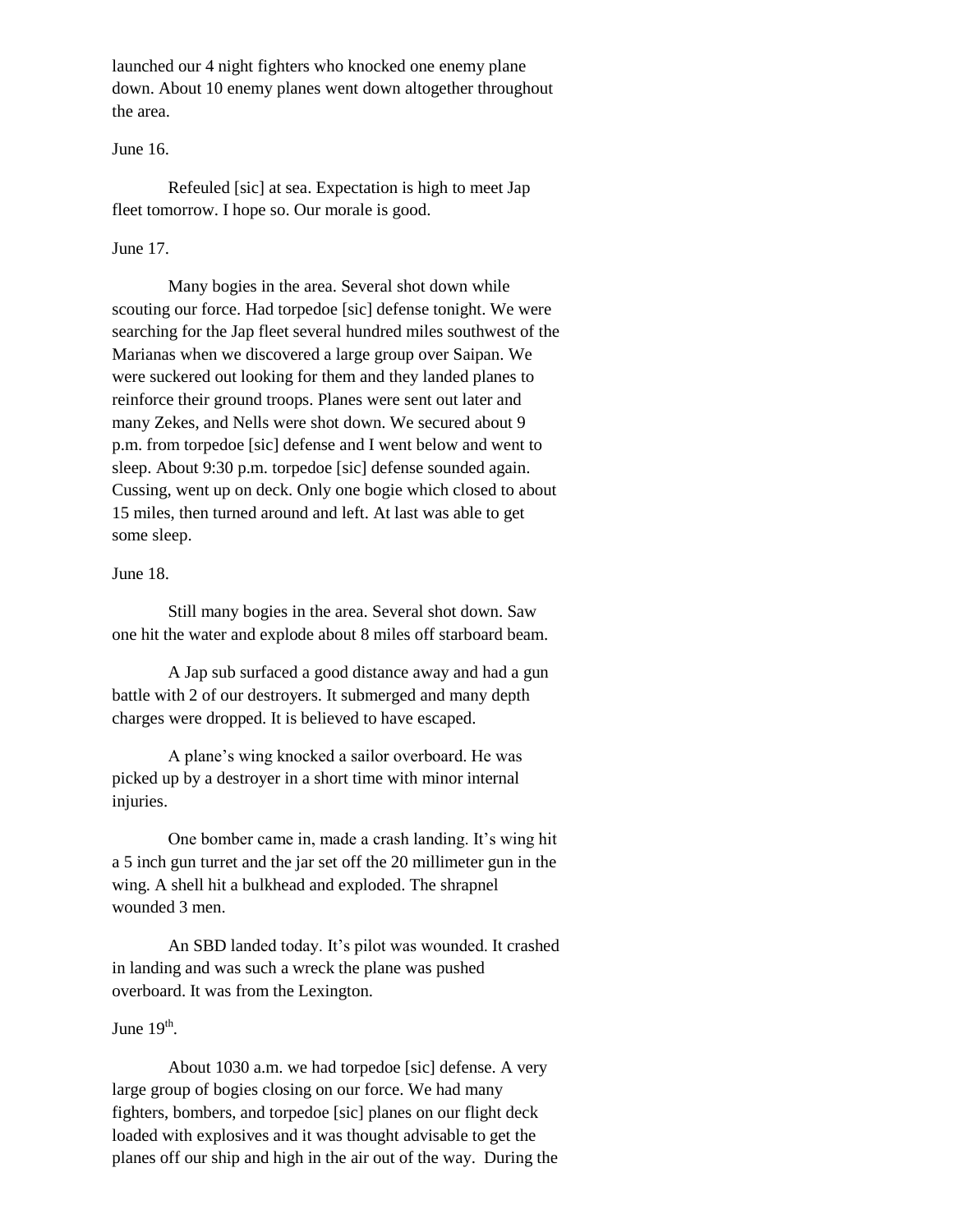launched our 4 night fighters who knocked one enemy plane down. About 10 enemy planes went down altogether throughout the area.

June 16.

Refeuled [sic] at sea. Expectation is high to meet Jap fleet tomorrow. I hope so. Our morale is good.

June 17.

Many bogies in the area. Several shot down while scouting our force. Had torpedoe [sic] defense tonight. We were searching for the Jap fleet several hundred miles southwest of the Marianas when we discovered a large group over Saipan. We were suckered out looking for them and they landed planes to reinforce their ground troops. Planes were sent out later and many Zekes, and Nells were shot down. We secured about 9 p.m. from torpedoe [sic] defense and I went below and went to sleep. About 9:30 p.m. torpedoe [sic] defense sounded again. Cussing, went up on deck. Only one bogie which closed to about 15 miles, then turned around and left. At last was able to get some sleep.

June 18.

Still many bogies in the area. Several shot down. Saw one hit the water and explode about 8 miles off starboard beam.

A Jap sub surfaced a good distance away and had a gun battle with 2 of our destroyers. It submerged and many depth charges were dropped. It is believed to have escaped.

A plane's wing knocked a sailor overboard. He was picked up by a destroyer in a short time with minor internal injuries.

One bomber came in, made a crash landing. It's wing hit a 5 inch gun turret and the jar set off the 20 millimeter gun in the wing. A shell hit a bulkhead and exploded. The shrapnel wounded 3 men.

An SBD landed today. It's pilot was wounded. It crashed in landing and was such a wreck the plane was pushed overboard. It was from the Lexington.

June 19th.

About 1030 a.m. we had torpedoe [sic] defense. A very large group of bogies closing on our force. We had many fighters, bombers, and torpedoe [sic] planes on our flight deck loaded with explosives and it was thought advisable to get the planes off our ship and high in the air out of the way. During the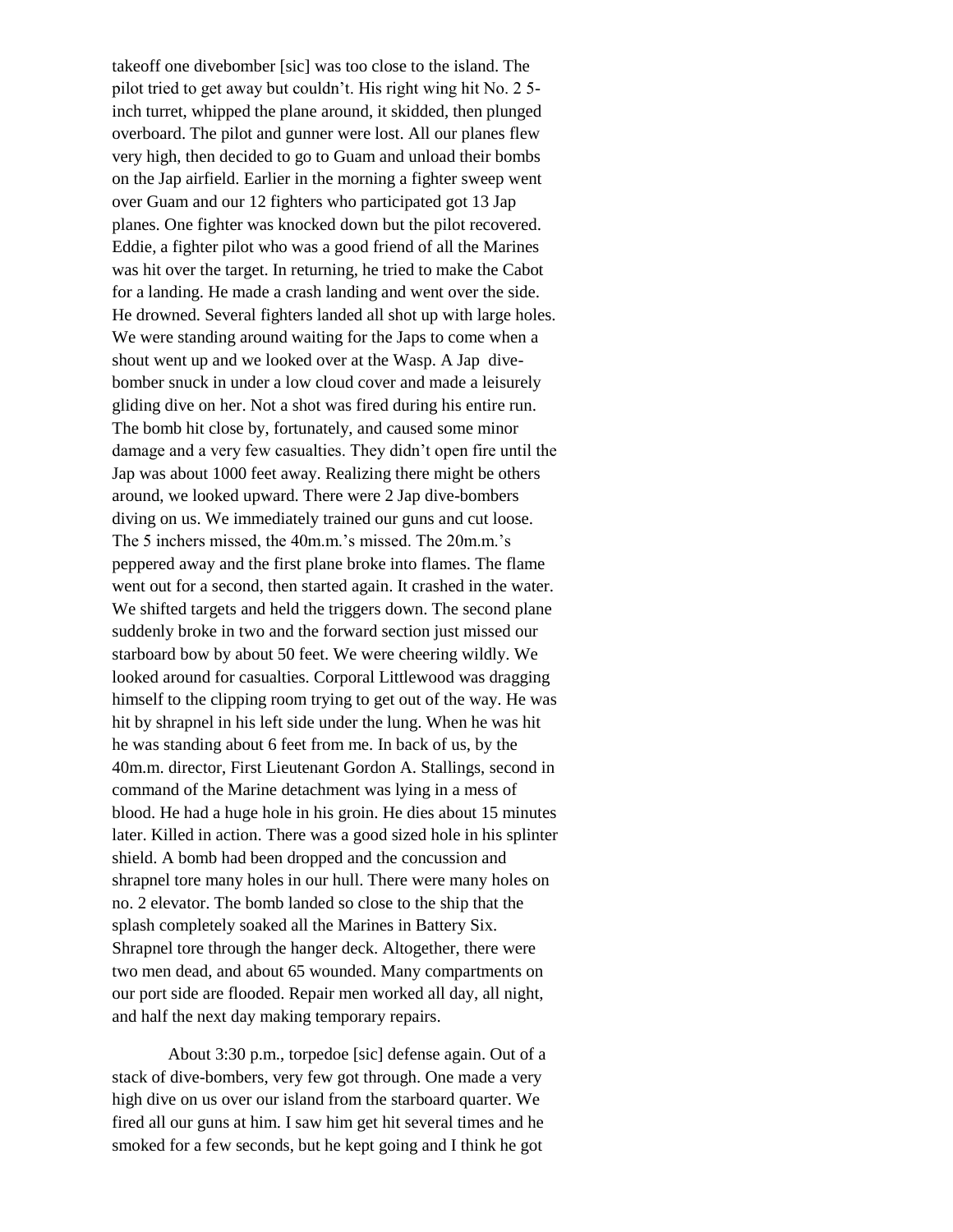takeoff one divebomber [sic] was too close to the island. The pilot tried to get away but couldn't. His right wing hit No. 2 5-inch turret, whipped the plane around, it skidded, then plunged overboard. The pilot and gunner were lost. All our planes flew very high, then decided to go to Guam and unload their bombs on the Jap airfield. Earlier in the morning a fighter sweep went over Guam and our 12 fighters who participated got 13 Jap planes. One fighter was knocked down but the pilot recovered. Eddie, a fighter pilot who was a good friend of all the Marines was hit over the target. In returning, he tried to make the Cabot for a landing. He made a crash landing and went over the side. He drowned. Several fighters landed all shot up with large holes. We were standing around waiting for the Japs to come when a shout went up and we looked over at the Wasp. A Jap dive-bomber snuck in under a low cloud cover and made a leisurely gliding dive on her. Not a shot was fired during his entire run. The bomb hit close by, fortunately, and caused some minor damage and a very few casualties. They didn't open fire until the Jap was about 1000 feet away. Realizing there might be others around, we looked upward. There were 2 Jap dive-bombers diving on us. We immediately trained our guns and cut loose. The 5 inchers missed, the 40m.m.'s missed. The 20m.m.'s peppered away and the first plane broke into flames. The flame went out for a second, then started again. It crashed in the water. We shifted targets and held the triggers down. The second plane suddenly broke in two and the forward section just missed our starboard bow by about 50 feet. We were cheering wildly. We looked around for casualties. Corporal Littlewood was dragging himself to the clipping room trying to get out of the way. He was hit by shrapnel in his left side under the lung. When he was hit he was standing about 6 feet from me. In back of us, by the 40m.m. director, First Lieutenant Gordon A. Stallings, second in command of the Marine detachment was lying in a mess of blood. He had a huge hole in his groin. He dies about 15 minutes later. Killed in action. There was a good sized hole in his splinter shield. A bomb had been dropped and the concussion and shrapnel tore many holes in our hull. There were many holes on no. 2 elevator. The bomb landed so close to the ship that the splash completely soaked all the Marines in Battery Six. Shrapnel tore through the hanger deck. Altogether, there were two men dead, and about 65 wounded. Many compartments on our port side are flooded. Repair men worked all day, all night, and half the next day making temporary repairs.

About 3:30 p.m., torpedoe [sic] defense again. Out of a stack of dive-bombers, very few got through. One made a very high dive on us over our island from the starboard quarter. We fired all our guns at him. I saw him get hit several times and he smoked for a few seconds, but he kept going and I think he got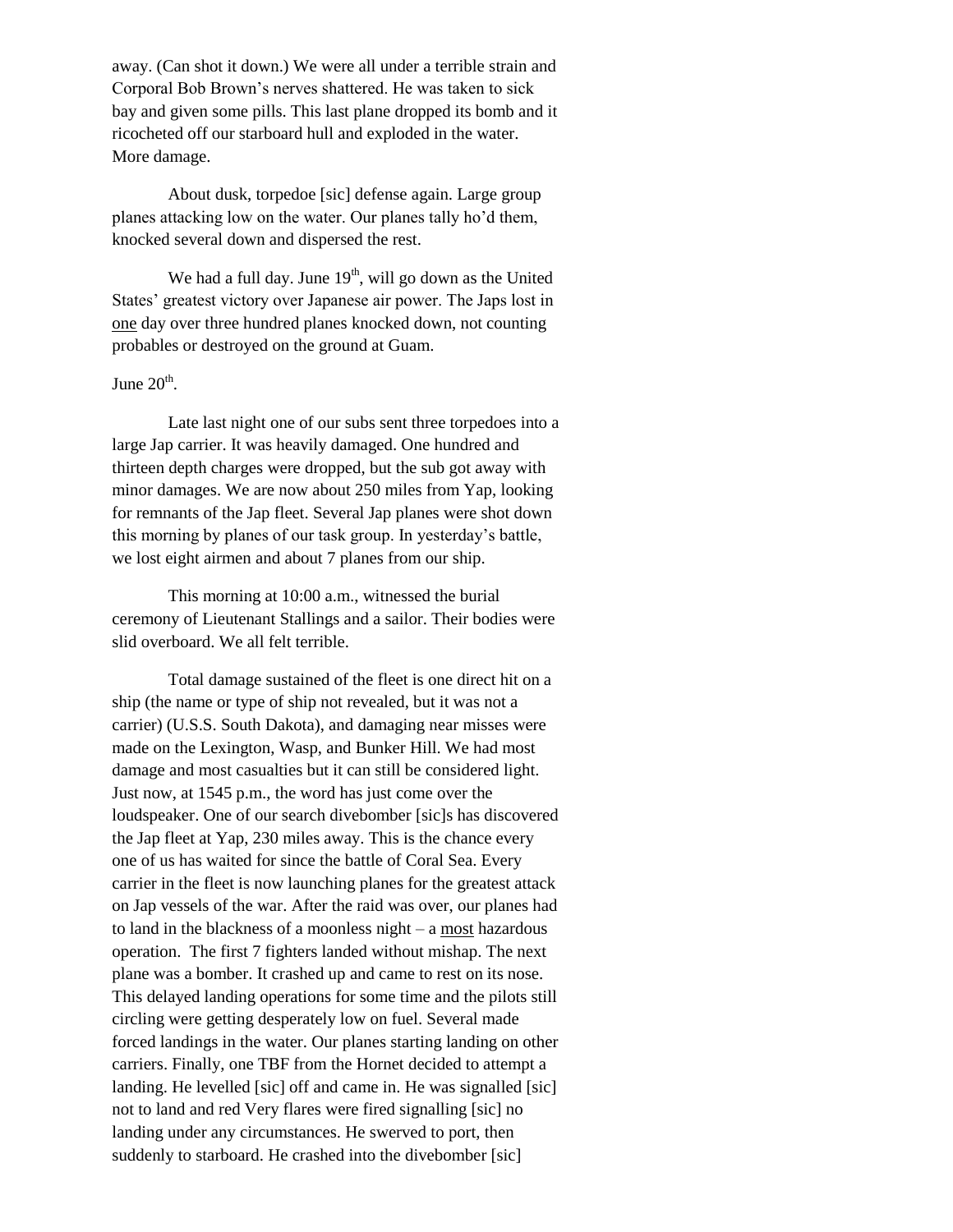away. (Can shot it down.) We were all under a terrible strain and Corporal Bob Brown's nerves shattered. He was taken to sick bay and given some pills. This last plane dropped its bomb and it ricocheted off our starboard hull and exploded in the water. More damage.

About dusk, torpedoe [sic] defense again. Large group planes attacking low on the water. Our planes tally ho'd them, knocked several down and dispersed the rest.

We had a full day. June 19th, will go down as the United States' greatest victory over Japanese air power. The Japs lost in one day over three hundred planes knocked down, not counting probables or destroyed on the ground at Guam.

June 20th.

Late last night one of our subs sent three torpedoes into a large Jap carrier. It was heavily damaged. One hundred and thirteen depth charges were dropped, but the sub got away with minor damages. We are now about 250 miles from Yap, looking for remnants of the Jap fleet. Several Jap planes were shot down this morning by planes of our task group. In yesterday's battle, we lost eight airmen and about 7 planes from our ship.

This morning at 10:00 a.m., witnessed the burial ceremony of Lieutenant Stallings and a sailor. Their bodies were slid overboard. We all felt terrible.

Total damage sustained of the fleet is one direct hit on a ship (the name or type of ship not revealed, but it was not a carrier) (U.S.S. South Dakota), and damaging near misses were made on the Lexington, Wasp, and Bunker Hill. We had most damage and most casualties but it can still be considered light. Just now, at 1545 p.m., the word has just come over the loudspeaker. One of our search divebomber [sic]s has discovered the Jap fleet at Yap, 230 miles away. This is the chance every one of us has waited for since the battle of Coral Sea. Every carrier in the fleet is now launching planes for the greatest attack on Jap vessels of the war. After the raid was over, our planes had to land in the blackness of a moonless night – a most hazardous operation. The first 7 fighters landed without mishap. The next plane was a bomber. It crashed up and came to rest on its nose. This delayed landing operations for some time and the pilots still circling were getting desperately low on fuel. Several made forced landings in the water. Our planes starting landing on other carriers. Finally, one TBF from the Hornet decided to attempt a landing. He levelled [sic] off and came in. He was signalled [sic] not to land and red Very flares were fired signalling [sic] no landing under any circumstances. He swerved to port, then suddenly to starboard. He crashed into the divebomber [sic]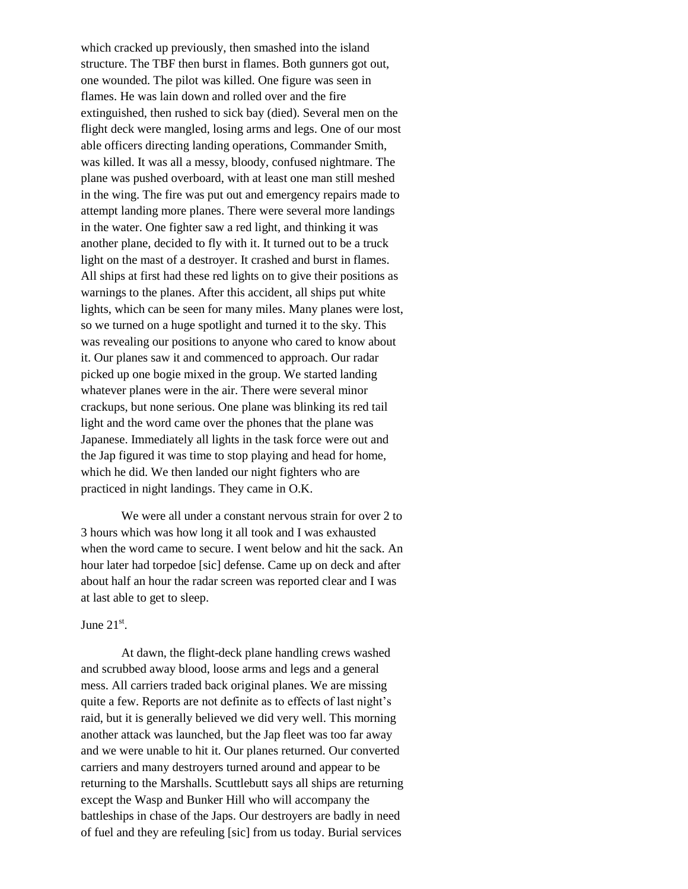which cracked up previously, then smashed into the island structure. The TBF then burst in flames. Both gunners got out, one wounded. The pilot was killed. One figure was seen in flames. He was lain down and rolled over and the fire extinguished, then rushed to sick bay (died). Several men on the flight deck were mangled, losing arms and legs. One of our most able officers directing landing operations, Commander Smith, was killed. It was all a messy, bloody, confused nightmare. The plane was pushed overboard, with at least one man still meshed in the wing. The fire was put out and emergency repairs made to attempt landing more planes. There were several more landings in the water. One fighter saw a red light, and thinking it was another plane, decided to fly with it. It turned out to be a truck light on the mast of a destroyer. It crashed and burst in flames. All ships at first had these red lights on to give their positions as warnings to the planes. After this accident, all ships put white lights, which can be seen for many miles. Many planes were lost, so we turned on a huge spotlight and turned it to the sky. This was revealing our positions to anyone who cared to know about it. Our planes saw it and commenced to approach. Our radar picked up one bogie mixed in the group. We started landing whatever planes were in the air. There were several minor crackups, but none serious. One plane was blinking its red tail light and the word came over the phones that the plane was Japanese. Immediately all lights in the task force were out and the Jap figured it was time to stop playing and head for home, which he did. We then landed our night fighters who are practiced in night landings. They came in O.K.

We were all under a constant nervous strain for over 2 to 3 hours which was how long it all took and I was exhausted when the word came to secure. I went below and hit the sack. An hour later had torpedoe [sic] defense. Came up on deck and after about half an hour the radar screen was reported clear and I was at last able to get to sleep.

June 21st.

At dawn, the flight-deck plane handling crews washed and scrubbed away blood, loose arms and legs and a general mess. All carriers traded back original planes. We are missing quite a few. Reports are not definite as to effects of last night's raid, but it is generally believed we did very well. This morning another attack was launched, but the Jap fleet was too far away and we were unable to hit it. Our planes returned. Our converted carriers and many destroyers turned around and appear to be returning to the Marshalls. Scuttlebutt says all ships are returning except the Wasp and Bunker Hill who will accompany the battleships in chase of the Japs. Our destroyers are badly in need of fuel and they are refeuling [sic] from us today. Burial services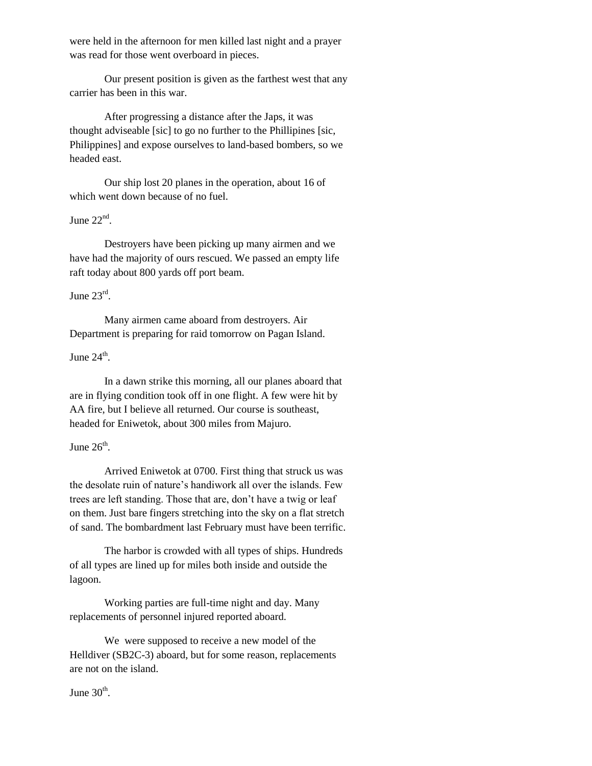were held in the afternoon for men killed last night and a prayer was read for those went overboard in pieces.

Our present position is given as the farthest west that any carrier has been in this war.

After progressing a distance after the Japs, it was thought adviseable [sic] to go no further to the Phillipines [sic, Philippines] and expose ourselves to land-based bombers, so we headed east.

Our ship lost 20 planes in the operation, about 16 of which went down because of no fuel.

June 22nd.

Destroyers have been picking up many airmen and we have had the majority of ours rescued. We passed an empty life raft today about 800 yards off port beam.

June 23rd.

Many airmen came aboard from destroyers. Air Department is preparing for raid tomorrow on Pagan Island.

June 24th.

In a dawn strike this morning, all our planes aboard that are in flying condition took off in one flight. A few were hit by AA fire, but I believe all returned. Our course is southeast, headed for Eniwetok, about 300 miles from Majuro.

June 26th.

Arrived Eniwetok at 0700. First thing that struck us was the desolate ruin of nature's handiwork all over the islands. Few trees are left standing. Those that are, don't have a twig or leaf on them. Just bare fingers stretching into the sky on a flat stretch of sand. The bombardment last February must have been terrific.

The harbor is crowded with all types of ships. Hundreds of all types are lined up for miles both inside and outside the lagoon.

Working parties are full-time night and day. Many replacements of personnel injured reported aboard.

We were supposed to receive a new model of the Helldiver (SB2C-3) aboard, but for some reason, replacements are not on the island.

June 30th.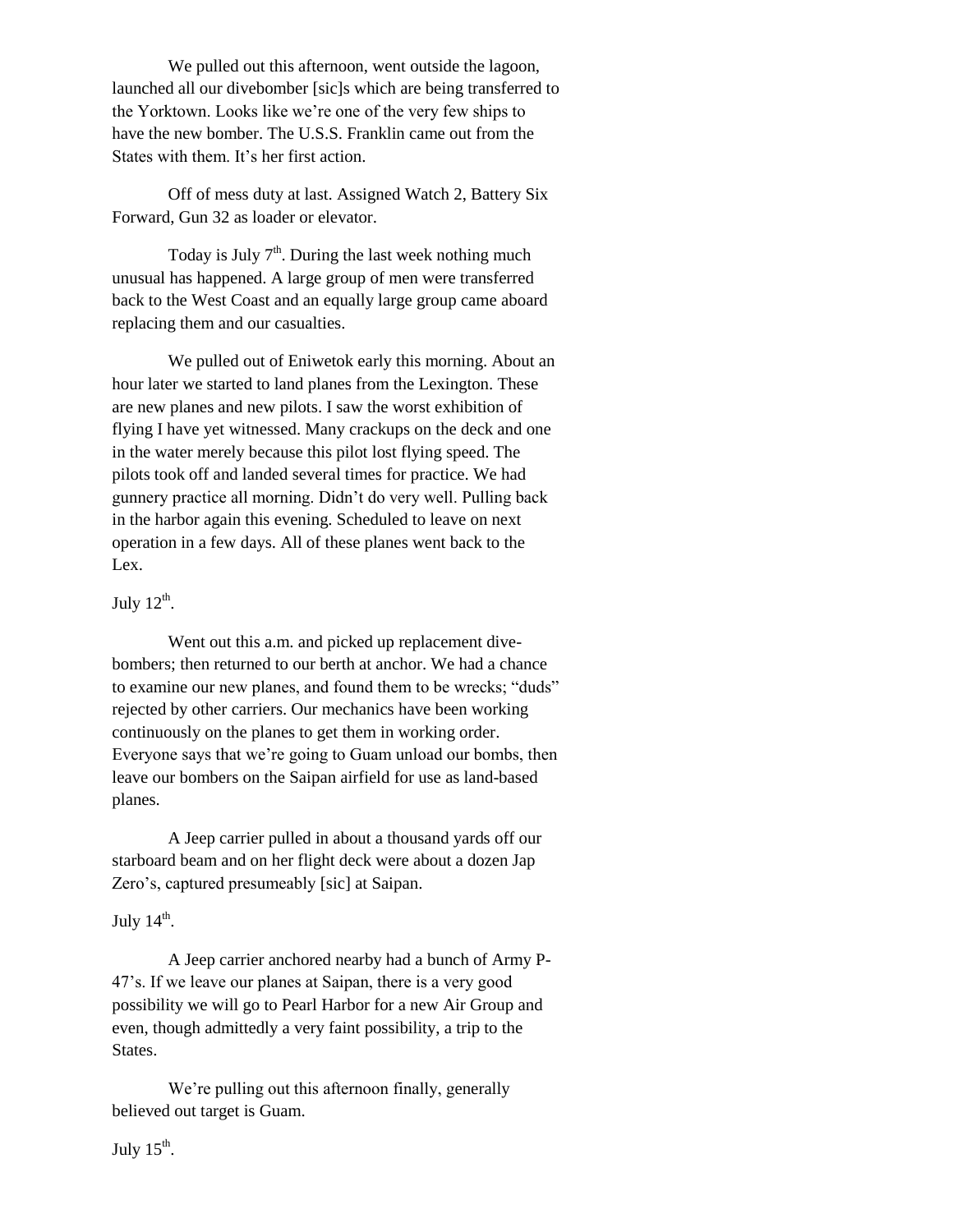We pulled out this afternoon, went outside the lagoon, launched all our divebomber [sic]s which are being transferred to the Yorktown. Looks like we're one of the very few ships to have the new bomber. The U.S.S. Franklin came out from the States with them. It's her first action.

Off of mess duty at last. Assigned Watch 2, Battery Six Forward, Gun 32 as loader or elevator.

Today is July 7th. During the last week nothing much unusual has happened. A large group of men were transferred back to the West Coast and an equally large group came aboard replacing them and our casualties.

We pulled out of Eniwetok early this morning. About an hour later we started to land planes from the Lexington. These are new planes and new pilots. I saw the worst exhibition of flying I have yet witnessed. Many crackups on the deck and one in the water merely because this pilot lost flying speed. The pilots took off and landed several times for practice. We had gunnery practice all morning. Didn't do very well. Pulling back in the harbor again this evening. Scheduled to leave on next operation in a few days. All of these planes went back to the Lex.

July 12th.

Went out this a.m. and picked up replacement dive-bombers; then returned to our berth at anchor. We had a chance to examine our new planes, and found them to be wrecks; "duds" rejected by other carriers. Our mechanics have been working continuously on the planes to get them in working order. Everyone says that we're going to Guam unload our bombs, then leave our bombers on the Saipan airfield for use as land-based planes.

A Jeep carrier pulled in about a thousand yards off our starboard beam and on her flight deck were about a dozen Jap Zero's, captured presumeably [sic] at Saipan.

July 14th.

A Jeep carrier anchored nearby had a bunch of Army P-47's. If we leave our planes at Saipan, there is a very good possibility we will go to Pearl Harbor for a new Air Group and even, though admittedly a very faint possibility, a trip to the States.

We're pulling out this afternoon finally, generally believed out target is Guam.

July 15th.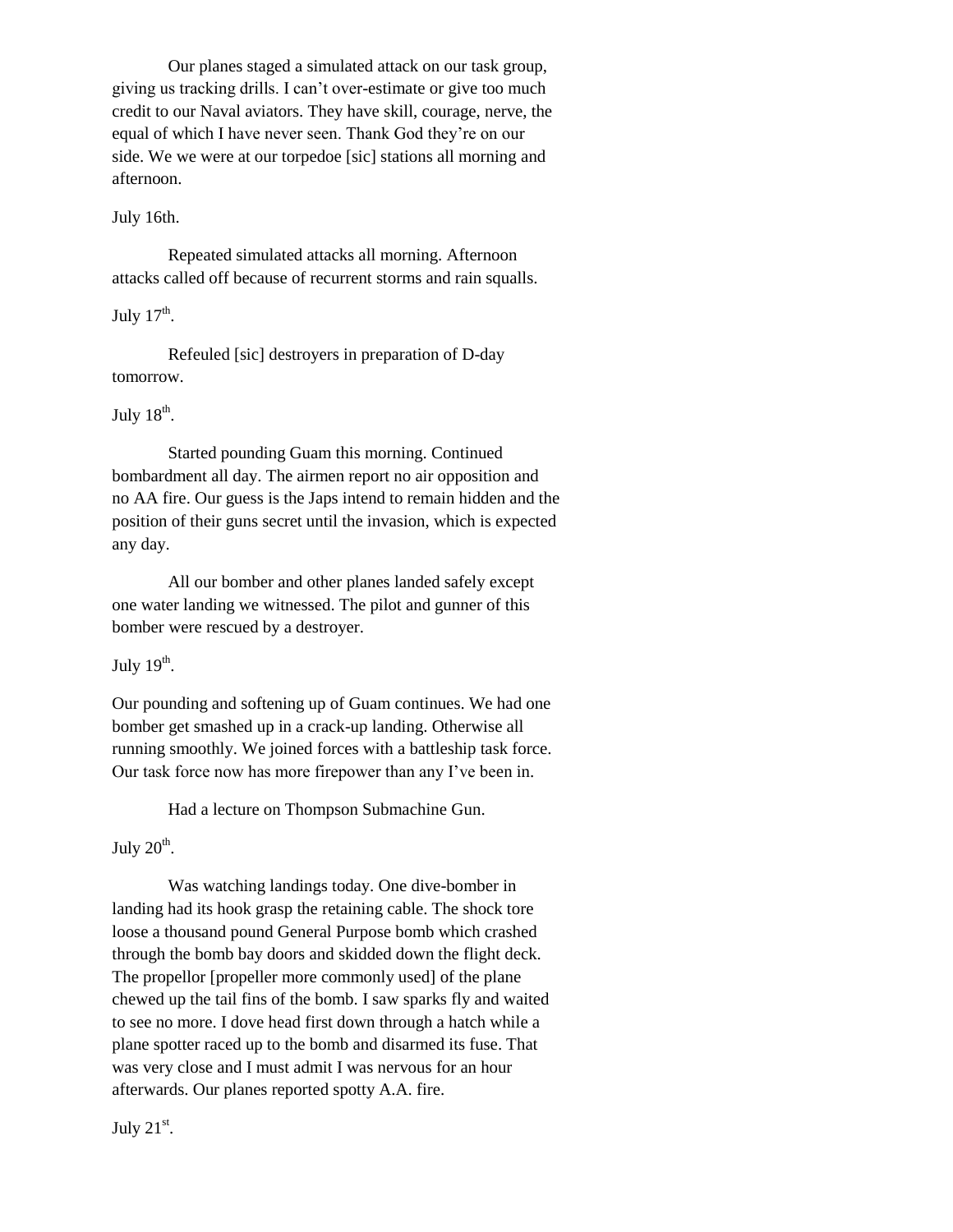Our planes staged a simulated attack on our task group, giving us tracking drills. I can't over-estimate or give too much credit to our Naval aviators. They have skill, courage, nerve, the equal of which I have never seen. Thank God they're on our side. We we were at our torpedoe [sic] stations all morning and afternoon.

July 16th.

Repeated simulated attacks all morning. Afternoon attacks called off because of recurrent storms and rain squalls.

July 17th.

Refeuled [sic] destroyers in preparation of D-day tomorrow.

July 18th.

Started pounding Guam this morning. Continued bombardment all day. The airmen report no air opposition and no AA fire. Our guess is the Japs intend to remain hidden and the position of their guns secret until the invasion, which is expected any day.

All our bomber and other planes landed safely except one water landing we witnessed. The pilot and gunner of this bomber were rescued by a destroyer.

July 19th.

Our pounding and softening up of Guam continues. We had one bomber get smashed up in a crack-up landing. Otherwise all running smoothly. We joined forces with a battleship task force. Our task force now has more firepower than any I've been in.

Had a lecture on Thompson Submachine Gun.

July 20th.

Was watching landings today. One dive-bomber in landing had its hook grasp the retaining cable. The shock tore loose a thousand pound General Purpose bomb which crashed through the bomb bay doors and skidded down the flight deck. The propellor [propeller more commonly used] of the plane chewed up the tail fins of the bomb. I saw sparks fly and waited to see no more. I dove head first down through a hatch while a plane spotter raced up to the bomb and disarmed its fuse. That was very close and I must admit I was nervous for an hour afterwards. Our planes reported spotty A.A. fire.

July 21st.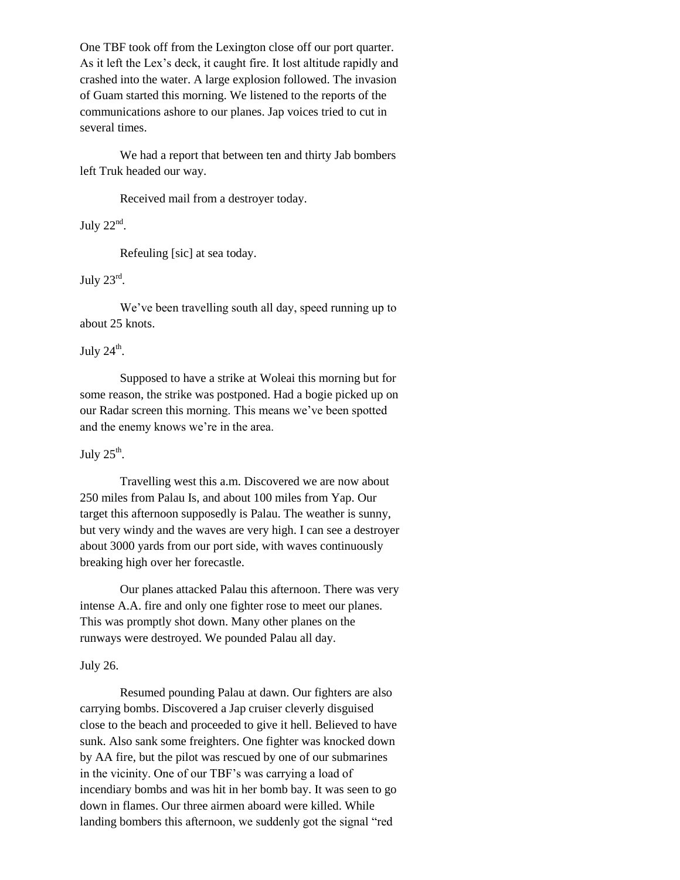One TBF took off from the Lexington close off our port quarter. As it left the Lex's deck, it caught fire. It lost altitude rapidly and crashed into the water. A large explosion followed. The invasion of Guam started this morning. We listened to the reports of the communications ashore to our planes. Jap voices tried to cut in several times.

We had a report that between ten and thirty Jab bombers left Truk headed our way.

Received mail from a destroyer today.

July 22nd.

Refeuling [sic] at sea today.

July 23rd.

We've been travelling south all day, speed running up to about 25 knots.

July 24th.

Supposed to have a strike at Woleai this morning but for some reason, the strike was postponed. Had a bogie picked up on our Radar screen this morning. This means we've been spotted and the enemy knows we're in the area.

July 25th.

Travelling west this a.m. Discovered we are now about 250 miles from Palau Is, and about 100 miles from Yap. Our target this afternoon supposedly is Palau. The weather is sunny, but very windy and the waves are very high. I can see a destroyer about 3000 yards from our port side, with waves continuously breaking high over her forecastle.

Our planes attacked Palau this afternoon. There was very intense A.A. fire and only one fighter rose to meet our planes. This was promptly shot down. Many other planes on the runways were destroyed. We pounded Palau all day.

July 26.

Resumed pounding Palau at dawn. Our fighters are also carrying bombs. Discovered a Jap cruiser cleverly disguised close to the beach and proceeded to give it hell. Believed to have sunk. Also sank some freighters. One fighter was knocked down by AA fire, but the pilot was rescued by one of our submarines in the vicinity. One of our TBF's was carrying a load of incendiary bombs and was hit in her bomb bay. It was seen to go down in flames. Our three airmen aboard were killed. While landing bombers this afternoon, we suddenly got the signal "red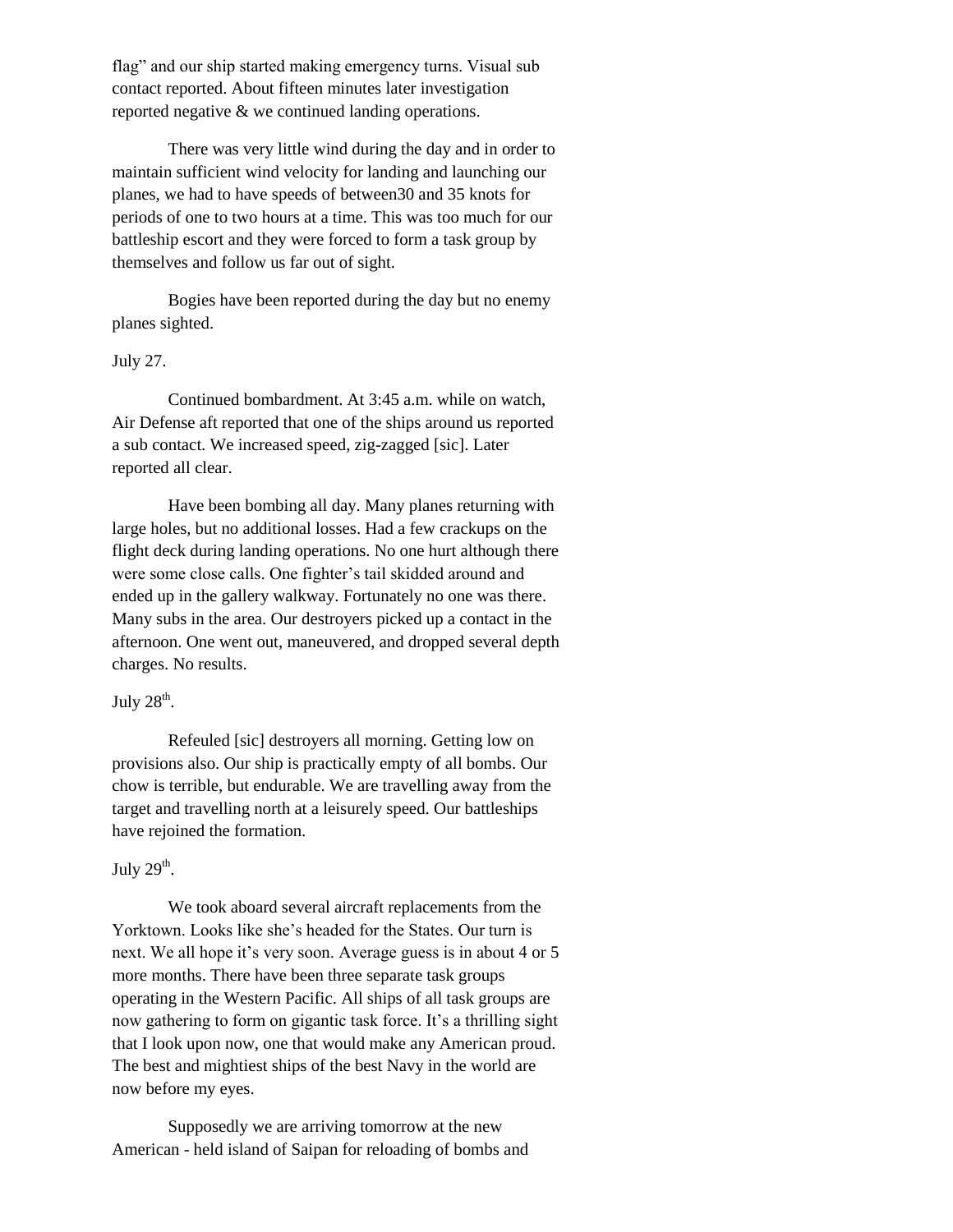flag" and our ship started making emergency turns. Visual sub contact reported. About fifteen minutes later investigation reported negative & we continued landing operations.

There was very little wind during the day and in order to maintain sufficient wind velocity for landing and launching our planes, we had to have speeds of between30 and 35 knots for periods of one to two hours at a time. This was too much for our battleship escort and they were forced to form a task group by themselves and follow us far out of sight.

Bogies have been reported during the day but no enemy planes sighted.

July 27.

Continued bombardment. At 3:45 a.m. while on watch, Air Defense aft reported that one of the ships around us reported a sub contact. We increased speed, zig-zagged [sic]. Later reported all clear.

Have been bombing all day. Many planes returning with large holes, but no additional losses. Had a few crackups on the flight deck during landing operations. No one hurt although there were some close calls. One fighter's tail skidded around and ended up in the gallery walkway. Fortunately no one was there. Many subs in the area. Our destroyers picked up a contact in the afternoon. One went out, maneuvered, and dropped several depth charges. No results.

July 28th.

Refeuled [sic] destroyers all morning. Getting low on provisions also. Our ship is practically empty of all bombs. Our chow is terrible, but endurable. We are travelling away from the target and travelling north at a leisurely speed. Our battleships have rejoined the formation.

July 29th.

We took aboard several aircraft replacements from the Yorktown. Looks like she's headed for the States. Our turn is next. We all hope it's very soon. Average guess is in about 4 or 5 more months. There have been three separate task groups operating in the Western Pacific. All ships of all task groups are now gathering to form on gigantic task force. It's a thrilling sight that I look upon now, one that would make any American proud. The best and mightiest ships of the best Navy in the world are now before my eyes.

Supposedly we are arriving tomorrow at the new American - held island of Saipan for reloading of bombs and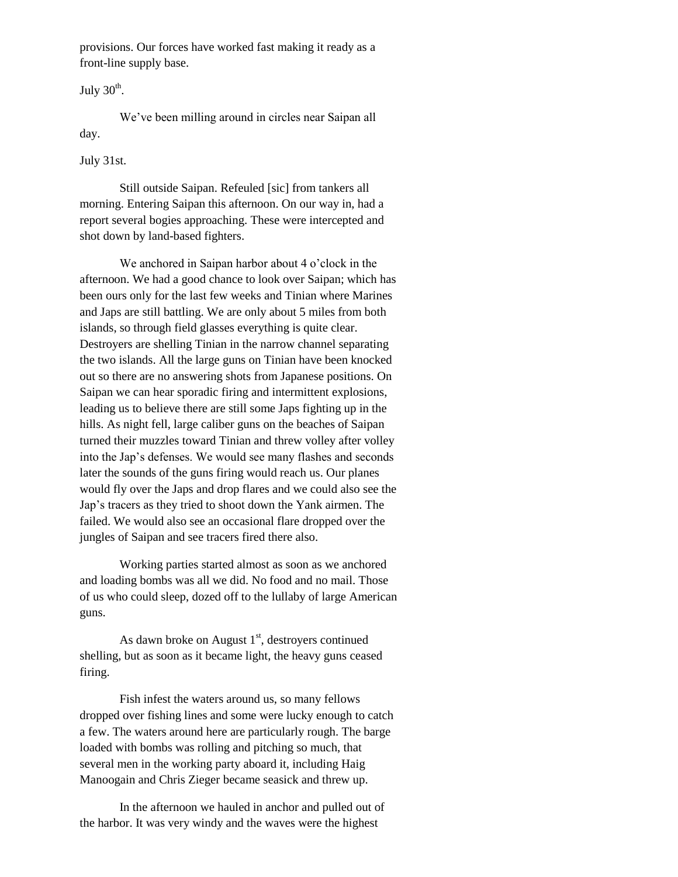provisions. Our forces have worked fast making it ready as a front-line supply base.

July 30th.

We've been milling around in circles near Saipan all day.

July 31st.

Still outside Saipan. Refeuled [sic] from tankers all morning. Entering Saipan this afternoon. On our way in, had a report several bogies approaching. These were intercepted and shot down by land-based fighters.

We anchored in Saipan harbor about 4 o'clock in the afternoon. We had a good chance to look over Saipan; which has been ours only for the last few weeks and Tinian where Marines and Japs are still battling. We are only about 5 miles from both islands, so through field glasses everything is quite clear. Destroyers are shelling Tinian in the narrow channel separating the two islands. All the large guns on Tinian have been knocked out so there are no answering shots from Japanese positions. On Saipan we can hear sporadic firing and intermittent explosions, leading us to believe there are still some Japs fighting up in the hills. As night fell, large caliber guns on the beaches of Saipan turned their muzzles toward Tinian and threw volley after volley into the Jap's defenses. We would see many flashes and seconds later the sounds of the guns firing would reach us. Our planes would fly over the Japs and drop flares and we could also see the Jap's tracers as they tried to shoot down the Yank airmen. The failed. We would also see an occasional flare dropped over the jungles of Saipan and see tracers fired there also.

Working parties started almost as soon as we anchored and loading bombs was all we did. No food and no mail. Those of us who could sleep, dozed off to the lullaby of large American guns.

As dawn broke on August 1st, destroyers continued shelling, but as soon as it became light, the heavy guns ceased firing.

Fish infest the waters around us, so many fellows dropped over fishing lines and some were lucky enough to catch a few. The waters around here are particularly rough. The barge loaded with bombs was rolling and pitching so much, that several men in the working party aboard it, including Haig Manoogain and Chris Zieger became seasick and threw up.

In the afternoon we hauled in anchor and pulled out of the harbor. It was very windy and the waves were the highest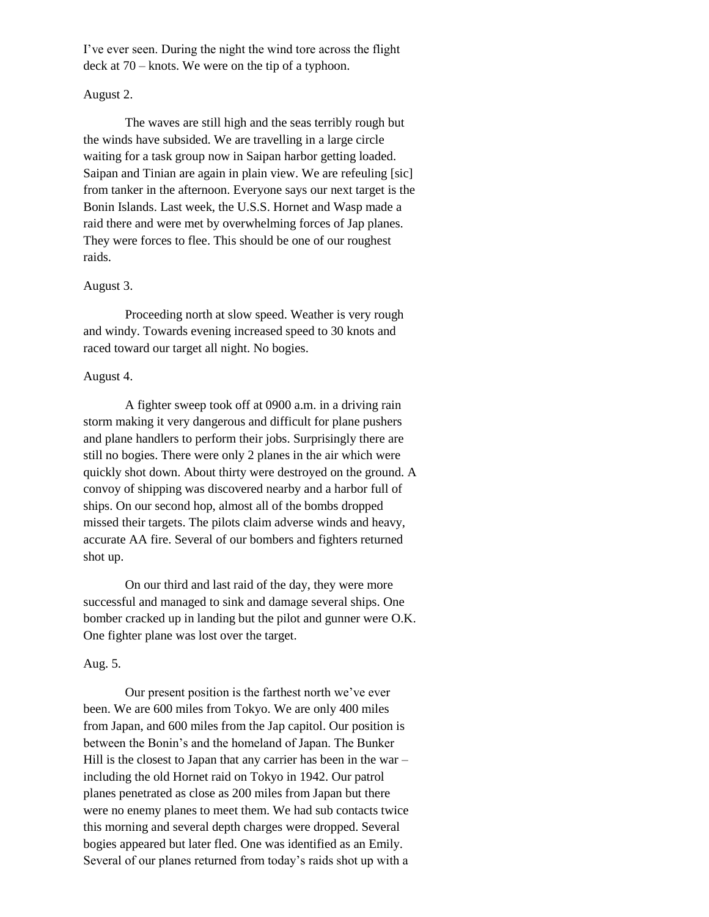I've ever seen. During the night the wind tore across the flight deck at 70 – knots. We were on the tip of a typhoon.

August 2.

The waves are still high and the seas terribly rough but the winds have subsided. We are travelling in a large circle waiting for a task group now in Saipan harbor getting loaded. Saipan and Tinian are again in plain view. We are refeuling [sic] from tanker in the afternoon. Everyone says our next target is the Bonin Islands. Last week, the U.S.S. Hornet and Wasp made a raid there and were met by overwhelming forces of Jap planes. They were forces to flee. This should be one of our roughest raids.

August 3.

Proceeding north at slow speed. Weather is very rough and windy. Towards evening increased speed to 30 knots and raced toward our target all night. No bogies.

August 4.

A fighter sweep took off at 0900 a.m. in a driving rain storm making it very dangerous and difficult for plane pushers and plane handlers to perform their jobs. Surprisingly there are still no bogies. There were only 2 planes in the air which were quickly shot down. About thirty were destroyed on the ground. A convoy of shipping was discovered nearby and a harbor full of ships. On our second hop, almost all of the bombs dropped missed their targets. The pilots claim adverse winds and heavy, accurate AA fire. Several of our bombers and fighters returned shot up.

On our third and last raid of the day, they were more successful and managed to sink and damage several ships. One bomber cracked up in landing but the pilot and gunner were O.K. One fighter plane was lost over the target.

Aug. 5.

Our present position is the farthest north we've ever been. We are 600 miles from Tokyo. We are only 400 miles from Japan, and 600 miles from the Jap capitol. Our position is between the Bonin's and the homeland of Japan. The Bunker Hill is the closest to Japan that any carrier has been in the war – including the old Hornet raid on Tokyo in 1942. Our patrol planes penetrated as close as 200 miles from Japan but there were no enemy planes to meet them. We had sub contacts twice this morning and several depth charges were dropped. Several bogies appeared but later fled. One was identified as an Emily. Several of our planes returned from today's raids shot up with a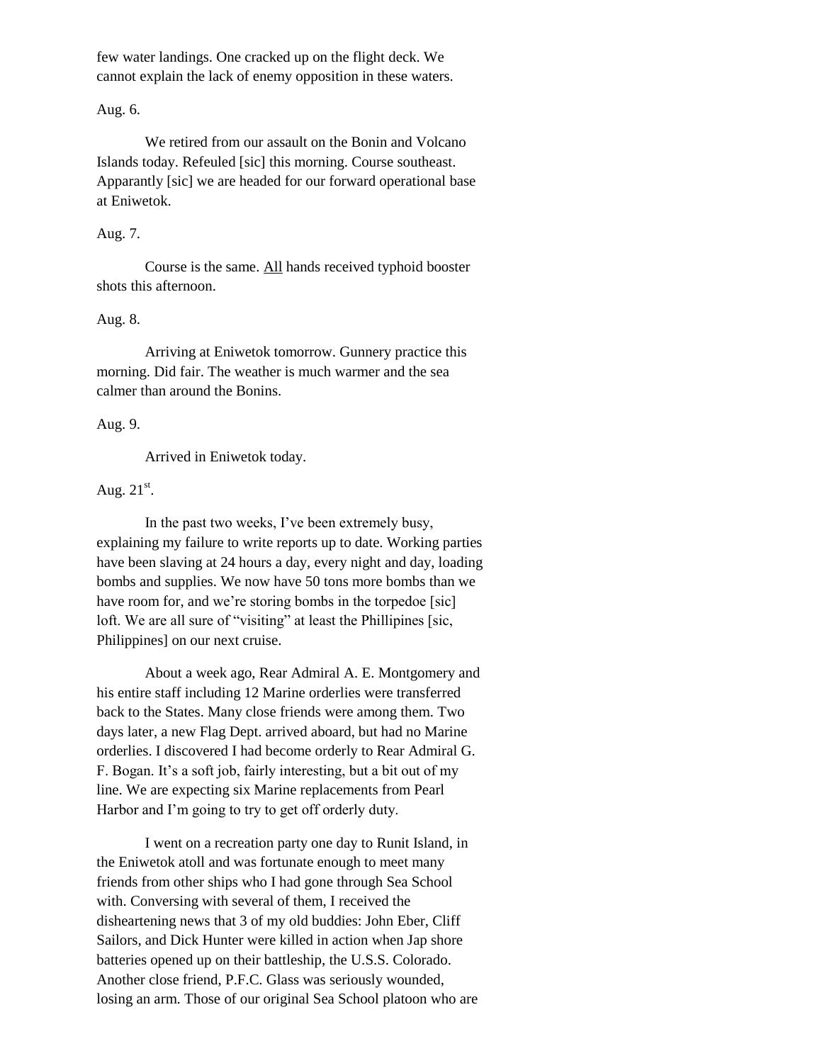few water landings. One cracked up on the flight deck. We cannot explain the lack of enemy opposition in these waters.

Aug. 6.

We retired from our assault on the Bonin and Volcano Islands today. Refeuled [sic] this morning. Course southeast. Apparantly [sic] we are headed for our forward operational base at Eniwetok.

Aug. 7.

Course is the same. All hands received typhoid booster shots this afternoon.

Aug. 8.

Arriving at Eniwetok tomorrow. Gunnery practice this morning. Did fair. The weather is much warmer and the sea calmer than around the Bonins.

Aug. 9.

Arrived in Eniwetok today.

Aug. 21st.

In the past two weeks, I've been extremely busy, explaining my failure to write reports up to date. Working parties have been slaving at 24 hours a day, every night and day, loading bombs and supplies. We now have 50 tons more bombs than we have room for, and we're storing bombs in the torpedoe [sic] loft. We are all sure of "visiting" at least the Phillipines [sic, Philippines] on our next cruise.

About a week ago, Rear Admiral A. E. Montgomery and his entire staff including 12 Marine orderlies were transferred back to the States. Many close friends were among them. Two days later, a new Flag Dept. arrived aboard, but had no Marine orderlies. I discovered I had become orderly to Rear Admiral G. F. Bogan. It's a soft job, fairly interesting, but a bit out of my line. We are expecting six Marine replacements from Pearl Harbor and I'm going to try to get off orderly duty.

I went on a recreation party one day to Runit Island, in the Eniwetok atoll and was fortunate enough to meet many friends from other ships who I had gone through Sea School with. Conversing with several of them, I received the disheartening news that 3 of my old buddies: John Eber, Cliff Sailors, and Dick Hunter were killed in action when Jap shore batteries opened up on their battleship, the U.S.S. Colorado. Another close friend, P.F.C. Glass was seriously wounded, losing an arm. Those of our original Sea School platoon who are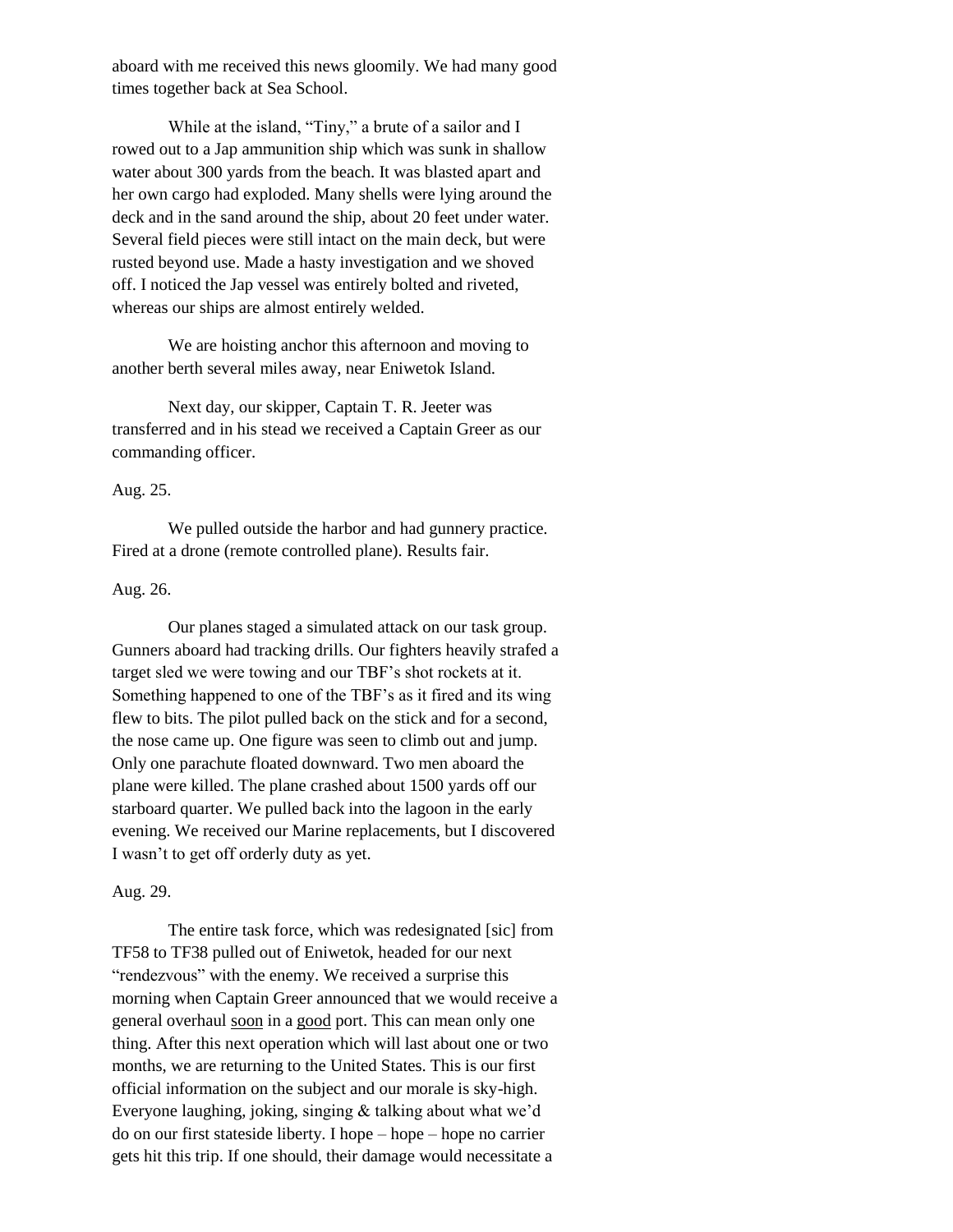aboard with me received this news gloomily. We had many good times together back at Sea School.

While at the island, "Tiny," a brute of a sailor and I rowed out to a Jap ammunition ship which was sunk in shallow water about 300 yards from the beach. It was blasted apart and her own cargo had exploded. Many shells were lying around the deck and in the sand around the ship, about 20 feet under water. Several field pieces were still intact on the main deck, but were rusted beyond use. Made a hasty investigation and we shoved off. I noticed the Jap vessel was entirely bolted and riveted, whereas our ships are almost entirely welded.

We are hoisting anchor this afternoon and moving to another berth several miles away, near Eniwetok Island.

Next day, our skipper, Captain T. R. Jeeter was transferred and in his stead we received a Captain Greer as our commanding officer.

Aug. 25.

We pulled outside the harbor and had gunnery practice. Fired at a drone (remote controlled plane). Results fair.

Aug. 26.

Our planes staged a simulated attack on our task group. Gunners aboard had tracking drills. Our fighters heavily strafed a target sled we were towing and our TBF's shot rockets at it. Something happened to one of the TBF's as it fired and its wing flew to bits. The pilot pulled back on the stick and for a second, the nose came up. One figure was seen to climb out and jump. Only one parachute floated downward. Two men aboard the plane were killed. The plane crashed about 1500 yards off our starboard quarter. We pulled back into the lagoon in the early evening. We received our Marine replacements, but I discovered I wasn't to get off orderly duty as yet.

Aug. 29.

The entire task force, which was redesignated [sic] from TF58 to TF38 pulled out of Eniwetok, headed for our next "rendezvous" with the enemy. We received a surprise this morning when Captain Greer announced that we would receive a general overhaul <u>soon</u> in a <u>good</u> port. This can mean only one thing. After this next operation which will last about one or two months, we are returning to the United States. This is our first official information on the subject and our morale is sky-high. Everyone laughing, joking, singing & talking about what we'd do on our first stateside liberty. I hope – hope – hope no carrier gets hit this trip. If one should, their damage would necessitate a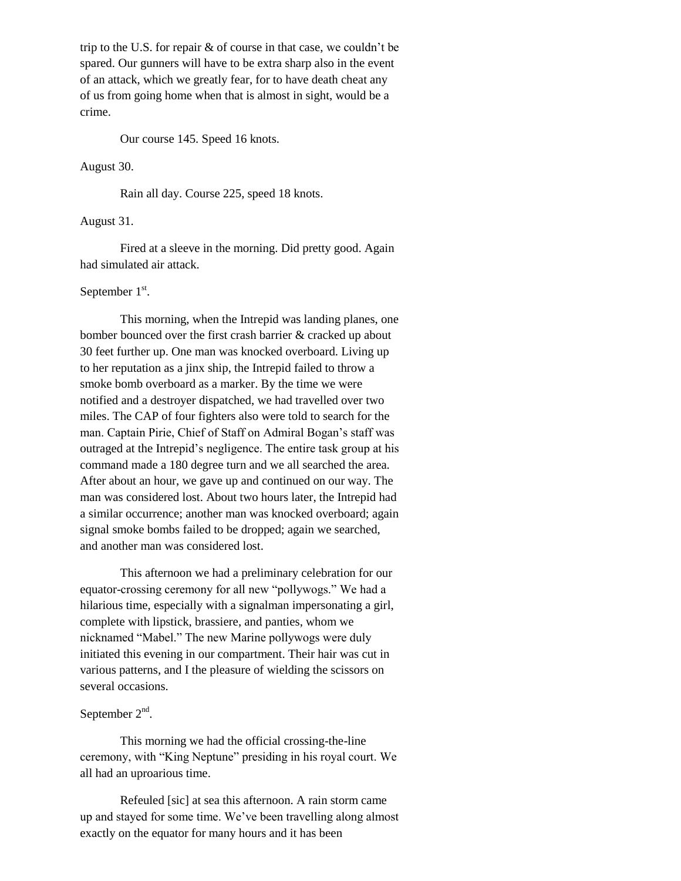trip to the U.S. for repair & of course in that case, we couldn't be spared. Our gunners will have to be extra sharp also in the event of an attack, which we greatly fear, for to have death cheat any of us from going home when that is almost in sight, would be a crime.

Our course 145. Speed 16 knots.

August 30.

Rain all day. Course 225, speed 18 knots.

August 31.

Fired at a sleeve in the morning. Did pretty good. Again had simulated air attack.

September 1st.

This morning, when the Intrepid was landing planes, one bomber bounced over the first crash barrier & cracked up about 30 feet further up. One man was knocked overboard. Living up to her reputation as a jinx ship, the Intrepid failed to throw a smoke bomb overboard as a marker. By the time we were notified and a destroyer dispatched, we had travelled over two miles. The CAP of four fighters also were told to search for the man. Captain Pirie, Chief of Staff on Admiral Bogan's staff was outraged at the Intrepid's negligence. The entire task group at his command made a 180 degree turn and we all searched the area. After about an hour, we gave up and continued on our way. The man was considered lost. About two hours later, the Intrepid had a similar occurrence; another man was knocked overboard; again signal smoke bombs failed to be dropped; again we searched, and another man was considered lost.

This afternoon we had a preliminary celebration for our equator-crossing ceremony for all new "pollywogs." We had a hilarious time, especially with a signalman impersonating a girl, complete with lipstick, brassiere, and panties, whom we nicknamed "Mabel." The new Marine pollywogs were duly initiated this evening in our compartment. Their hair was cut in various patterns, and I the pleasure of wielding the scissors on several occasions.

September 2nd.

This morning we had the official crossing-the-line ceremony, with "King Neptune" presiding in his royal court. We all had an uproarious time.

Refeuled [sic] at sea this afternoon. A rain storm came up and stayed for some time. We've been travelling along almost exactly on the equator for many hours and it has been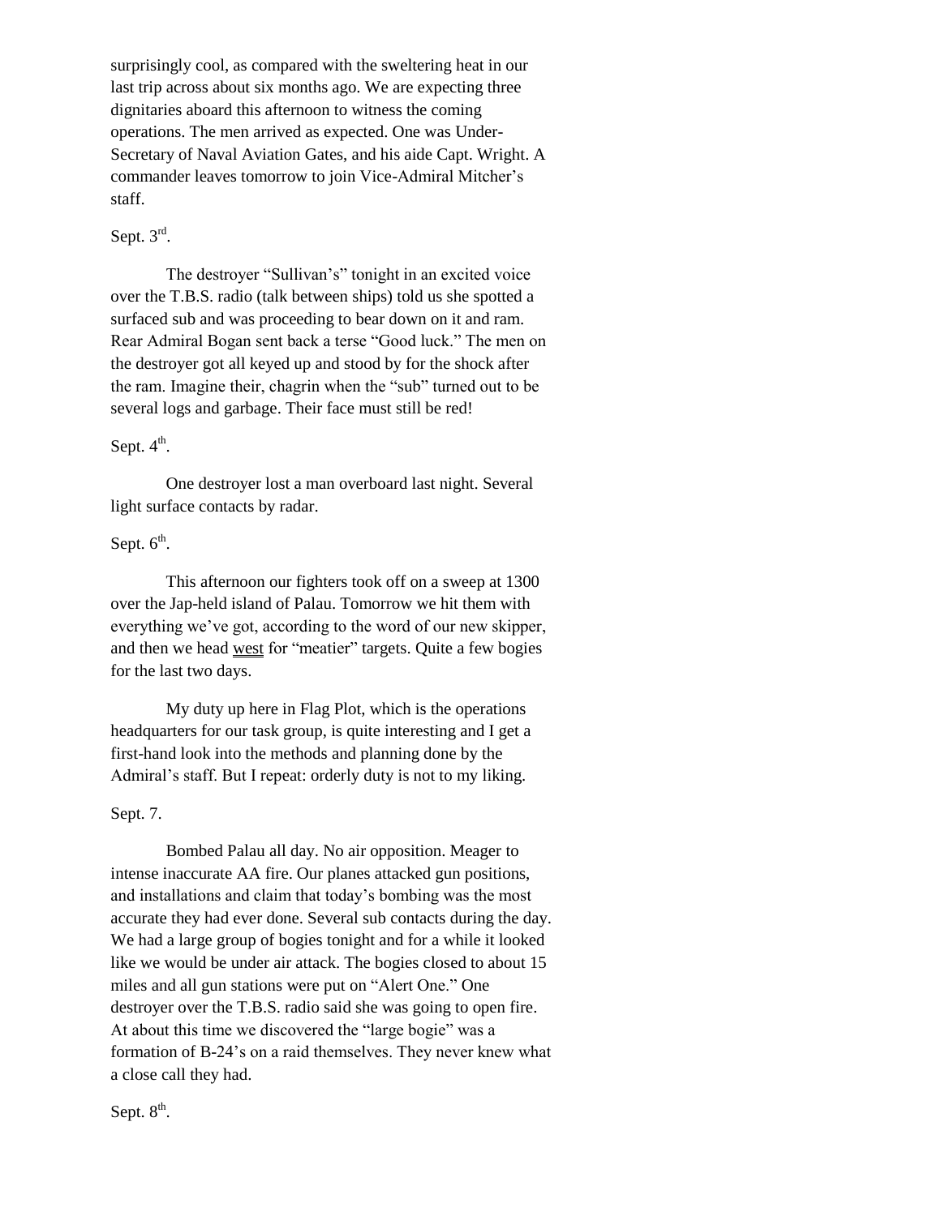surprisingly cool, as compared with the sweltering heat in our last trip across about six months ago. We are expecting three dignitaries aboard this afternoon to witness the coming operations. The men arrived as expected. One was Under-Secretary of Naval Aviation Gates, and his aide Capt. Wright. A commander leaves tomorrow to join Vice-Admiral Mitcher's staff.

Sept. 3rd.

The destroyer "Sullivan's" tonight in an excited voice over the T.B.S. radio (talk between ships) told us she spotted a surfaced sub and was proceeding to bear down on it and ram. Rear Admiral Bogan sent back a terse "Good luck." The men on the destroyer got all keyed up and stood by for the shock after the ram. Imagine their, chagrin when the "sub" turned out to be several logs and garbage. Their face must still be red!

Sept. 4th.

One destroyer lost a man overboard last night. Several light surface contacts by radar.

Sept. 6th.

This afternoon our fighters took off on a sweep at 1300 over the Jap-held island of Palau. Tomorrow we hit them with everything we've got, according to the word of our new skipper, and then we head <u>west</u> for "meatier" targets. Quite a few bogies for the last two days.

My duty up here in Flag Plot, which is the operations headquarters for our task group, is quite interesting and I get a first-hand look into the methods and planning done by the Admiral's staff. But I repeat: orderly duty is not to my liking.

Sept. 7.

Bombed Palau all day. No air opposition. Meager to intense inaccurate AA fire. Our planes attacked gun positions, and installations and claim that today's bombing was the most accurate they had ever done. Several sub contacts during the day. We had a large group of bogies tonight and for a while it looked like we would be under air attack. The bogies closed to about 15 miles and all gun stations were put on "Alert One." One destroyer over the T.B.S. radio said she was going to open fire. At about this time we discovered the "large bogie" was a formation of B-24's on a raid themselves. They never knew what a close call they had.

Sept. 8th.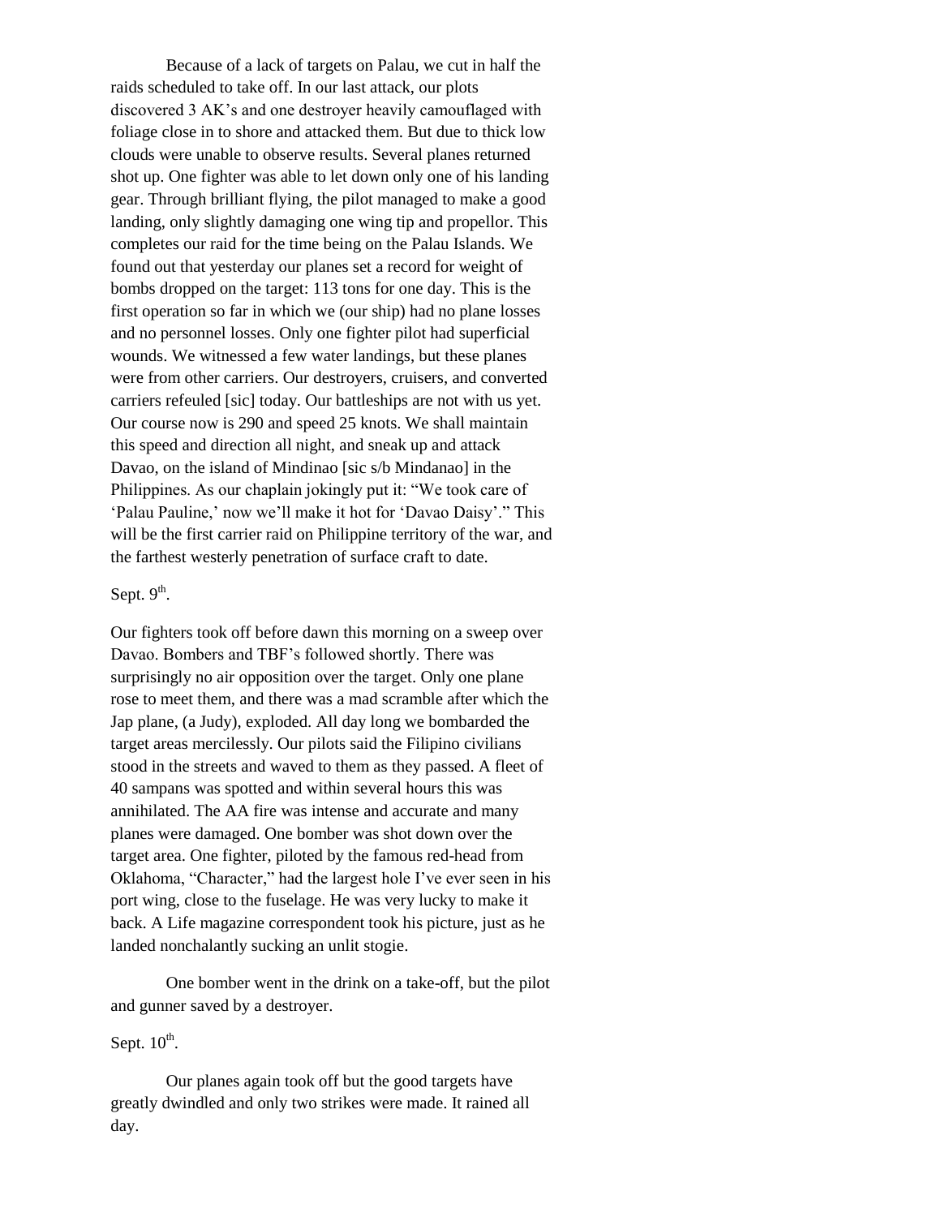Because of a lack of targets on Palau, we cut in half the raids scheduled to take off. In our last attack, our plots discovered 3 AK's and one destroyer heavily camouflaged with foliage close in to shore and attacked them. But due to thick low clouds were unable to observe results. Several planes returned shot up. One fighter was able to let down only one of his landing gear. Through brilliant flying, the pilot managed to make a good landing, only slightly damaging one wing tip and propellor. This completes our raid for the time being on the Palau Islands. We found out that yesterday our planes set a record for weight of bombs dropped on the target: 113 tons for one day. This is the first operation so far in which we (our ship) had no plane losses and no personnel losses. Only one fighter pilot had superficial wounds. We witnessed a few water landings, but these planes were from other carriers. Our destroyers, cruisers, and converted carriers refeuled [sic] today. Our battleships are not with us yet. Our course now is 290 and speed 25 knots. We shall maintain this speed and direction all night, and sneak up and attack Davao, on the island of Mindinao [sic s/b Mindanao] in the Philippines. As our chaplain jokingly put it: "We took care of 'Palau Pauline,' now we'll make it hot for 'Davao Daisy'." This will be the first carrier raid on Philippine territory of the war, and the farthest westerly penetration of surface craft to date.

Sept. 9th.

Our fighters took off before dawn this morning on a sweep over Davao. Bombers and TBF's followed shortly. There was surprisingly no air opposition over the target. Only one plane rose to meet them, and there was a mad scramble after which the Jap plane, (a Judy), exploded. All day long we bombarded the target areas mercilessly. Our pilots said the Filipino civilians stood in the streets and waved to them as they passed. A fleet of 40 sampans was spotted and within several hours this was annihilated. The AA fire was intense and accurate and many planes were damaged. One bomber was shot down over the target area. One fighter, piloted by the famous red-head from Oklahoma, "Character," had the largest hole I've ever seen in his port wing, close to the fuselage. He was very lucky to make it back. A Life magazine correspondent took his picture, just as he landed nonchalantly sucking an unlit stogie.

One bomber went in the drink on a take-off, but the pilot and gunner saved by a destroyer.

Sept. 10th.

Our planes again took off but the good targets have greatly dwindled and only two strikes were made. It rained all day.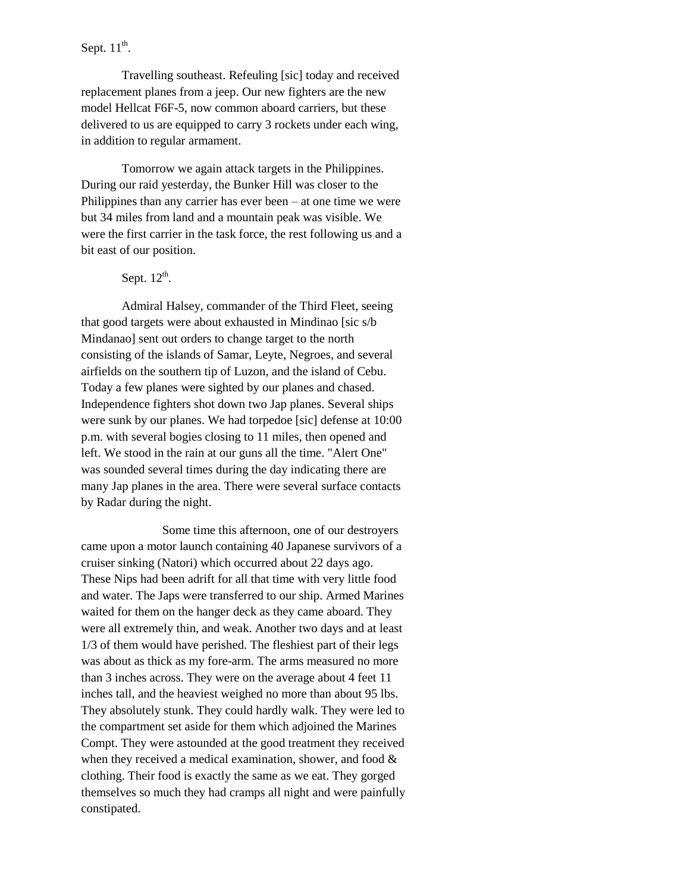Sept. 11th.

Travelling southeast. Refeuling [sic] today and received replacement planes from a jeep. Our new fighters are the new model Hellcat F6F-5, now common aboard carriers, but these delivered to us are equipped to carry 3 rockets under each wing, in addition to regular armament.

Tomorrow we again attack targets in the Philippines. During our raid yesterday, the Bunker Hill was closer to the Philippines than any carrier has ever been – at one time we were but 34 miles from land and a mountain peak was visible. We were the first carrier in the task force, the rest following us and a bit east of our position.

Sept. 12th.

Admiral Halsey, commander of the Third Fleet, seeing that good targets were about exhausted in Mindinao [sic s/b Mindanao] sent out orders to change target to the north consisting of the islands of Samar, Leyte, Negroes, and several airfields on the southern tip of Luzon, and the island of Cebu. Today a few planes were sighted by our planes and chased. Independence fighters shot down two Jap planes. Several ships were sunk by our planes. We had torpedoe [sic] defense at 10:00 p.m. with several bogies closing to 11 miles, then opened and left. We stood in the rain at our guns all the time. "Alert One" was sounded several times during the day indicating there are many Jap planes in the area. There were several surface contacts by Radar during the night.

Some time this afternoon, one of our destroyers came upon a motor launch containing 40 Japanese survivors of a cruiser sinking (Natori) which occurred about 22 days ago. These Nips had been adrift for all that time with very little food and water. The Japs were transferred to our ship. Armed Marines waited for them on the hanger deck as they came aboard. They were all extremely thin, and weak. Another two days and at least 1/3 of them would have perished. The fleshiest part of their legs was about as thick as my fore-arm. The arms measured no more than 3 inches across. They were on the average about 4 feet 11 inches tall, and the heaviest weighed no more than about 95 lbs. They absolutely stunk. They could hardly walk. They were led to the compartment set aside for them which adjoined the Marines Compt. They were astounded at the good treatment they received when they received a medical examination, shower, and food & clothing. Their food is exactly the same as we eat. They gorged themselves so much they had cramps all night and were painfully constipated.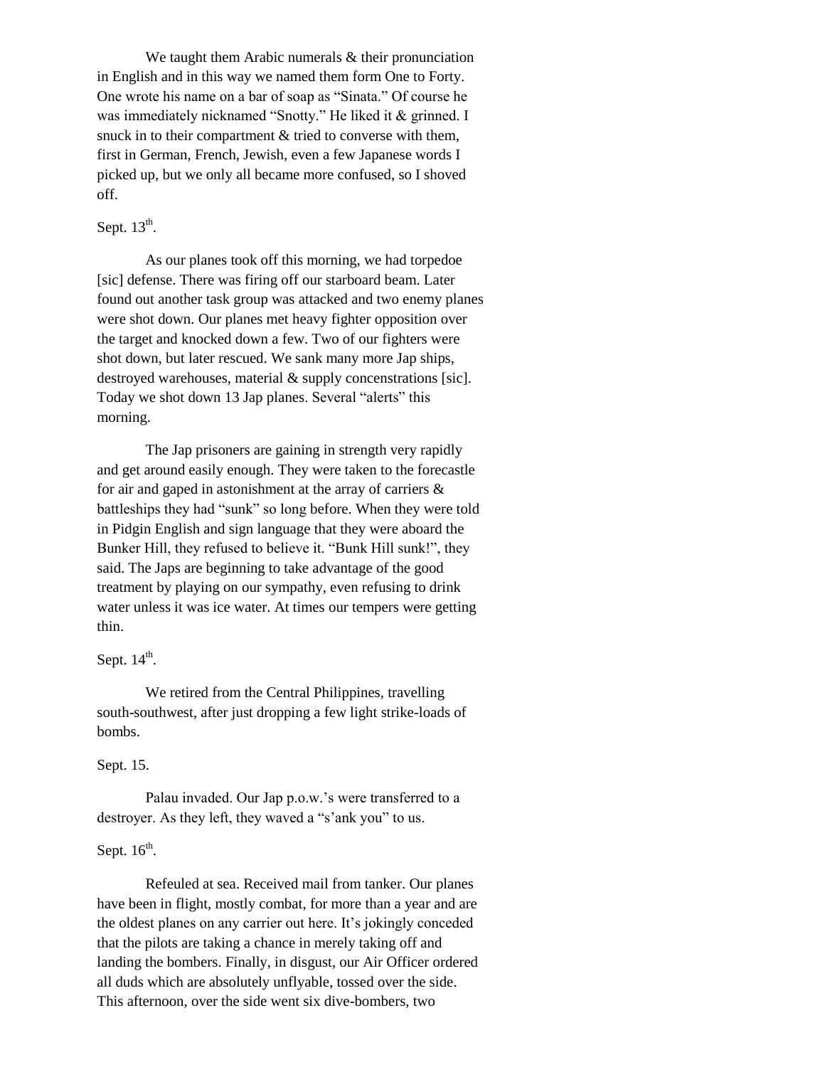We taught them Arabic numerals & their pronunciation in English and in this way we named them form One to Forty. One wrote his name on a bar of soap as "Sinata." Of course he was immediately nicknamed "Snotty." He liked it & grinned. I snuck in to their compartment & tried to converse with them, first in German, French, Jewish, even a few Japanese words I picked up, but we only all became more confused, so I shoved off.

Sept. 13th.

As our planes took off this morning, we had torpedoe [sic] defense. There was firing off our starboard beam. Later found out another task group was attacked and two enemy planes were shot down. Our planes met heavy fighter opposition over the target and knocked down a few. Two of our fighters were shot down, but later rescued. We sank many more Jap ships, destroyed warehouses, material & supply concenstrations [sic]. Today we shot down 13 Jap planes. Several "alerts" this morning.

The Jap prisoners are gaining in strength very rapidly and get around easily enough. They were taken to the forecastle for air and gaped in astonishment at the array of carriers & battleships they had "sunk" so long before. When they were told in Pidgin English and sign language that they were aboard the Bunker Hill, they refused to believe it. "Bunk Hill sunk!", they said. The Japs are beginning to take advantage of the good treatment by playing on our sympathy, even refusing to drink water unless it was ice water. At times our tempers were getting thin.

Sept. 14th.

We retired from the Central Philippines, travelling south-southwest, after just dropping a few light strike-loads of bombs.

Sept. 15.

Palau invaded. Our Jap p.o.w.'s were transferred to a destroyer. As they left, they waved a "s'ank you" to us.

Sept. 16th.

Refeuled at sea. Received mail from tanker. Our planes have been in flight, mostly combat, for more than a year and are the oldest planes on any carrier out here. It's jokingly conceded that the pilots are taking a chance in merely taking off and landing the bombers. Finally, in disgust, our Air Officer ordered all duds which are absolutely unflyable, tossed over the side. This afternoon, over the side went six dive-bombers, two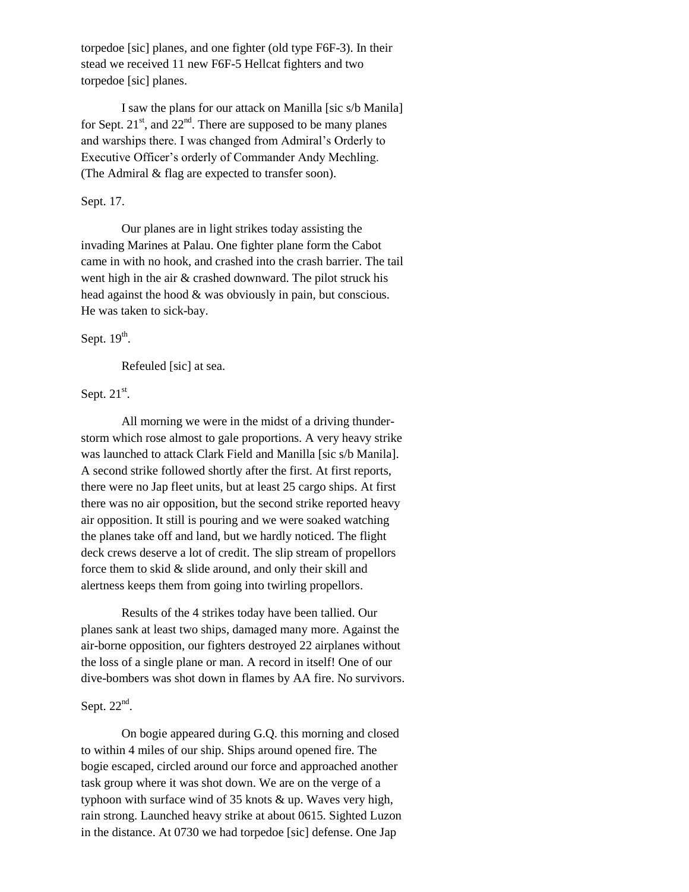torpedoe [sic] planes, and one fighter (old type F6F-3). In their stead we received 11 new F6F-5 Hellcat fighters and two torpedoe [sic] planes.

I saw the plans for our attack on Manilla [sic s/b Manila] for Sept. 21st, and 22nd. There are supposed to be many planes and warships there. I was changed from Admiral's Orderly to Executive Officer's orderly of Commander Andy Mechling. (The Admiral & flag are expected to transfer soon).

Sept. 17.

Our planes are in light strikes today assisting the invading Marines at Palau. One fighter plane form the Cabot came in with no hook, and crashed into the crash barrier. The tail went high in the air & crashed downward. The pilot struck his head against the hood & was obviously in pain, but conscious. He was taken to sick-bay.

Sept. 19th.

Refeuled [sic] at sea.

Sept. 21st.

All morning we were in the midst of a driving thunder-storm which rose almost to gale proportions. A very heavy strike was launched to attack Clark Field and Manilla [sic s/b Manila]. A second strike followed shortly after the first. At first reports, there were no Jap fleet units, but at least 25 cargo ships. At first there was no air opposition, but the second strike reported heavy air opposition. It still is pouring and we were soaked watching the planes take off and land, but we hardly noticed. The flight deck crews deserve a lot of credit. The slip stream of propellors force them to skid & slide around, and only their skill and alertness keeps them from going into twirling propellors.

Results of the 4 strikes today have been tallied. Our planes sank at least two ships, damaged many more. Against the air-borne opposition, our fighters destroyed 22 airplanes without the loss of a single plane or man. A record in itself! One of our dive-bombers was shot down in flames by AA fire. No survivors.

Sept. 22nd.

On bogie appeared during G.Q. this morning and closed to within 4 miles of our ship. Ships around opened fire. The bogie escaped, circled around our force and approached another task group where it was shot down. We are on the verge of a typhoon with surface wind of 35 knots & up. Waves very high, rain strong. Launched heavy strike at about 0615. Sighted Luzon in the distance. At 0730 we had torpedoe [sic] defense. One Jap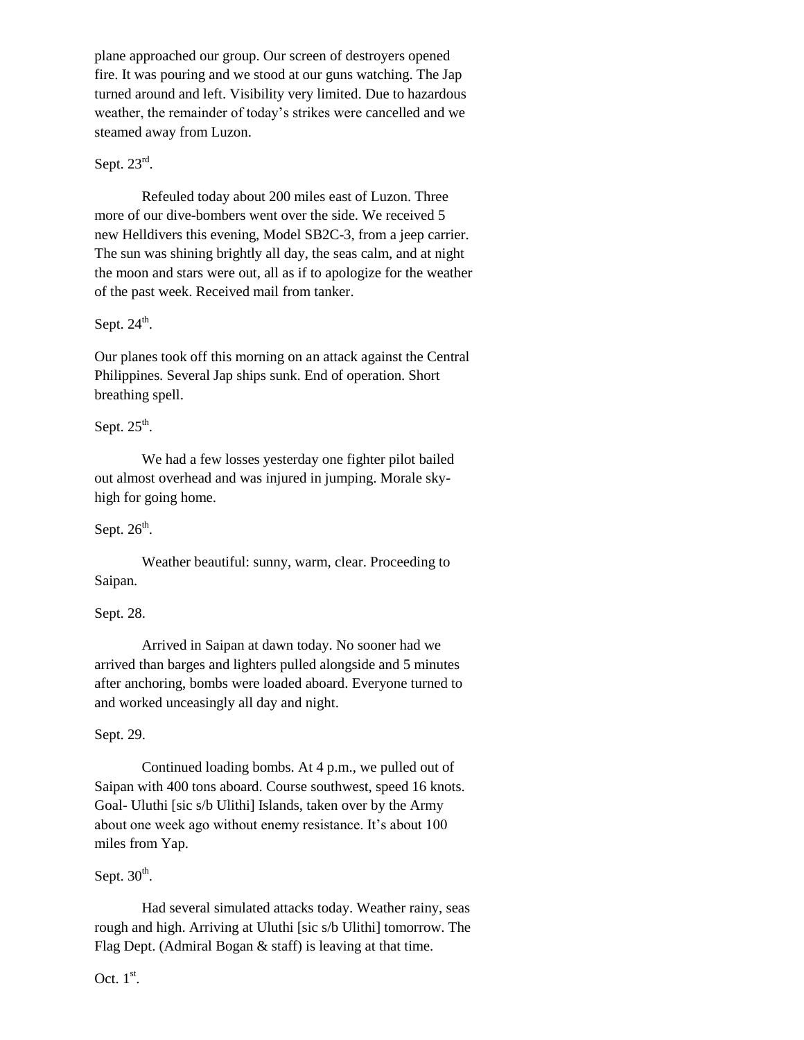plane approached our group. Our screen of destroyers opened fire. It was pouring and we stood at our guns watching. The Jap turned around and left. Visibility very limited. Due to hazardous weather, the remainder of today's strikes were cancelled and we steamed away from Luzon.

Sept. 23rd.

Refeuled today about 200 miles east of Luzon. Three more of our dive-bombers went over the side. We received 5 new Helldivers this evening, Model SB2C-3, from a jeep carrier. The sun was shining brightly all day, the seas calm, and at night the moon and stars were out, all as if to apologize for the weather of the past week. Received mail from tanker.

Sept. 24th.

Our planes took off this morning on an attack against the Central Philippines. Several Jap ships sunk. End of operation. Short breathing spell.

Sept. 25th.

We had a few losses yesterday one fighter pilot bailed out almost overhead and was injured in jumping. Morale sky-high for going home.

Sept. 26th.

Weather beautiful: sunny, warm, clear. Proceeding to Saipan.

Sept. 28.

Arrived in Saipan at dawn today. No sooner had we arrived than barges and lighters pulled alongside and 5 minutes after anchoring, bombs were loaded aboard. Everyone turned to and worked unceasingly all day and night.

Sept. 29.

Continued loading bombs. At 4 p.m., we pulled out of Saipan with 400 tons aboard. Course southwest, speed 16 knots. Goal- Uluthi [sic s/b Ulithi] Islands, taken over by the Army about one week ago without enemy resistance. It's about 100 miles from Yap.

Sept. 30th.

Had several simulated attacks today. Weather rainy, seas rough and high. Arriving at Uluthi [sic s/b Ulithi] tomorrow. The Flag Dept. (Admiral Bogan & staff) is leaving at that time.

Oct. 1st.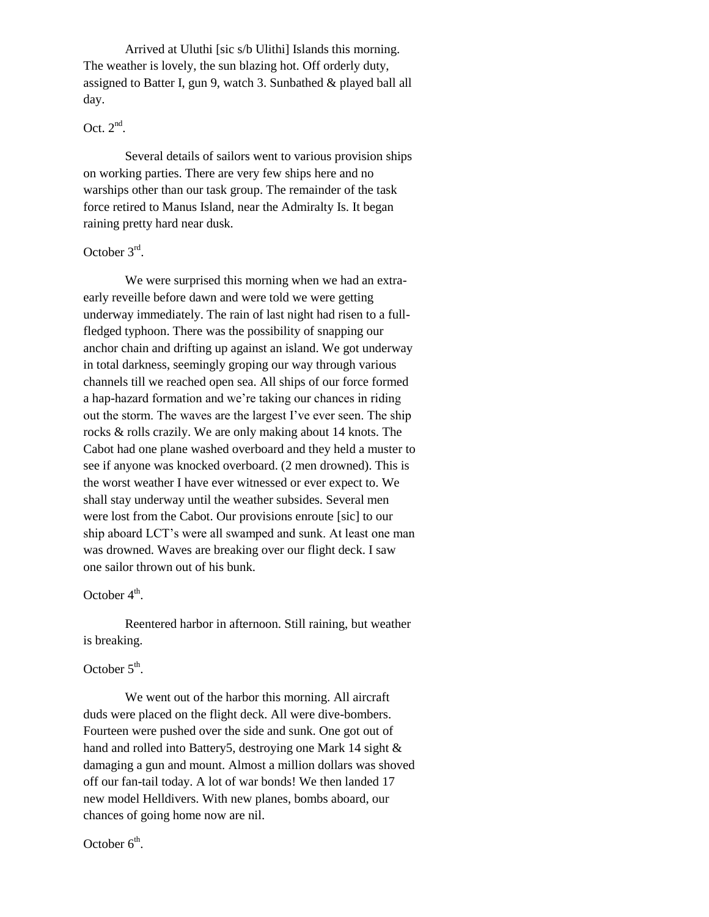Arrived at Uluthi [sic s/b Ulithi] Islands this morning. The weather is lovely, the sun blazing hot. Off orderly duty, assigned to Batter I, gun 9, watch 3. Sunbathed & played ball all day.

Oct. 2nd.

Several details of sailors went to various provision ships on working parties. There are very few ships here and no warships other than our task group. The remainder of the task force retired to Manus Island, near the Admiralty Is. It began raining pretty hard near dusk.

October 3rd.

We were surprised this morning when we had an extra-early reveille before dawn and were told we were getting underway immediately. The rain of last night had risen to a full-fledged typhoon. There was the possibility of snapping our anchor chain and drifting up against an island. We got underway in total darkness, seemingly groping our way through various channels till we reached open sea. All ships of our force formed a hap-hazard formation and we're taking our chances in riding out the storm. The waves are the largest I've ever seen. The ship rocks & rolls crazily. We are only making about 14 knots. The Cabot had one plane washed overboard and they held a muster to see if anyone was knocked overboard. (2 men drowned). This is the worst weather I have ever witnessed or ever expect to. We shall stay underway until the weather subsides. Several men were lost from the Cabot. Our provisions enroute [sic] to our ship aboard LCT's were all swamped and sunk. At least one man was drowned. Waves are breaking over our flight deck. I saw one sailor thrown out of his bunk.

October 4th.

Reentered harbor in afternoon. Still raining, but weather is breaking.

October 5th.

We went out of the harbor this morning. All aircraft duds were placed on the flight deck. All were dive-bombers. Fourteen were pushed over the side and sunk. One got out of hand and rolled into Battery5, destroying one Mark 14 sight & damaging a gun and mount. Almost a million dollars was shoved off our fan-tail today. A lot of war bonds! We then landed 17 new model Helldivers. With new planes, bombs aboard, our chances of going home now are nil.

October 6th.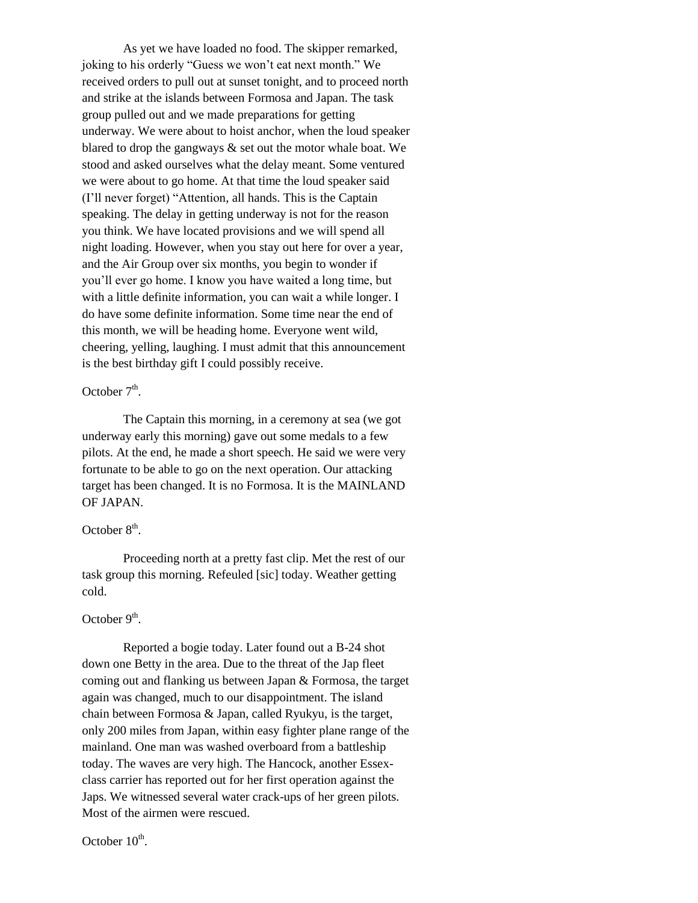As yet we have loaded no food. The skipper remarked, joking to his orderly "Guess we won't eat next month." We received orders to pull out at sunset tonight, and to proceed north and strike at the islands between Formosa and Japan. The task group pulled out and we made preparations for getting underway. We were about to hoist anchor, when the loud speaker blared to drop the gangways & set out the motor whale boat. We stood and asked ourselves what the delay meant. Some ventured we were about to go home. At that time the loud speaker said (I'll never forget) "Attention, all hands. This is the Captain speaking. The delay in getting underway is not for the reason you think. We have located provisions and we will spend all night loading. However, when you stay out here for over a year, and the Air Group over six months, you begin to wonder if you'll ever go home. I know you have waited a long time, but with a little definite information, you can wait a while longer. I do have some definite information. Some time near the end of this month, we will be heading home. Everyone went wild, cheering, yelling, laughing. I must admit that this announcement is the best birthday gift I could possibly receive.

October 7th.

The Captain this morning, in a ceremony at sea (we got underway early this morning) gave out some medals to a few pilots. At the end, he made a short speech. He said we were very fortunate to be able to go on the next operation. Our attacking target has been changed. It is no Formosa. It is the MAINLAND OF JAPAN.

October 8th.

Proceeding north at a pretty fast clip. Met the rest of our task group this morning. Refeuled [sic] today. Weather getting cold.

October 9th.

Reported a bogie today. Later found out a B-24 shot down one Betty in the area. Due to the threat of the Jap fleet coming out and flanking us between Japan & Formosa, the target again was changed, much to our disappointment. The island chain between Formosa & Japan, called Ryukyu, is the target, only 200 miles from Japan, within easy fighter plane range of the mainland. One man was washed overboard from a battleship today. The waves are very high. The Hancock, another Essex-class carrier has reported out for her first operation against the Japs. We witnessed several water crack-ups of her green pilots. Most of the airmen were rescued.

October 10th.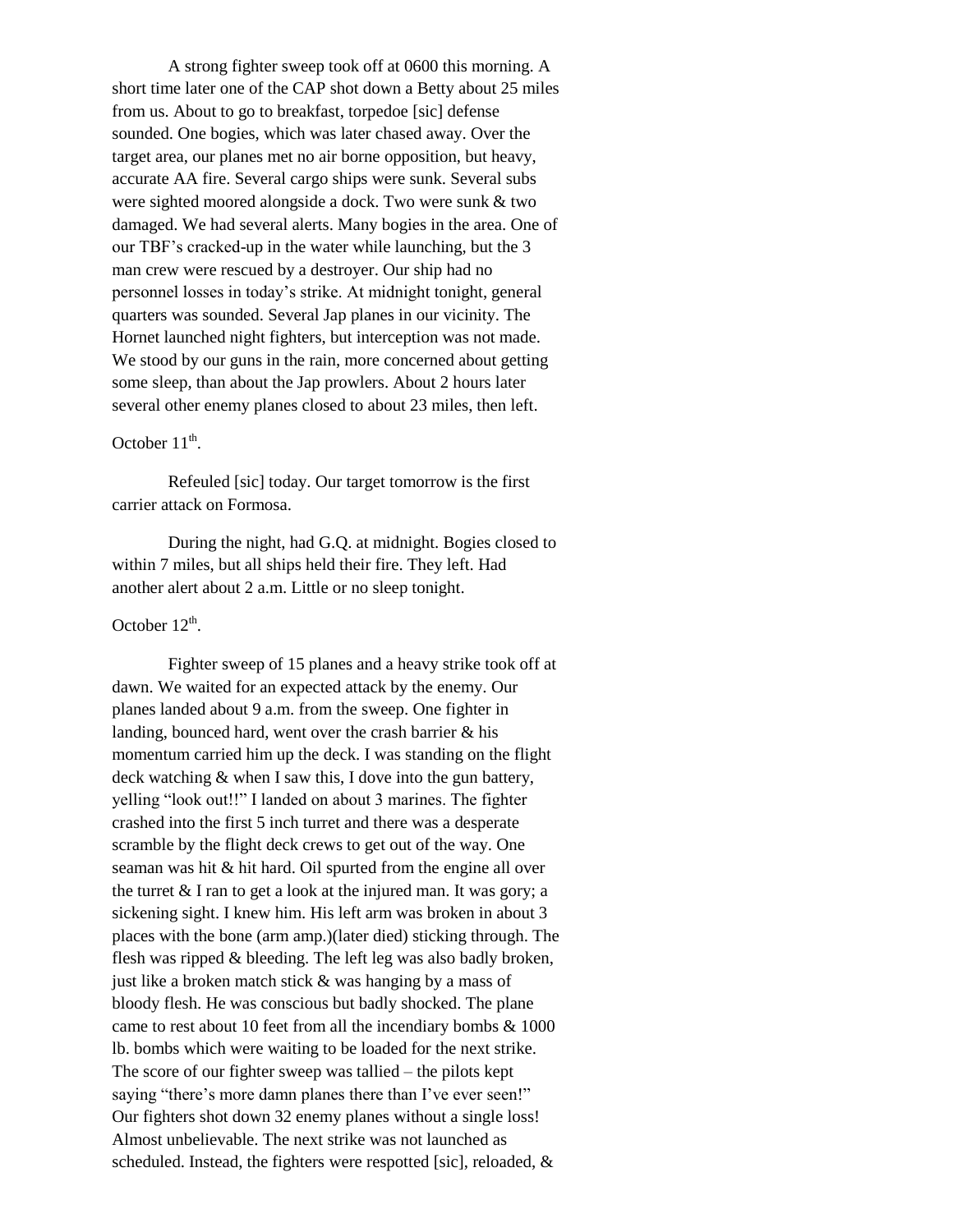A strong fighter sweep took off at 0600 this morning. A short time later one of the CAP shot down a Betty about 25 miles from us. About to go to breakfast, torpedoe [sic] defense sounded. One bogies, which was later chased away. Over the target area, our planes met no air borne opposition, but heavy, accurate AA fire. Several cargo ships were sunk. Several subs were sighted moored alongside a dock. Two were sunk & two damaged. We had several alerts. Many bogies in the area. One of our TBF's cracked-up in the water while launching, but the 3 man crew were rescued by a destroyer. Our ship had no personnel losses in today's strike. At midnight tonight, general quarters was sounded. Several Jap planes in our vicinity. The Hornet launched night fighters, but interception was not made. We stood by our guns in the rain, more concerned about getting some sleep, than about the Jap prowlers. About 2 hours later several other enemy planes closed to about 23 miles, then left.

October 11th.

Refeuled [sic] today. Our target tomorrow is the first carrier attack on Formosa.

During the night, had G.Q. at midnight. Bogies closed to within 7 miles, but all ships held their fire. They left. Had another alert about 2 a.m. Little or no sleep tonight.

October 12th.

Fighter sweep of 15 planes and a heavy strike took off at dawn. We waited for an expected attack by the enemy. Our planes landed about 9 a.m. from the sweep. One fighter in landing, bounced hard, went over the crash barrier & his momentum carried him up the deck. I was standing on the flight deck watching & when I saw this, I dove into the gun battery, yelling "look out!!" I landed on about 3 marines. The fighter crashed into the first 5 inch turret and there was a desperate scramble by the flight deck crews to get out of the way. One seaman was hit & hit hard. Oil spurted from the engine all over the turret & I ran to get a look at the injured man. It was gory; a sickening sight. I knew him. His left arm was broken in about 3 places with the bone (arm amp.)(later died) sticking through. The flesh was ripped & bleeding. The left leg was also badly broken, just like a broken match stick & was hanging by a mass of bloody flesh. He was conscious but badly shocked. The plane came to rest about 10 feet from all the incendiary bombs & 1000 lb. bombs which were waiting to be loaded for the next strike. The score of our fighter sweep was tallied – the pilots kept saying "there's more damn planes there than I've ever seen!" Our fighters shot down 32 enemy planes without a single loss! Almost unbelievable. The next strike was not launched as scheduled. Instead, the fighters were respotted [sic], reloaded, &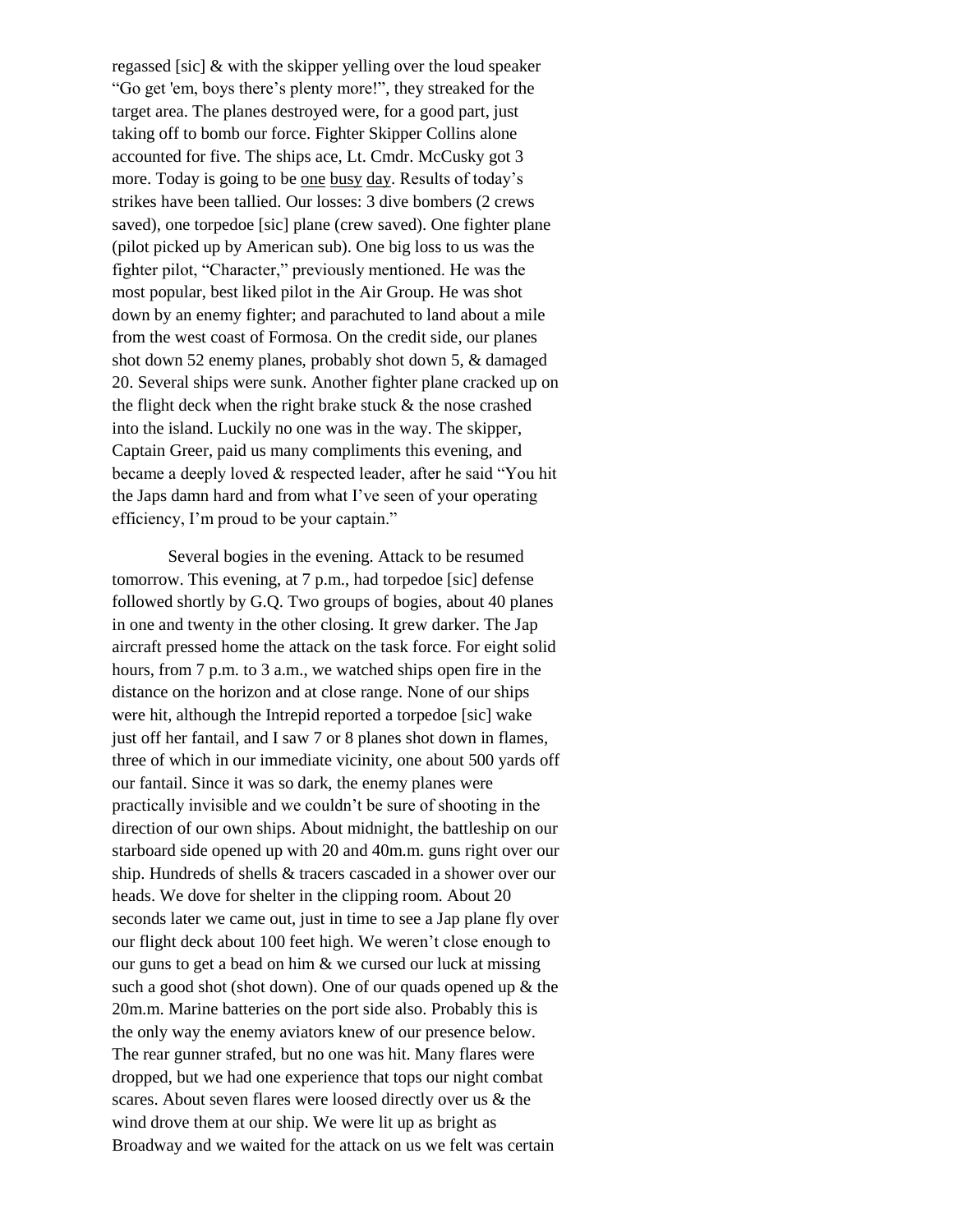regassed [sic] & with the skipper yelling over the loud speaker "Go get 'em, boys there's plenty more!", they streaked for the target area. The planes destroyed were, for a good part, just taking off to bomb our force. Fighter Skipper Collins alone accounted for five. The ships ace, Lt. Cmdr. McCusky got 3 more. Today is going to be <u>one</u> <u>busy</u> <u>day</u>. Results of today's strikes have been tallied. Our losses: 3 dive bombers (2 crews saved), one torpedoe [sic] plane (crew saved). One fighter plane (pilot picked up by American sub). One big loss to us was the fighter pilot, "Character," previously mentioned. He was the most popular, best liked pilot in the Air Group. He was shot down by an enemy fighter; and parachuted to land about a mile from the west coast of Formosa. On the credit side, our planes shot down 52 enemy planes, probably shot down 5, & damaged 20. Several ships were sunk. Another fighter plane cracked up on the flight deck when the right brake stuck & the nose crashed into the island. Luckily no one was in the way. The skipper, Captain Greer, paid us many compliments this evening, and became a deeply loved & respected leader, after he said "You hit the Japs damn hard and from what I've seen of your operating efficiency, I'm proud to be your captain."

Several bogies in the evening. Attack to be resumed tomorrow. This evening, at 7 p.m., had torpedoe [sic] defense followed shortly by G.Q. Two groups of bogies, about 40 planes in one and twenty in the other closing. It grew darker. The Jap aircraft pressed home the attack on the task force. For eight solid hours, from 7 p.m. to 3 a.m., we watched ships open fire in the distance on the horizon and at close range. None of our ships were hit, although the Intrepid reported a torpedoe [sic] wake just off her fantail, and I saw 7 or 8 planes shot down in flames, three of which in our immediate vicinity, one about 500 yards off our fantail. Since it was so dark, the enemy planes were practically invisible and we couldn't be sure of shooting in the direction of our own ships. About midnight, the battleship on our starboard side opened up with 20 and 40m.m. guns right over our ship. Hundreds of shells & tracers cascaded in a shower over our heads. We dove for shelter in the clipping room. About 20 seconds later we came out, just in time to see a Jap plane fly over our flight deck about 100 feet high. We weren't close enough to our guns to get a bead on him & we cursed our luck at missing such a good shot (shot down). One of our quads opened up & the 20m.m. Marine batteries on the port side also. Probably this is the only way the enemy aviators knew of our presence below. The rear gunner strafed, but no one was hit. Many flares were dropped, but we had one experience that tops our night combat scares. About seven flares were loosed directly over us & the wind drove them at our ship. We were lit up as bright as Broadway and we waited for the attack on us we felt was certain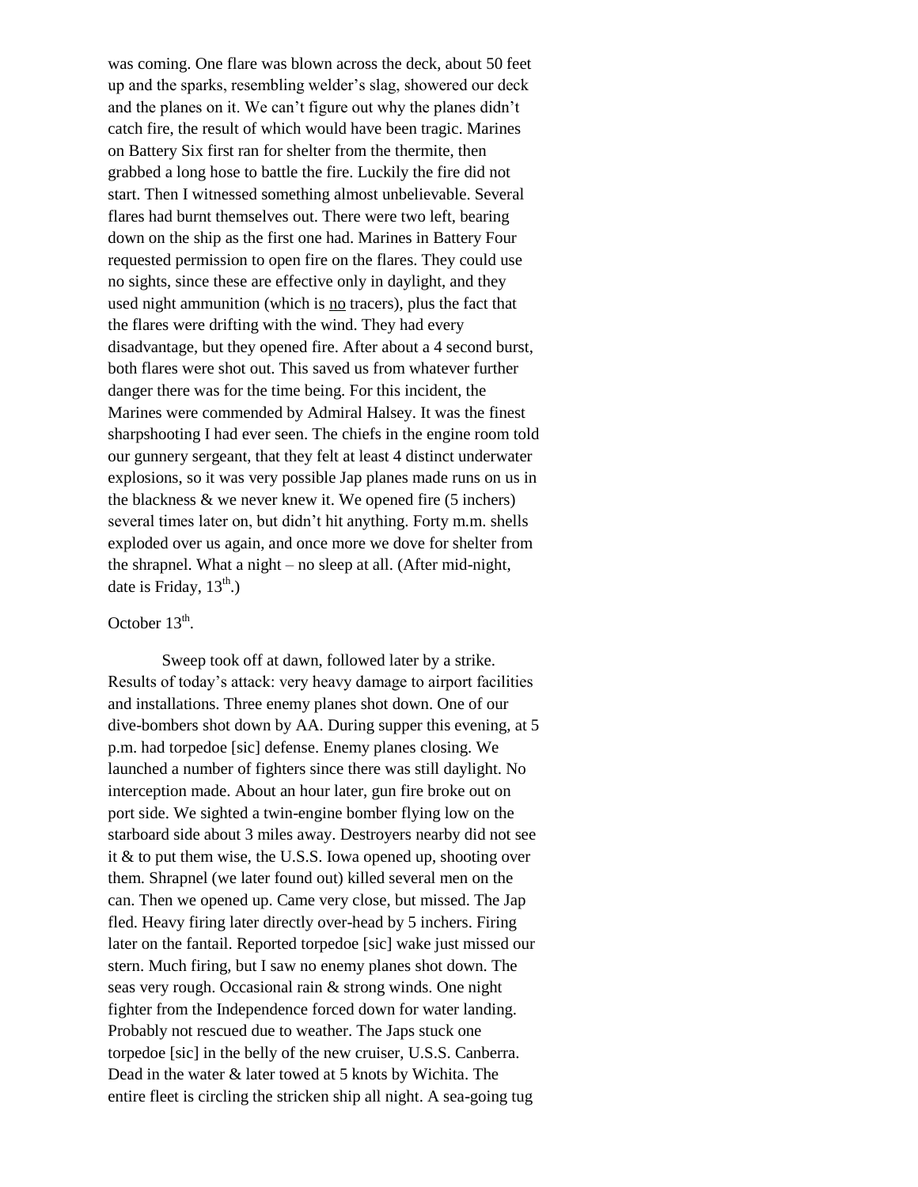was coming. One flare was blown across the deck, about 50 feet up and the sparks, resembling welder's slag, showered our deck and the planes on it. We can't figure out why the planes didn't catch fire, the result of which would have been tragic. Marines on Battery Six first ran for shelter from the thermite, then grabbed a long hose to battle the fire. Luckily the fire did not start. Then I witnessed something almost unbelievable. Several flares had burnt themselves out. There were two left, bearing down on the ship as the first one had. Marines in Battery Four requested permission to open fire on the flares. They could use no sights, since these are effective only in daylight, and they used night ammunition (which is <u>no</u> tracers), plus the fact that the flares were drifting with the wind. They had every disadvantage, but they opened fire. After about a 4 second burst, both flares were shot out. This saved us from whatever further danger there was for the time being. For this incident, the Marines were commended by Admiral Halsey. It was the finest sharpshooting I had ever seen. The chiefs in the engine room told our gunnery sergeant, that they felt at least 4 distinct underwater explosions, so it was very possible Jap planes made runs on us in the blackness & we never knew it. We opened fire (5 inchers) several times later on, but didn't hit anything. Forty m.m. shells exploded over us again, and once more we dove for shelter from the shrapnel. What a night – no sleep at all. (After mid-night, date is Friday, 13th.)

October 13th.

Sweep took off at dawn, followed later by a strike. Results of today's attack: very heavy damage to airport facilities and installations. Three enemy planes shot down. One of our dive-bombers shot down by AA. During supper this evening, at 5 p.m. had torpedoe [sic] defense. Enemy planes closing. We launched a number of fighters since there was still daylight. No interception made. About an hour later, gun fire broke out on port side. We sighted a twin-engine bomber flying low on the starboard side about 3 miles away. Destroyers nearby did not see it & to put them wise, the U.S.S. Iowa opened up, shooting over them. Shrapnel (we later found out) killed several men on the can. Then we opened up. Came very close, but missed. The Jap fled. Heavy firing later directly over-head by 5 inchers. Firing later on the fantail. Reported torpedoe [sic] wake just missed our stern. Much firing, but I saw no enemy planes shot down. The seas very rough. Occasional rain & strong winds. One night fighter from the Independence forced down for water landing. Probably not rescued due to weather. The Japs stuck one torpedoe [sic] in the belly of the new cruiser, U.S.S. Canberra. Dead in the water & later towed at 5 knots by Wichita. The entire fleet is circling the stricken ship all night. A sea-going tug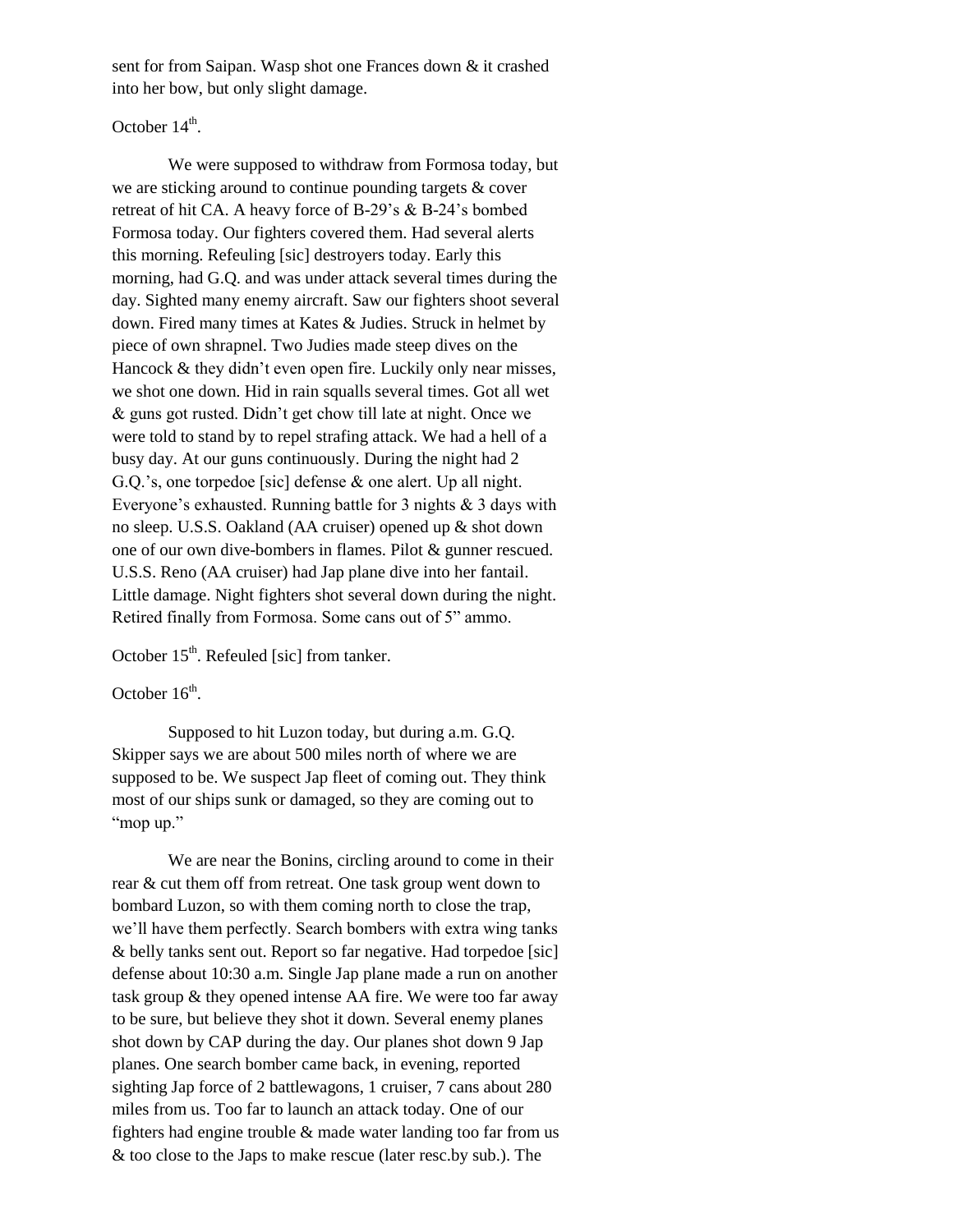sent for from Saipan. Wasp shot one Frances down & it crashed into her bow, but only slight damage.

October 14th.

We were supposed to withdraw from Formosa today, but we are sticking around to continue pounding targets & cover retreat of hit CA. A heavy force of B-29's & B-24's bombed Formosa today. Our fighters covered them. Had several alerts this morning. Refeuling [sic] destroyers today. Early this morning, had G.Q. and was under attack several times during the day. Sighted many enemy aircraft. Saw our fighters shoot several down. Fired many times at Kates & Judies. Struck in helmet by piece of own shrapnel. Two Judies made steep dives on the Hancock & they didn't even open fire. Luckily only near misses, we shot one down. Hid in rain squalls several times. Got all wet & guns got rusted. Didn't get chow till late at night. Once we were told to stand by to repel strafing attack. We had a hell of a busy day. At our guns continuously. During the night had 2 G.Q.'s, one torpedoe [sic] defense & one alert. Up all night. Everyone's exhausted. Running battle for 3 nights & 3 days with no sleep. U.S.S. Oakland (AA cruiser) opened up & shot down one of our own dive-bombers in flames. Pilot & gunner rescued. U.S.S. Reno (AA cruiser) had Jap plane dive into her fantail. Little damage. Night fighters shot several down during the night. Retired finally from Formosa. Some cans out of 5" ammo.

October 15th. Refeuled [sic] from tanker.

October 16th.

Supposed to hit Luzon today, but during a.m. G.Q. Skipper says we are about 500 miles north of where we are supposed to be. We suspect Jap fleet of coming out. They think most of our ships sunk or damaged, so they are coming out to "mop up."

We are near the Bonins, circling around to come in their rear & cut them off from retreat. One task group went down to bombard Luzon, so with them coming north to close the trap, we'll have them perfectly. Search bombers with extra wing tanks & belly tanks sent out. Report so far negative. Had torpedoe [sic] defense about 10:30 a.m. Single Jap plane made a run on another task group & they opened intense AA fire. We were too far away to be sure, but believe they shot it down. Several enemy planes shot down by CAP during the day. Our planes shot down 9 Jap planes. One search bomber came back, in evening, reported sighting Jap force of 2 battlewagons, 1 cruiser, 7 cans about 280 miles from us. Too far to launch an attack today. One of our fighters had engine trouble & made water landing too far from us & too close to the Japs to make rescue (later resc.by sub.). The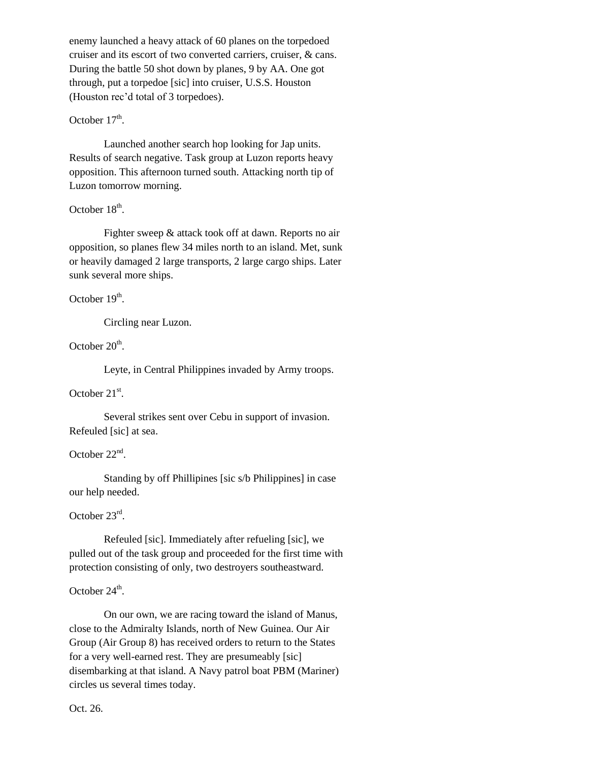enemy launched a heavy attack of 60 planes on the torpedoed cruiser and its escort of two converted carriers, cruiser, & cans. During the battle 50 shot down by planes, 9 by AA. One got through, put a torpedoe [sic] into cruiser, U.S.S. Houston (Houston rec'd total of 3 torpedoes).

October 17th.

Launched another search hop looking for Jap units. Results of search negative. Task group at Luzon reports heavy opposition. This afternoon turned south. Attacking north tip of Luzon tomorrow morning.

October 18th.

Fighter sweep & attack took off at dawn. Reports no air opposition, so planes flew 34 miles north to an island. Met, sunk or heavily damaged 2 large transports, 2 large cargo ships. Later sunk several more ships.

October 19th.

Circling near Luzon.

October 20th.

Leyte, in Central Philippines invaded by Army troops.

October 21st.

Several strikes sent over Cebu in support of invasion. Refeuled [sic] at sea.

October 22nd.

Standing by off Phillipines [sic s/b Philippines] in case our help needed.

October 23rd.

Refeuled [sic]. Immediately after refeuling [sic], we pulled out of the task group and proceeded for the first time with protection consisting of only, two destroyers southeastward.

October 24th.

On our own, we are racing toward the island of Manus, close to the Admiralty Islands, north of New Guinea. Our Air Group (Air Group 8) has received orders to return to the States for a very well-earned rest. They are presumeably [sic] disembarking at that island. A Navy patrol boat PBM (Mariner) circles us several times today.

Oct. 26.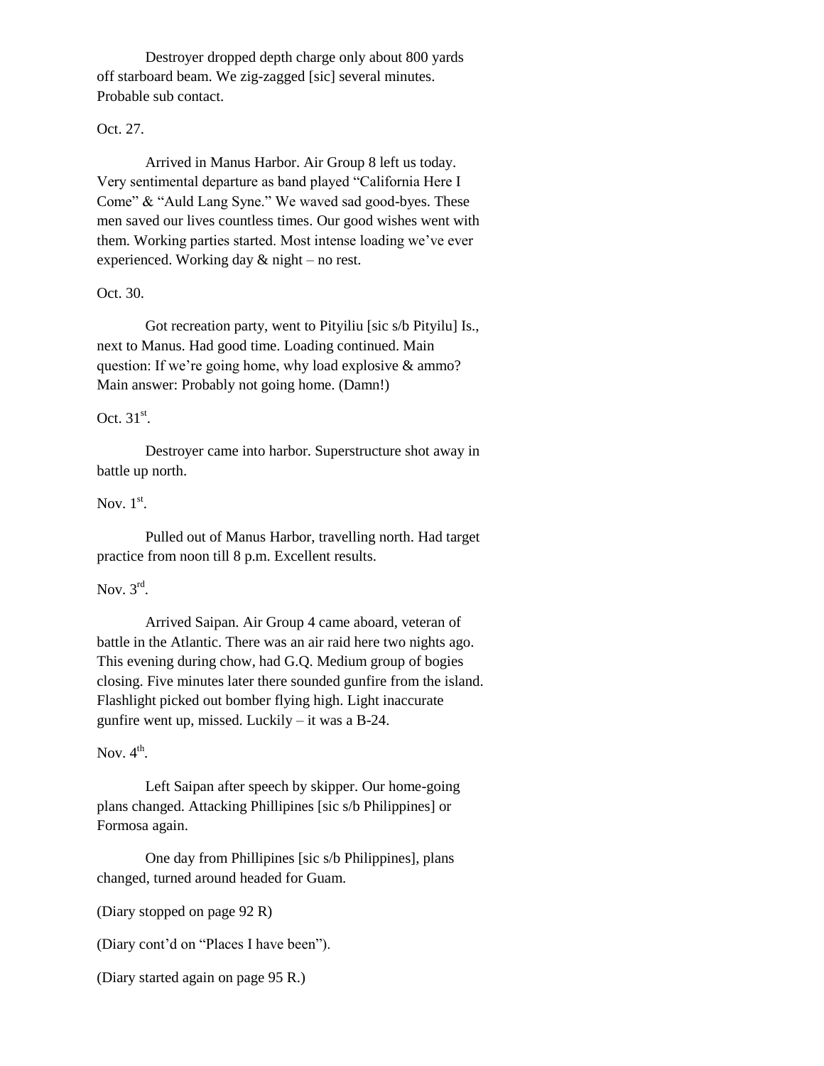Destroyer dropped depth charge only about 800 yards off starboard beam. We zig-zagged [sic] several minutes. Probable sub contact.

Oct. 27.

Arrived in Manus Harbor. Air Group 8 left us today. Very sentimental departure as band played "California Here I Come" & "Auld Lang Syne." We waved sad good-byes. These men saved our lives countless times. Our good wishes went with them. Working parties started. Most intense loading we've ever experienced. Working day & night – no rest.

Oct. 30.

Got recreation party, went to Pityiliu [sic s/b Pityilu] Is., next to Manus. Had good time. Loading continued. Main question: If we're going home, why load explosive & ammo? Main answer: Probably not going home. (Damn!)

Oct. 31st.

Destroyer came into harbor. Superstructure shot away in battle up north.

Nov. 1st.

Pulled out of Manus Harbor, travelling north. Had target practice from noon till 8 p.m. Excellent results.

Nov. 3rd.

Arrived Saipan. Air Group 4 came aboard, veteran of battle in the Atlantic. There was an air raid here two nights ago. This evening during chow, had G.Q. Medium group of bogies closing. Five minutes later there sounded gunfire from the island. Flashlight picked out bomber flying high. Light inaccurate gunfire went up, missed. Luckily – it was a B-24.

Nov. 4th.

Left Saipan after speech by skipper. Our home-going plans changed. Attacking Phillipines [sic s/b Philippines] or Formosa again.

One day from Phillipines [sic s/b Philippines], plans changed, turned around headed for Guam.

(Diary stopped on page 92 R)

(Diary cont'd on "Places I have been").

(Diary started again on page 95 R.)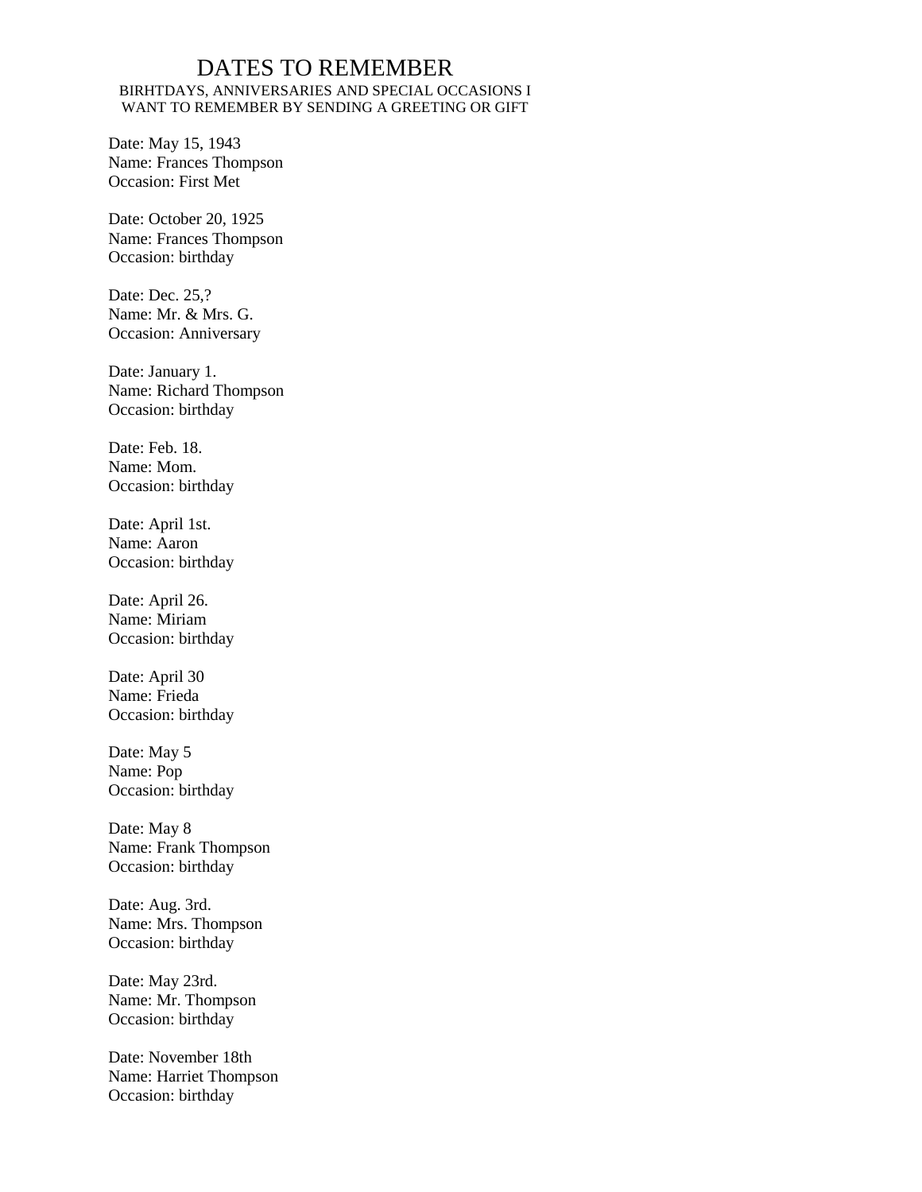# DATES TO REMEMBER

BIRHTDAYS, ANNIVERSARIES AND SPECIAL OCCASIONS I WANT TO REMEMBER BY SENDING A GREETING OR GIFT

Date: May 15, 1943
Name: Frances Thompson
Occasion: First Met

Date: October 20, 1925
Name: Frances Thompson
Occasion: birthday

Date: Dec. 25,?
Name: Mr. & Mrs. G.
Occasion: Anniversary

Date: January 1.
Name: Richard Thompson
Occasion: birthday

Date: Feb. 18.
Name: Mom.
Occasion: birthday

Date: April 1st.
Name: Aaron
Occasion: birthday

Date: April 26.
Name: Miriam
Occasion: birthday

Date: April 30
Name: Frieda
Occasion: birthday

Date: May 5
Name: Pop
Occasion: birthday

Date: May 8
Name: Frank Thompson
Occasion: birthday

Date: Aug. 3rd.
Name: Mrs. Thompson
Occasion: birthday

Date: May 23rd.
Name: Mr. Thompson
Occasion: birthday

Date: November 18th
Name: Harriet Thompson
Occasion: birthday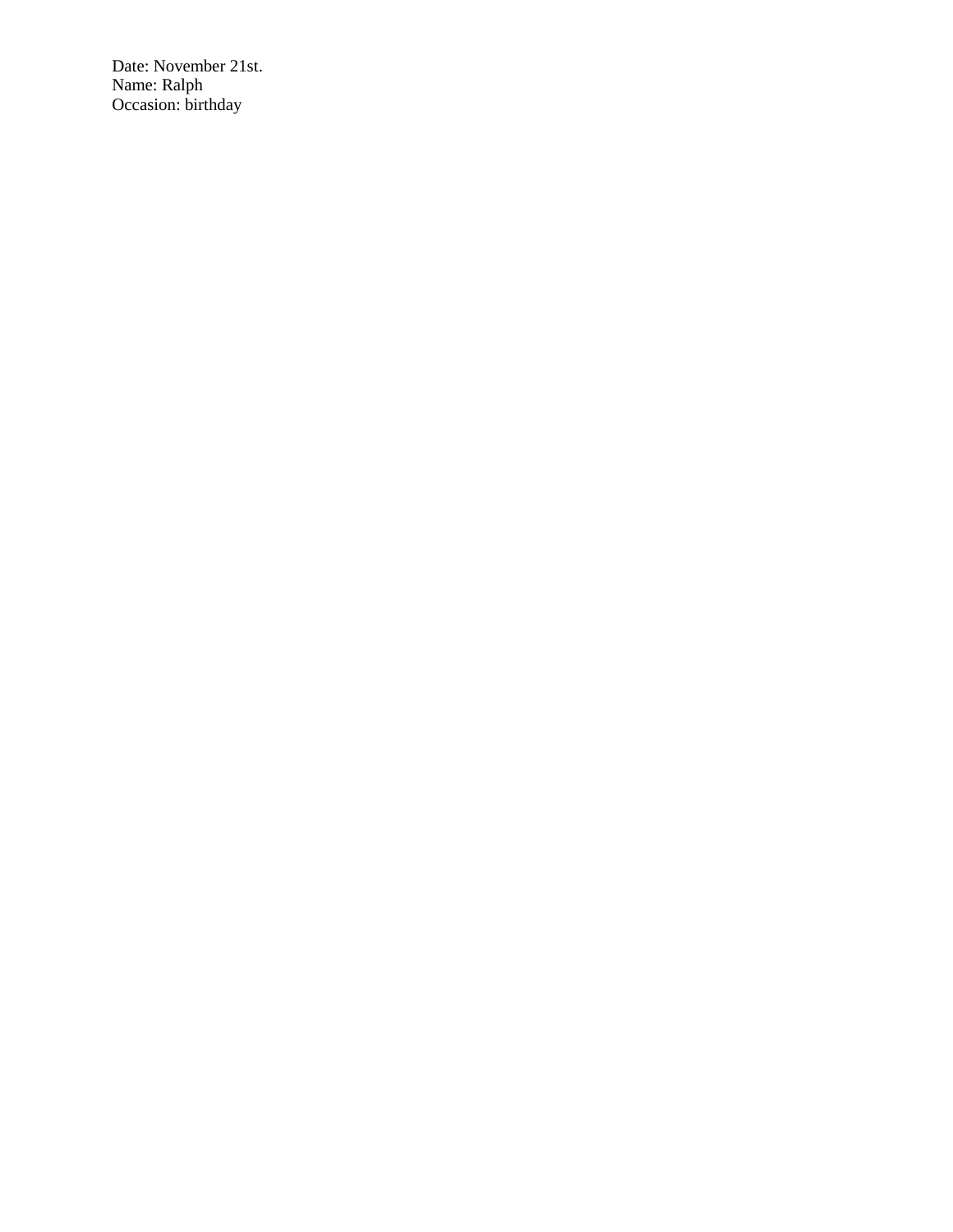Date: November 21st.
Name: Ralph
Occasion: birthday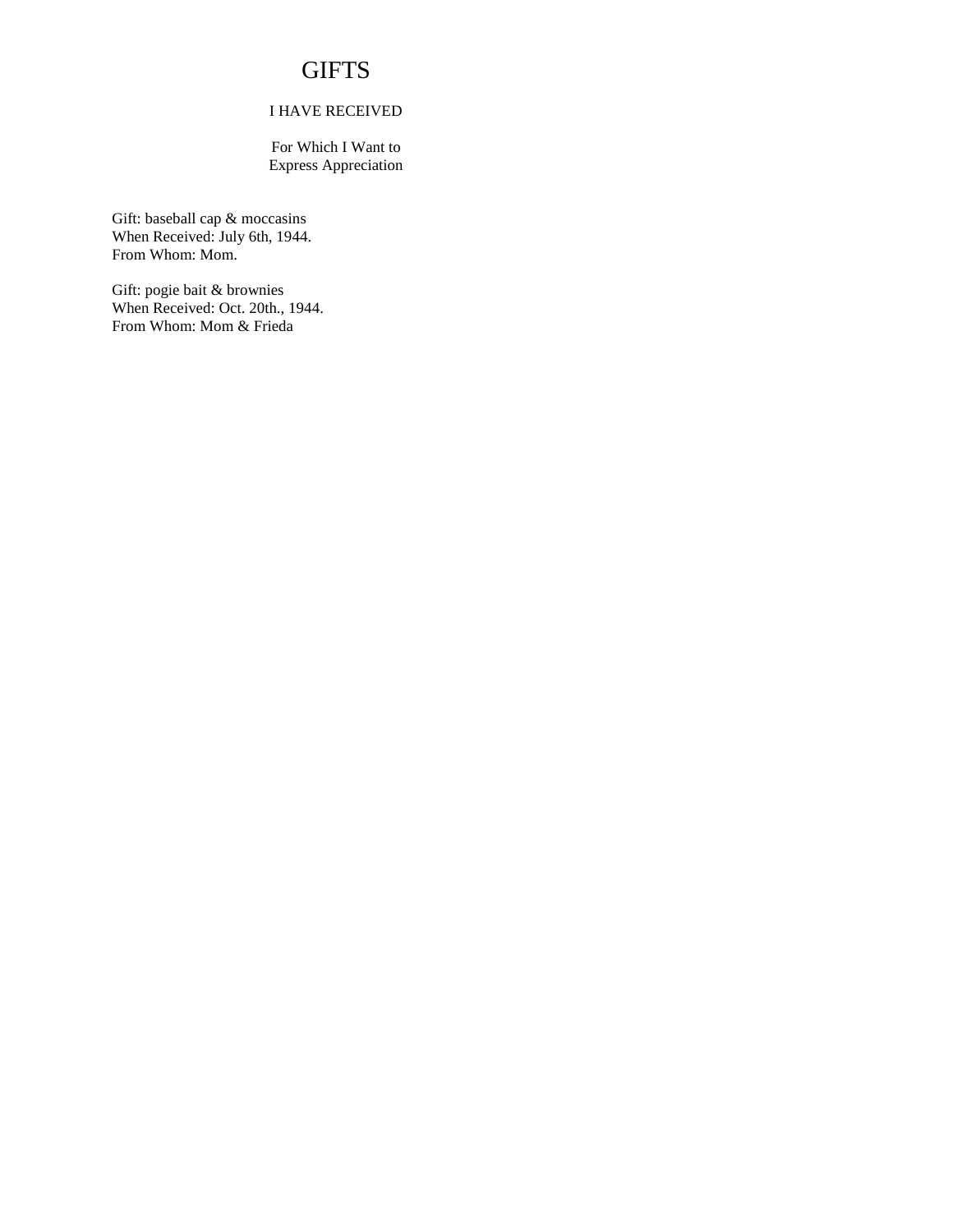# GIFTS

I HAVE RECEIVED

For Which I Want to
Express Appreciation

Gift: baseball cap & moccasins
When Received: July 6th, 1944.
From Whom: Mom.

Gift: pogie bait & brownies
When Received: Oct. 20th., 1944.
From Whom: Mom & Frieda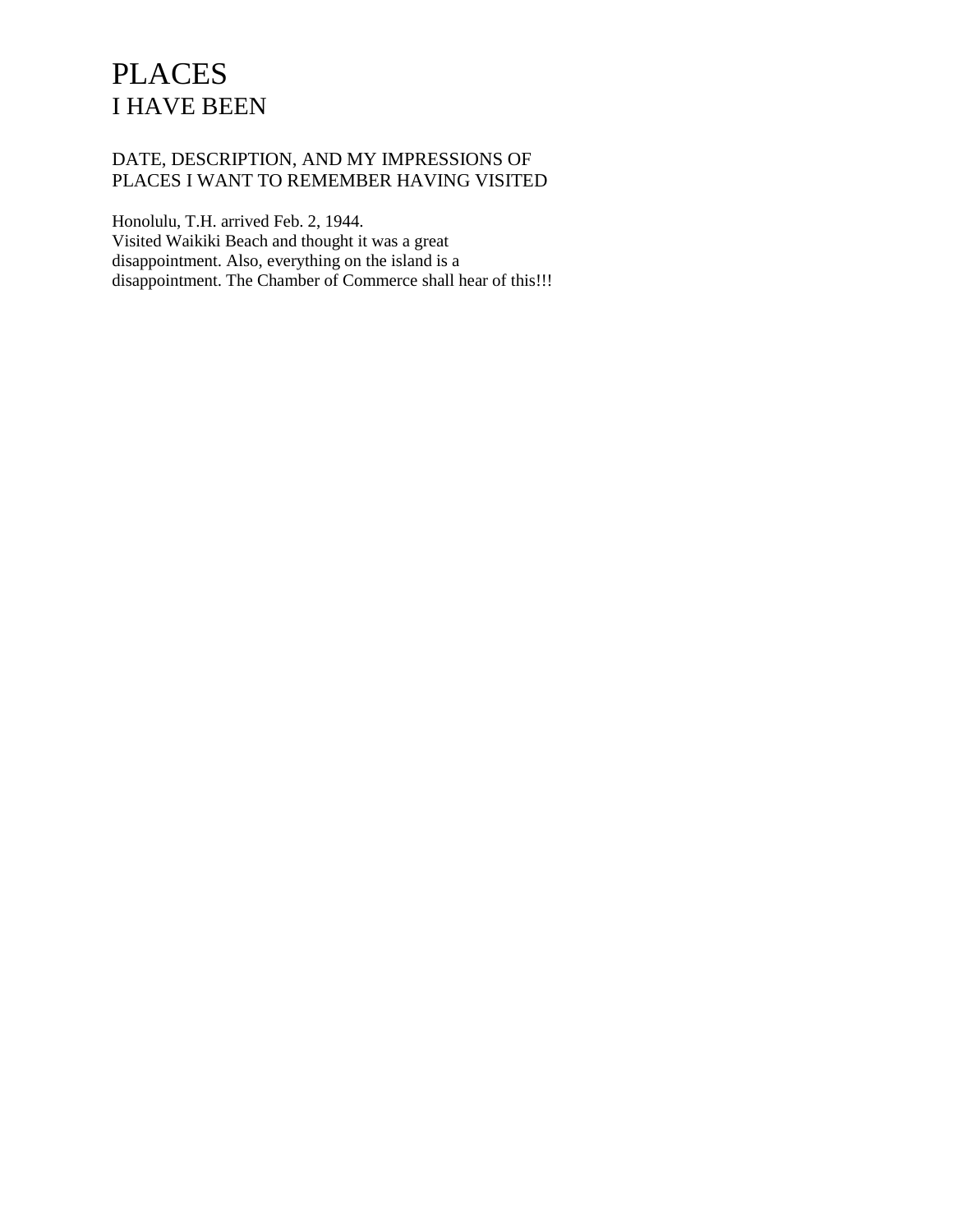# PLACES
## I HAVE BEEN

DATE, DESCRIPTION, AND MY IMPRESSIONS OF PLACES I WANT TO REMEMBER HAVING VISITED

Honolulu, T.H. arrived Feb. 2, 1944.
Visited Waikiki Beach and thought it was a great disappointment. Also, everything on the island is a disappointment. The Chamber of Commerce shall hear of this!!!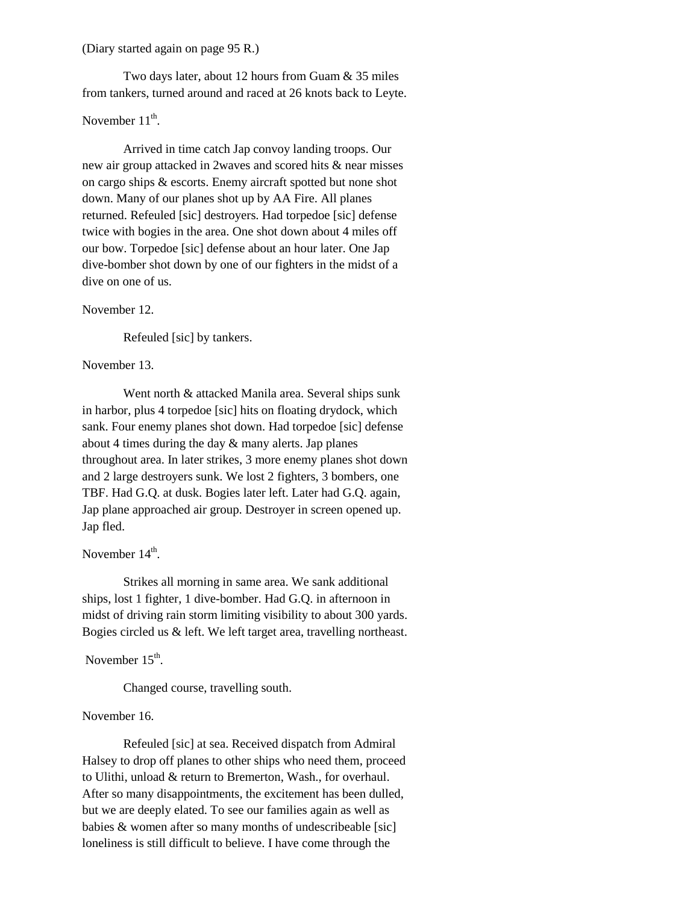(Diary started again on page 95 R.)

Two days later, about 12 hours from Guam & 35 miles from tankers, turned around and raced at 26 knots back to Leyte.

November 11th.

Arrived in time catch Jap convoy landing troops. Our new air group attacked in 2waves and scored hits & near misses on cargo ships & escorts. Enemy aircraft spotted but none shot down. Many of our planes shot up by AA Fire. All planes returned. Refeuled [sic] destroyers. Had torpedoe [sic] defense twice with bogies in the area. One shot down about 4 miles off our bow. Torpedoe [sic] defense about an hour later. One Jap dive-bomber shot down by one of our fighters in the midst of a dive on one of us.

November 12.

Refeuled [sic] by tankers.

November 13.

Went north & attacked Manila area. Several ships sunk in harbor, plus 4 torpedoe [sic] hits on floating drydock, which sank. Four enemy planes shot down. Had torpedoe [sic] defense about 4 times during the day & many alerts. Jap planes throughout area. In later strikes, 3 more enemy planes shot down and 2 large destroyers sunk. We lost 2 fighters, 3 bombers, one TBF. Had G.Q. at dusk. Bogies later left. Later had G.Q. again, Jap plane approached air group. Destroyer in screen opened up. Jap fled.

November 14th.

Strikes all morning in same area. We sank additional ships, lost 1 fighter, 1 dive-bomber. Had G.Q. in afternoon in midst of driving rain storm limiting visibility to about 300 yards. Bogies circled us & left. We left target area, travelling northeast.

November 15th.

Changed course, travelling south.

November 16.

Refeuled [sic] at sea. Received dispatch from Admiral Halsey to drop off planes to other ships who need them, proceed to Ulithi, unload & return to Bremerton, Wash., for overhaul. After so many disappointments, the excitement has been dulled, but we are deeply elated. To see our families again as well as babies & women after so many months of undescribeable [sic] loneliness is still difficult to believe. I have come through the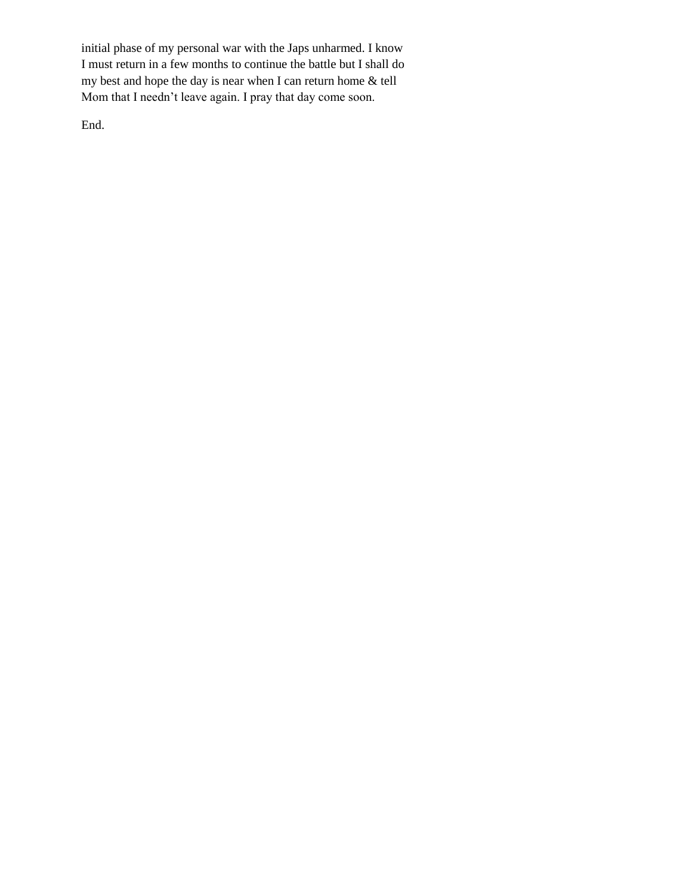initial phase of my personal war with the Japs unharmed. I know I must return in a few months to continue the battle but I shall do my best and hope the day is near when I can return home & tell Mom that I needn't leave again. I pray that day come soon.

End.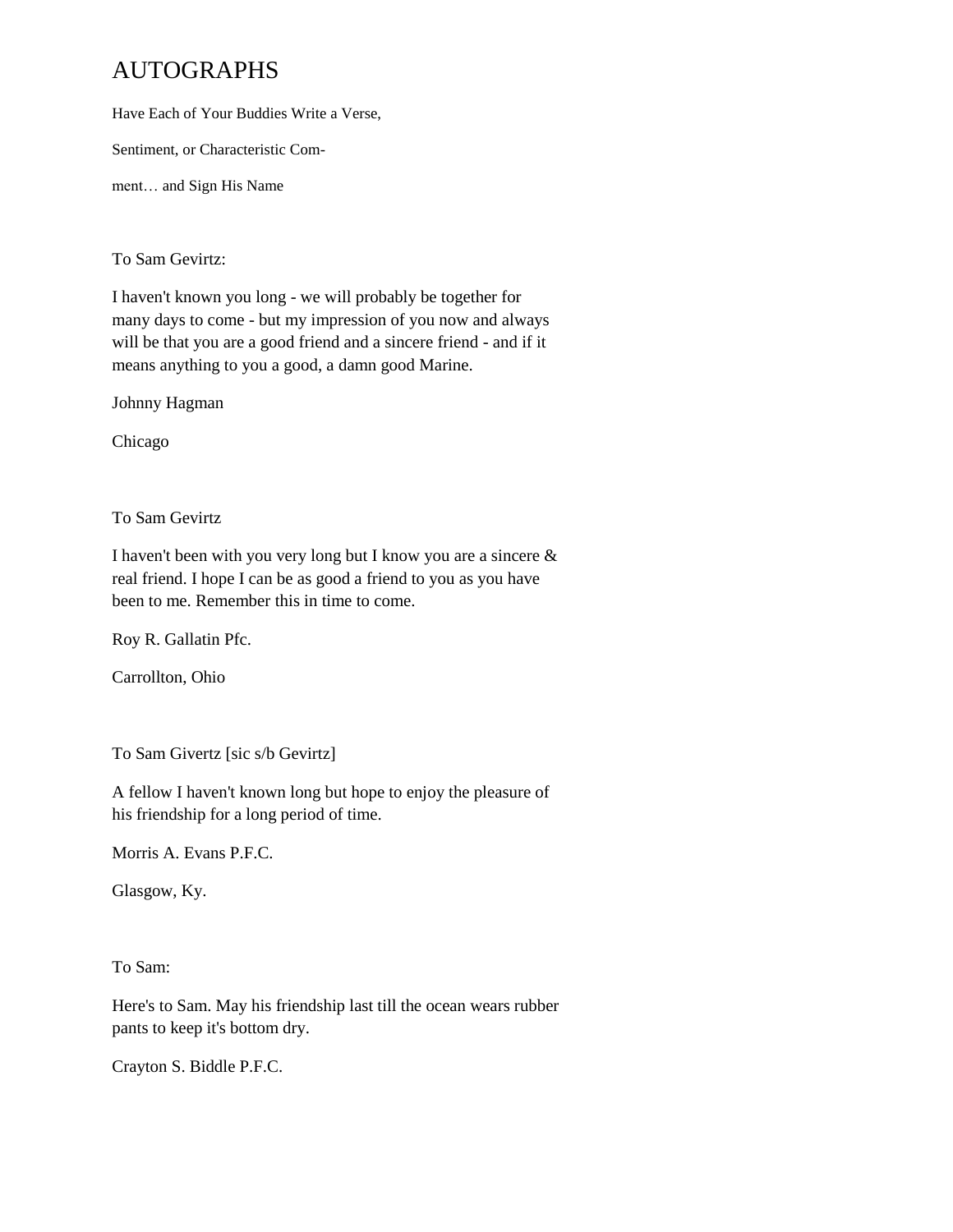# AUTOGRAPHS

Have Each of Your Buddies Write a Verse,

Sentiment, or Characteristic Com-

ment… and Sign His Name

To Sam Gevirtz:

I haven't known you long - we will probably be together for many days to come - but my impression of you now and always will be that you are a good friend and a sincere friend - and if it means anything to you a good, a damn good Marine.

Johnny Hagman

Chicago

To Sam Gevirtz

I haven't been with you very long but I know you are a sincere & real friend. I hope I can be as good a friend to you as you have been to me. Remember this in time to come.

Roy R. Gallatin Pfc.

Carrollton, Ohio

To Sam Givertz [sic s/b Gevirtz]

A fellow I haven't known long but hope to enjoy the pleasure of his friendship for a long period of time.

Morris A. Evans P.F.C.

Glasgow, Ky.

To Sam:

Here's to Sam. May his friendship last till the ocean wears rubber pants to keep it's bottom dry.

Crayton S. Biddle P.F.C.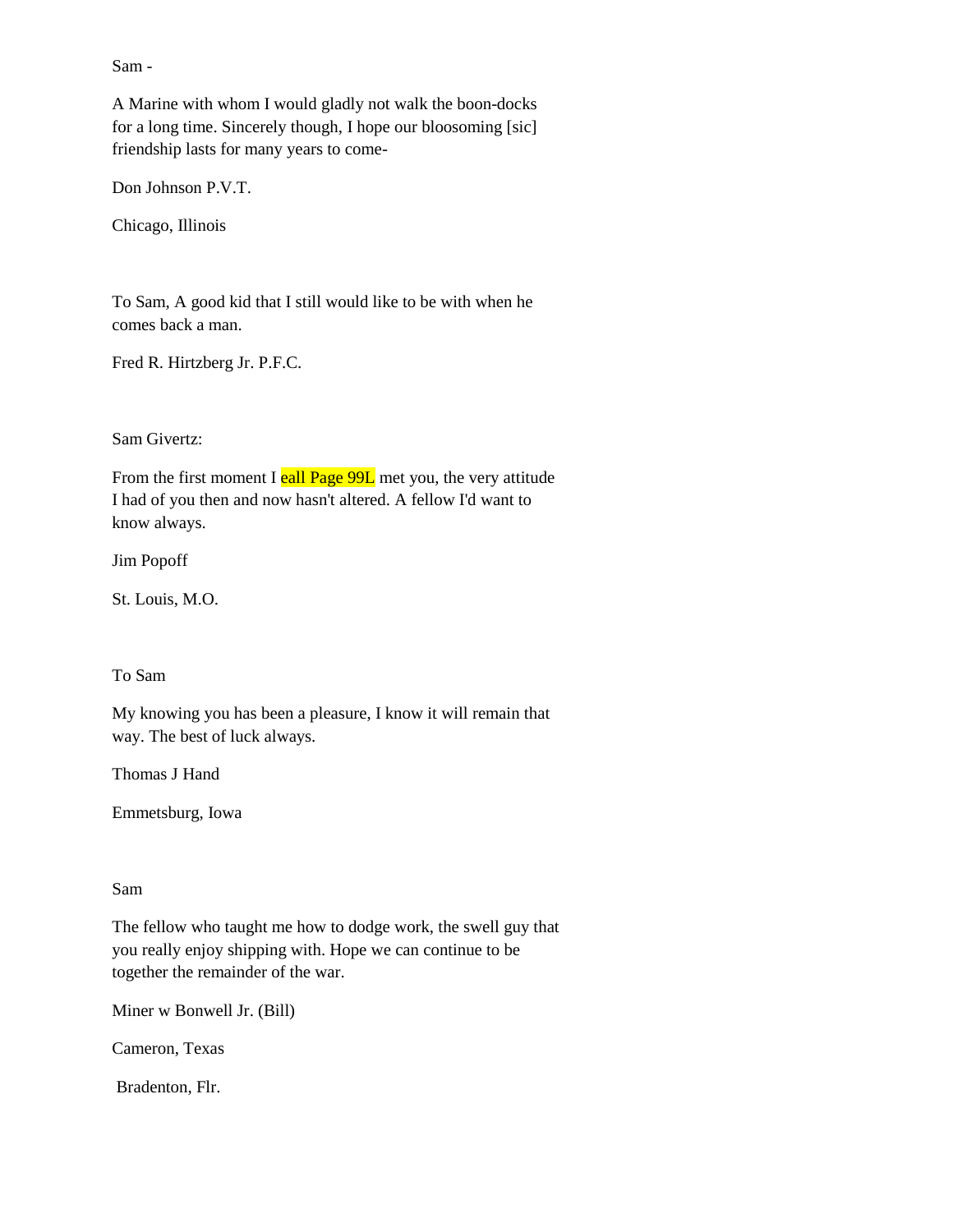Sam -

A Marine with whom I would gladly not walk the boon-docks for a long time. Sincerely though, I hope our bloosoming [sic] friendship lasts for many years to come-

Don Johnson P.V.T.

Chicago, Illinois

To Sam, A good kid that I still would like to be with when he comes back a man.

Fred R. Hirtzberg Jr. P.F.C.

Sam Givertz:

From the first moment I eall Page 99L met you, the very attitude I had of you then and now hasn't altered. A fellow I'd want to know always.

Jim Popoff

St. Louis, M.O.

To Sam

My knowing you has been a pleasure, I know it will remain that way. The best of luck always.

Thomas J Hand

Emmetsburg, Iowa

Sam

The fellow who taught me how to dodge work, the swell guy that you really enjoy shipping with. Hope we can continue to be together the remainder of the war.

Miner w Bonwell Jr. (Bill)

Cameron, Texas

Bradenton, Flr.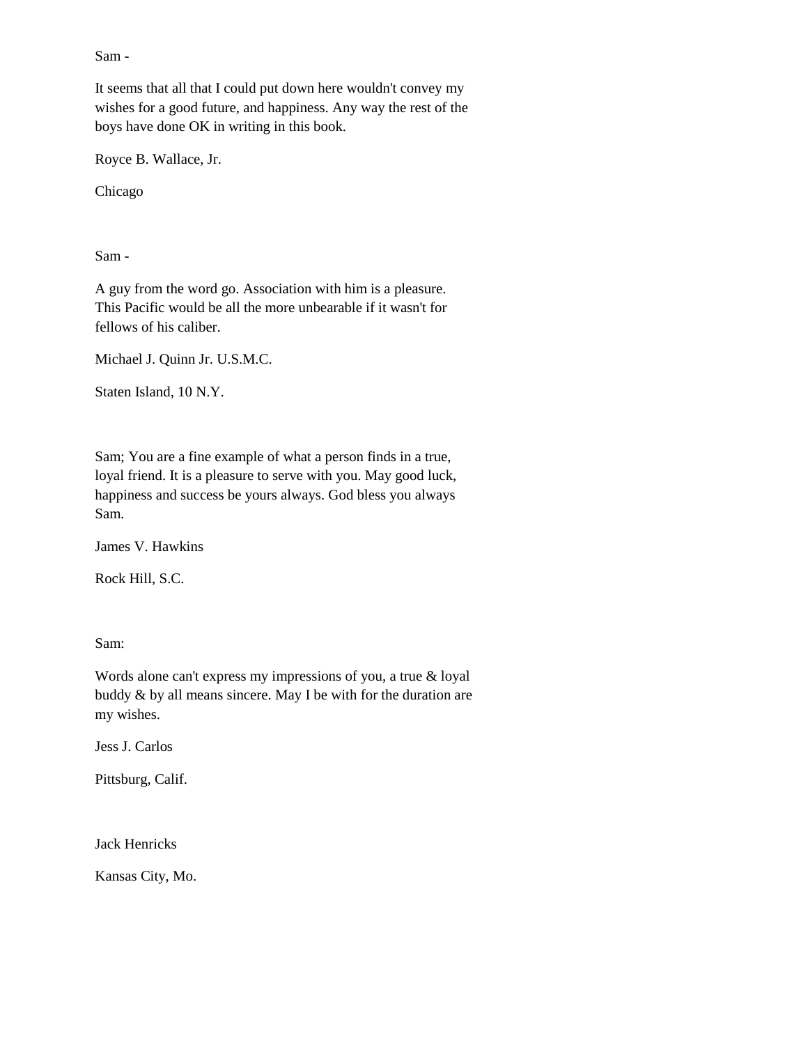Sam -

It seems that all that I could put down here wouldn't convey my wishes for a good future, and happiness. Any way the rest of the boys have done OK in writing in this book.

Royce B. Wallace, Jr.

Chicago

Sam -

A guy from the word go. Association with him is a pleasure. This Pacific would be all the more unbearable if it wasn't for fellows of his caliber.

Michael J. Quinn Jr. U.S.M.C.

Staten Island, 10 N.Y.

Sam; You are a fine example of what a person finds in a true, loyal friend. It is a pleasure to serve with you. May good luck, happiness and success be yours always. God bless you always Sam.

James V. Hawkins

Rock Hill, S.C.

Sam:

Words alone can't express my impressions of you, a true & loyal buddy & by all means sincere. May I be with for the duration are my wishes.

Jess J. Carlos

Pittsburg, Calif.

Jack Henricks

Kansas City, Mo.